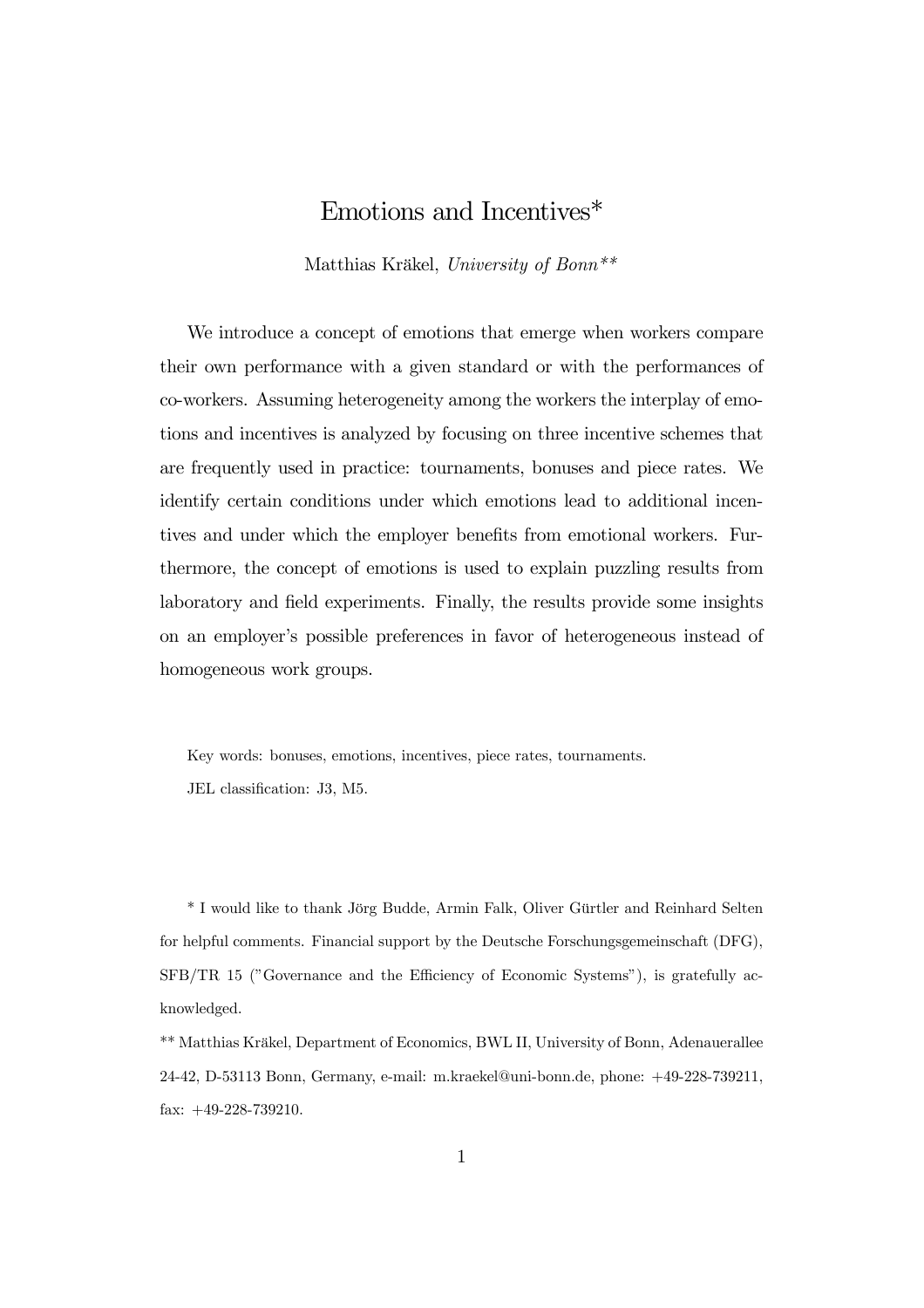# Emotions and Incentives*

Matthias Kräkel, *University of Bonn***

We introduce a concept of emotions that emerge when workers compare their own performance with a given standard or with the performances of co-workers. Assuming heterogeneity among the workers the interplay of emotions and incentives is analyzed by focusing on three incentive schemes that are frequently used in practice: tournaments, bonuses and piece rates. We identify certain conditions under which emotions lead to additional incentives and under which the employer benefits from emotional workers. Furthermore, the concept of emotions is used to explain puzzling results from laboratory and field experiments. Finally, the results provide some insights on an employer's possible preferences in favor of heterogeneous instead of homogeneous work groups.

Key words: bonuses, emotions, incentives, piece rates, tournaments.

JEL classification: J3, M5.

* I would like to thank Jörg Budde, Armin Falk, Oliver Gürtler and Reinhard Selten for helpful comments. Financial support by the Deutsche Forschungsgemeinschaft (DFG), SFB/TR 15 ("Governance and the Efficiency of Economic Systems"), is gratefully acknowledged.

** Matthias Kräkel, Department of Economics, BWL II, University of Bonn, Adenauerallee 24-42, D-53113 Bonn, Germany, e-mail: m.kraekel@uni-bonn.de, phone: +49-228-739211, fax: +49-228-739210.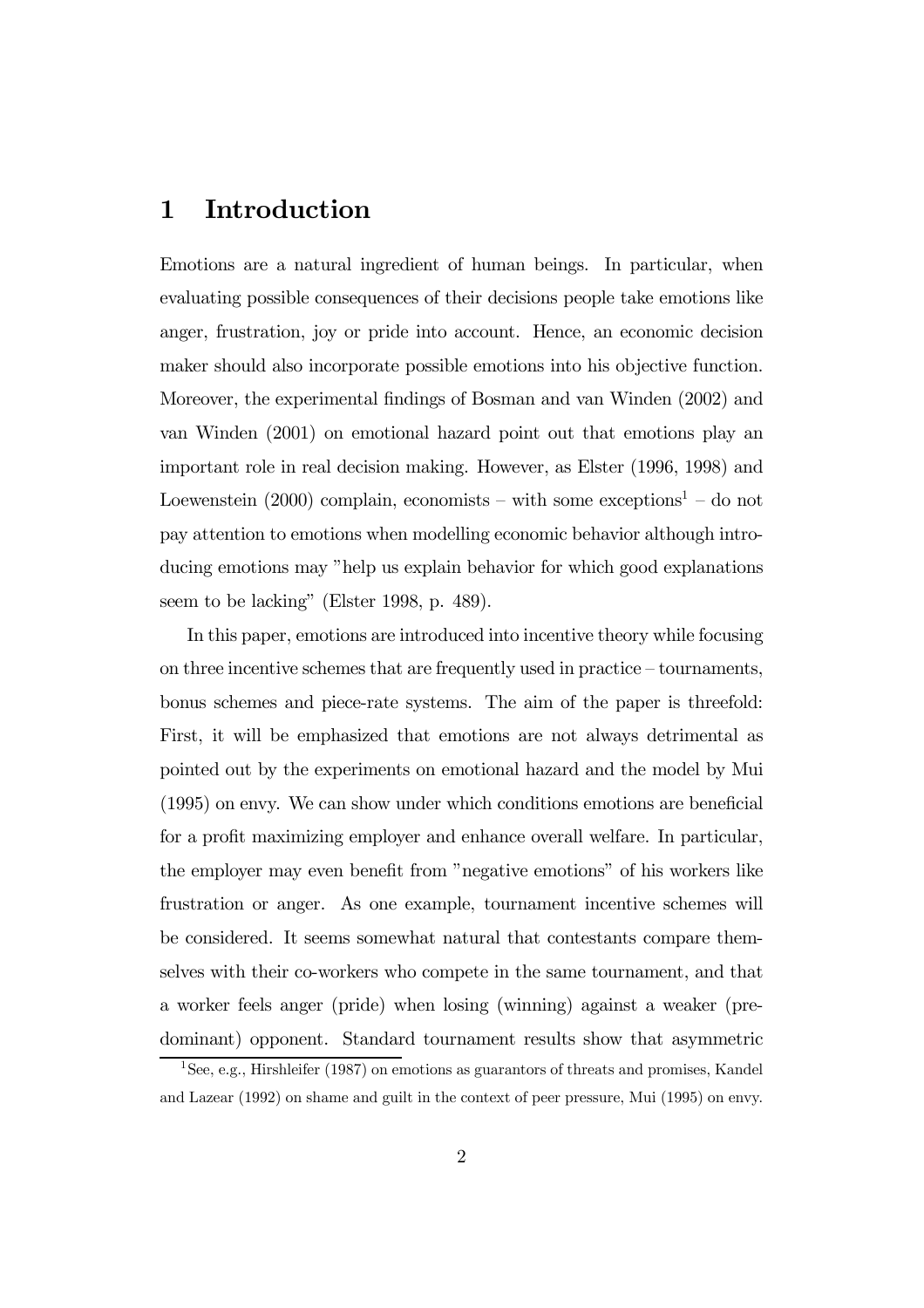# 1 Introduction

Emotions are a natural ingredient of human beings. In particular, when evaluating possible consequences of their decisions people take emotions like anger, frustration, joy or pride into account. Hence, an economic decision maker should also incorporate possible emotions into his objective function. Moreover, the experimental findings of Bosman and van Winden (2002) and van Winden (2001) on emotional hazard point out that emotions play an important role in real decision making. However, as Elster (1996, 1998) and Loewenstein (2000) complain, economists – with some exceptions[1] – do not pay attention to emotions when modelling economic behavior although introducing emotions may "help us explain behavior for which good explanations seem to be lacking" (Elster 1998, p. 489).

In this paper, emotions are introduced into incentive theory while focusing on three incentive schemes that are frequently used in practice – tournaments, bonus schemes and piece-rate systems. The aim of the paper is threefold: First, it will be emphasized that emotions are not always detrimental as pointed out by the experiments on emotional hazard and the model by Mui (1995) on envy. We can show under which conditions emotions are beneficial for a profit maximizing employer and enhance overall welfare. In particular, the employer may even benefit from "negative emotions" of his workers like frustration or anger. As one example, tournament incentive schemes will be considered. It seems somewhat natural that contestants compare themselves with their co-workers who compete in the same tournament, and that a worker feels anger (pride) when losing (winning) against a weaker (predominant) opponent. Standard tournament results show that asymmetric

[1] See, e.g., Hirshleifer (1987) on emotions as guarantors of threats and promises, Kandel and Lazear (1992) on shame and guilt in the context of peer pressure, Mui (1995) on envy.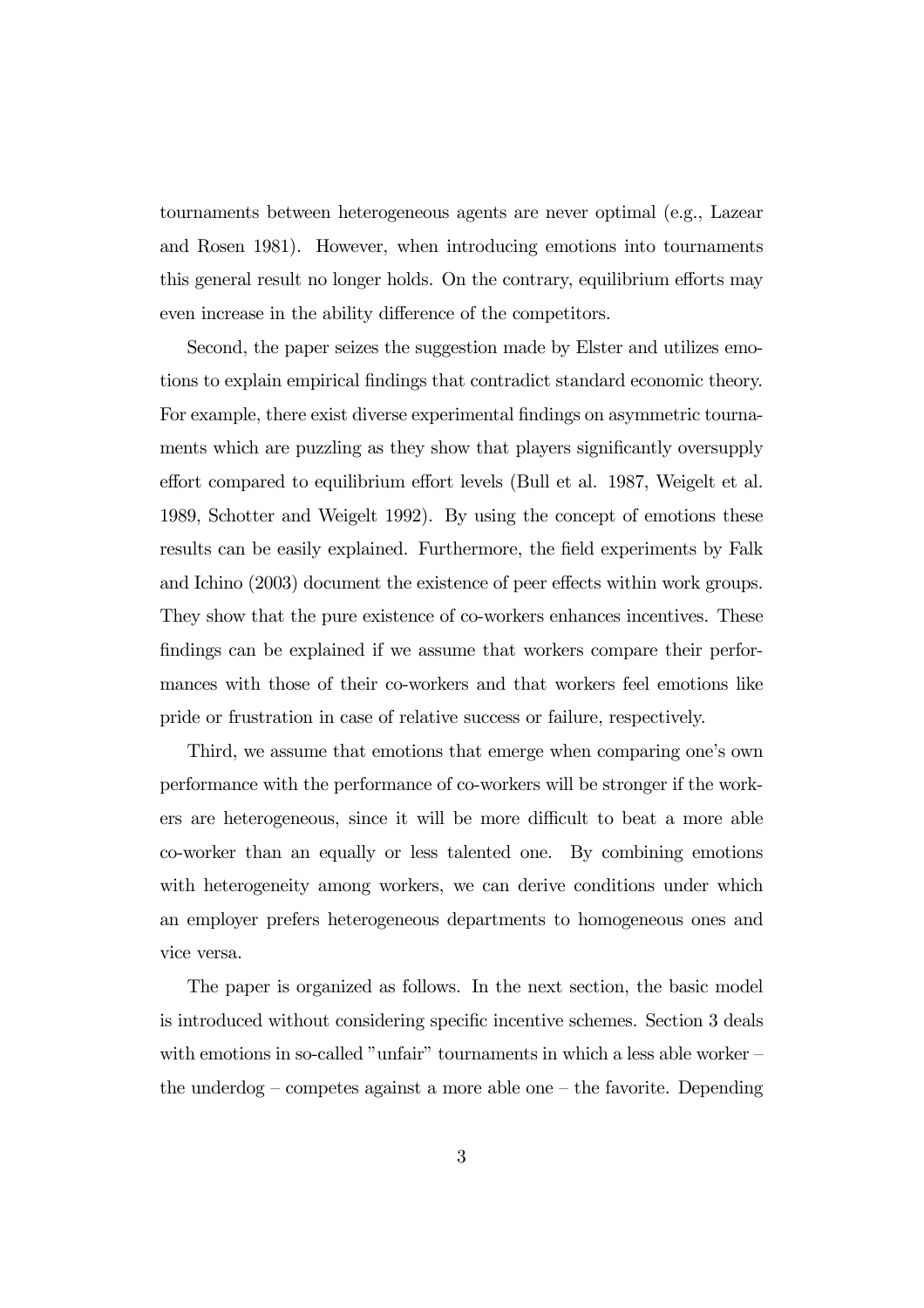tournaments between heterogeneous agents are never optimal (e.g., Lazear and Rosen 1981). However, when introducing emotions into tournaments this general result no longer holds. On the contrary, equilibrium efforts may even increase in the ability difference of the competitors.

Second, the paper seizes the suggestion made by Elster and utilizes emotions to explain empirical findings that contradict standard economic theory. For example, there exist diverse experimental findings on asymmetric tournaments which are puzzling as they show that players significantly oversupply effort compared to equilibrium effort levels (Bull et al. 1987, Weigelt et al. 1989, Schotter and Weigelt 1992). By using the concept of emotions these results can be easily explained. Furthermore, the field experiments by Falk and Ichino (2003) document the existence of peer effects within work groups. They show that the pure existence of co-workers enhances incentives. These findings can be explained if we assume that workers compare their performances with those of their co-workers and that workers feel emotions like pride or frustration in case of relative success or failure, respectively.

Third, we assume that emotions that emerge when comparing one's own performance with the performance of co-workers will be stronger if the workers are heterogeneous, since it will be more difficult to beat a more able co-worker than an equally or less talented one. By combining emotions with heterogeneity among workers, we can derive conditions under which an employer prefers heterogeneous departments to homogeneous ones and vice versa.

The paper is organized as follows. In the next section, the basic model is introduced without considering specific incentive schemes. Section 3 deals with emotions in so-called "unfair" tournaments in which a less able worker – the underdog – competes against a more able one – the favorite. Depending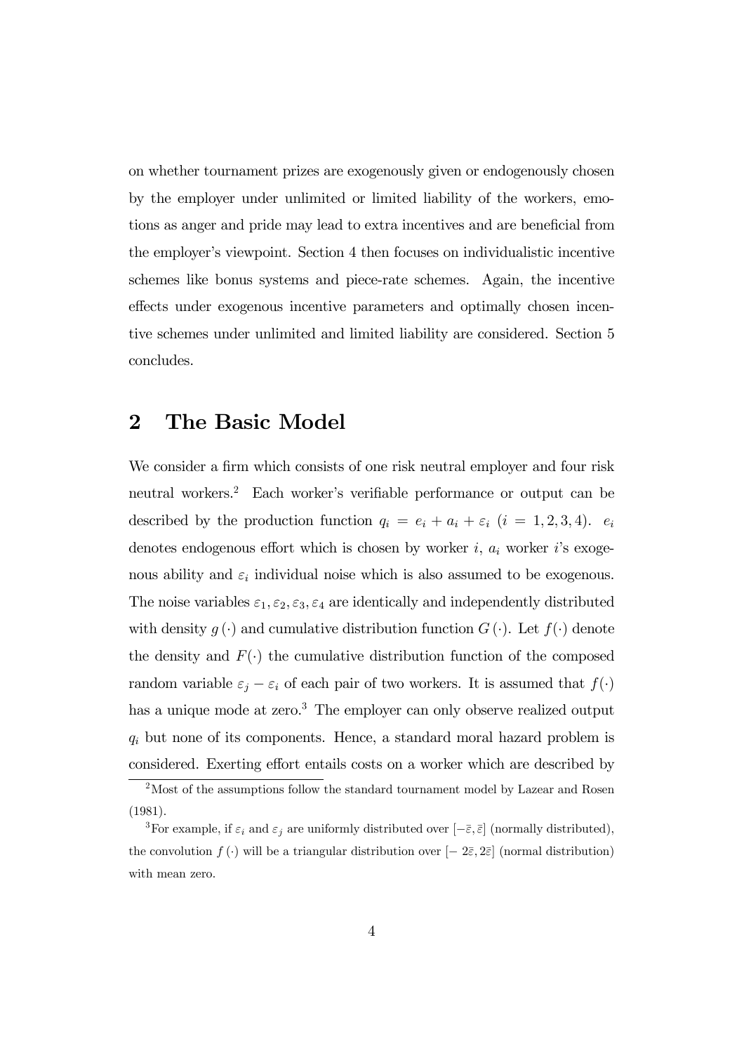on whether tournament prizes are exogenously given or endogenously chosen by the employer under unlimited or limited liability of the workers, emotions as anger and pride may lead to extra incentives and are beneficial from the employer's viewpoint. Section 4 then focuses on individualistic incentive schemes like bonus systems and piece-rate schemes. Again, the incentive effects under exogenous incentive parameters and optimally chosen incentive schemes under unlimited and limited liability are considered. Section 5 concludes.

## 2 The Basic Model

We consider a firm which consists of one risk neutral employer and four risk neutral workers.[2] Each worker's verifiable performance or output can be described by the production function $q_i = e_i + a_i + \varepsilon_i$ $(i = 1, 2, 3, 4)$. $e_i$ denotes endogenous effort which is chosen by worker $i$, $a_i$ worker $i$'s exogenous ability and $\varepsilon_i$ individual noise which is also assumed to be exogenous. The noise variables $\varepsilon_1, \varepsilon_2, \varepsilon_3, \varepsilon_4$ are identically and independently distributed with density $g(\cdot)$ and cumulative distribution function $G(\cdot)$. Let $f(\cdot)$ denote the density and $F(\cdot)$ the cumulative distribution function of the composed random variable $\varepsilon_j - \varepsilon_i$ of each pair of two workers. It is assumed that $f(\cdot)$ has a unique mode at zero.[3] The employer can only observe realized output $q_i$ but none of its components. Hence, a standard moral hazard problem is considered. Exerting effort entails costs on a worker which are described by

[2] Most of the assumptions follow the standard tournament model by Lazear and Rosen (1981).

[3] For example, if $\varepsilon_i$ and $\varepsilon_j$ are uniformly distributed over $[-\bar{\varepsilon}, \bar{\varepsilon}]$ (normally distributed), the convolution $f(\cdot)$ will be a triangular distribution over $[-2\bar{\varepsilon}, 2\bar{\varepsilon}]$ (normal distribution) with mean zero.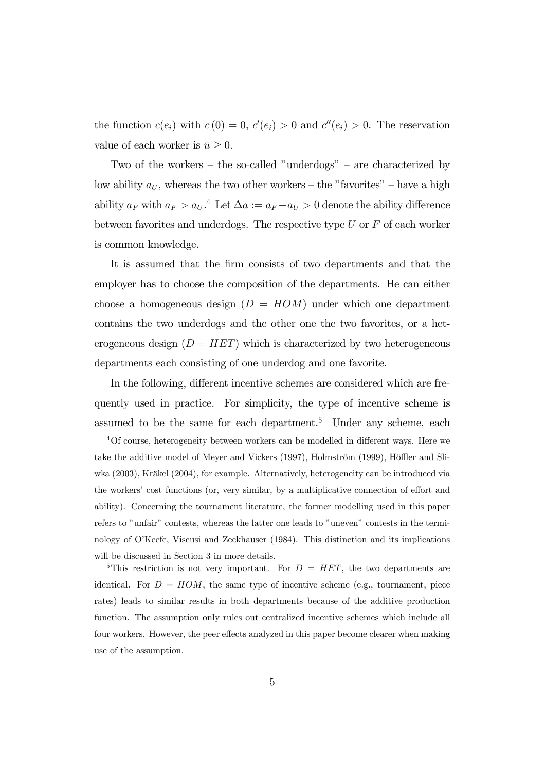the function $c(e_i)$ with $c(0) = 0$, $c'(e_i) > 0$ and $c''(e_i) > 0$. The reservation value of each worker is $\bar{u} \geq 0$.

Two of the workers – the so-called "underdogs" – are characterized by low ability $a_U$, whereas the two other workers – the "favorites" – have a high ability $a_F$ with $a_F > a_U$.[4] Let $\Delta a := a_F - a_U > 0$ denote the ability difference between favorites and underdogs. The respective type $U$ or $F$ of each worker is common knowledge.

It is assumed that the firm consists of two departments and that the employer has to choose the composition of the departments. He can either choose a homogeneous design ($D = HOM$) under which one department contains the two underdogs and the other one the two favorites, or a heterogeneous design ($D = HET$) which is characterized by two heterogeneous departments each consisting of one underdog and one favorite.

In the following, different incentive schemes are considered which are frequently used in practice. For simplicity, the type of incentive scheme is assumed to be the same for each department.[5] Under any scheme, each

---

[4] Of course, heterogeneity between workers can be modelled in different ways. Here we take the additive model of Meyer and Vickers (1997), Holmström (1999), Höffler and Sliwka (2003), Kräkel (2004), for example. Alternatively, heterogeneity can be introduced via the workers' cost functions (or, very similar, by a multiplicative connection of effort and ability). Concerning the tournament literature, the former modelling used in this paper refers to "unfair" contests, whereas the latter one leads to "uneven" contests in the terminology of O'Keefe, Viscusi and Zeckhauser (1984). This distinction and its implications will be discussed in Section 3 in more details.

[5] This restriction is not very important. For $D = HET$, the two departments are identical. For $D = HOM$, the same type of incentive scheme (e.g., tournament, piece rates) leads to similar results in both departments because of the additive production function. The assumption only rules out centralized incentive schemes which include all four workers. However, the peer effects analyzed in this paper become clearer when making use of the assumption.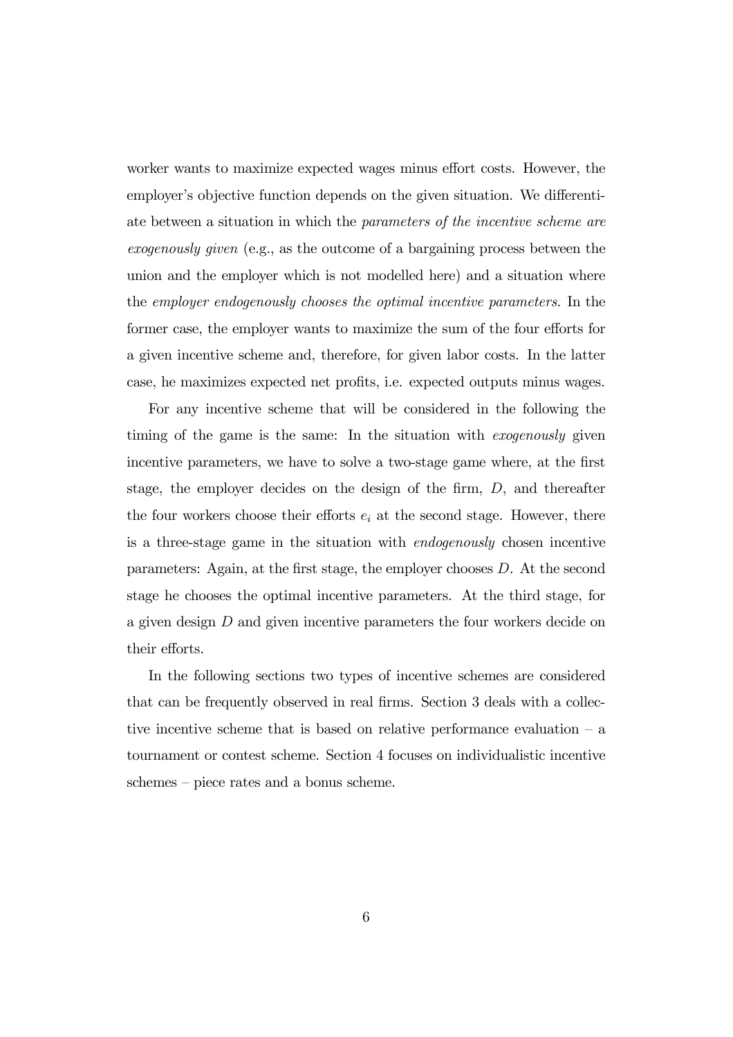worker wants to maximize expected wages minus effort costs. However, the employer's objective function depends on the given situation. We differentiate between a situation in which the *parameters of the incentive scheme are exogenously given* (e.g., as the outcome of a bargaining process between the union and the employer which is not modelled here) and a situation where the *employer endogenously chooses the optimal incentive parameters*. In the former case, the employer wants to maximize the sum of the four efforts for a given incentive scheme and, therefore, for given labor costs. In the latter case, he maximizes expected net profits, i.e. expected outputs minus wages.

For any incentive scheme that will be considered in the following the timing of the game is the same: In the situation with *exogenously* given incentive parameters, we have to solve a two-stage game where, at the first stage, the employer decides on the design of the firm, $D$, and thereafter the four workers choose their efforts $e_i$ at the second stage. However, there is a three-stage game in the situation with *endogenously* chosen incentive parameters: Again, at the first stage, the employer chooses $D$. At the second stage he chooses the optimal incentive parameters. At the third stage, for a given design $D$ and given incentive parameters the four workers decide on their efforts.

In the following sections two types of incentive schemes are considered that can be frequently observed in real firms. Section 3 deals with a collective incentive scheme that is based on relative performance evaluation – a tournament or contest scheme. Section 4 focuses on individualistic incentive schemes – piece rates and a bonus scheme.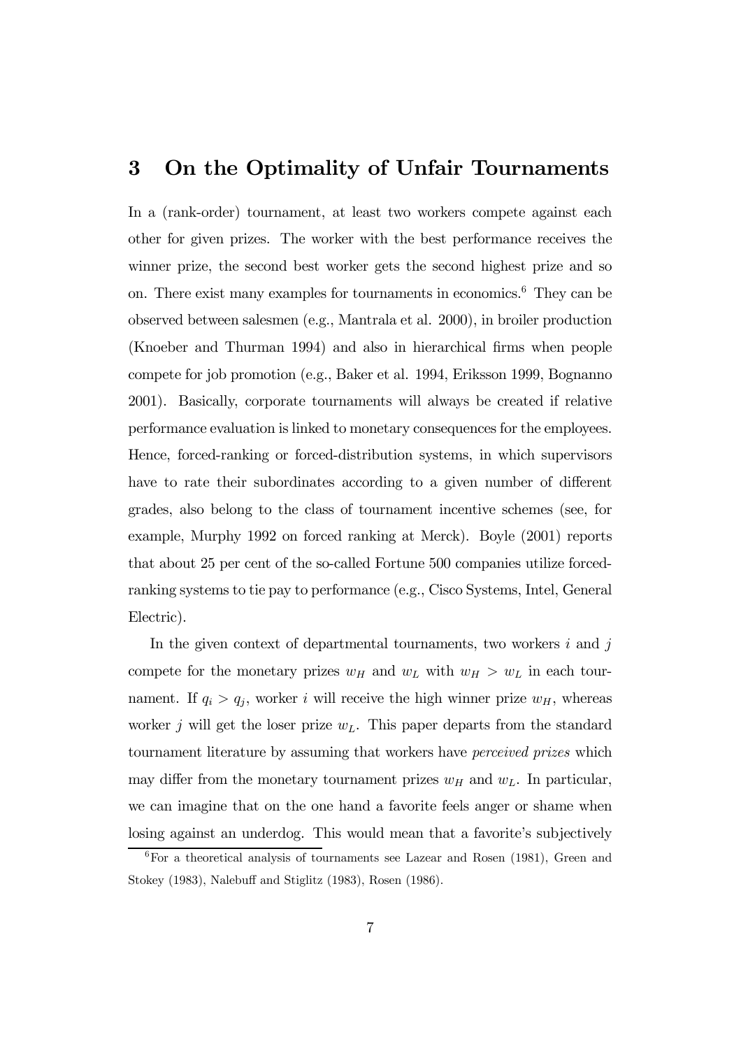# 3 On the Optimality of Unfair Tournaments

In a (rank-order) tournament, at least two workers compete against each other for given prizes. The worker with the best performance receives the winner prize, the second best worker gets the second highest prize and so on. There exist many examples for tournaments in economics.[6] They can be observed between salesmen (e.g., Mantrala et al. 2000), in broiler production (Knoeber and Thurman 1994) and also in hierarchical firms when people compete for job promotion (e.g., Baker et al. 1994, Eriksson 1999, Bognanno 2001). Basically, corporate tournaments will always be created if relative performance evaluation is linked to monetary consequences for the employees. Hence, forced-ranking or forced-distribution systems, in which supervisors have to rate their subordinates according to a given number of different grades, also belong to the class of tournament incentive schemes (see, for example, Murphy 1992 on forced ranking at Merck). Boyle (2001) reports that about 25 per cent of the so-called Fortune 500 companies utilize forced-ranking systems to tie pay to performance (e.g., Cisco Systems, Intel, General Electric).

In the given context of departmental tournaments, two workers $i$ and $j$ compete for the monetary prizes $w_H$ and $w_L$ with $w_H > w_L$ in each tournament. If $q_i > q_j$, worker $i$ will receive the high winner prize $w_H$, whereas worker $j$ will get the loser prize $w_L$. This paper departs from the standard tournament literature by assuming that workers have *perceived prizes* which may differ from the monetary tournament prizes $w_H$ and $w_L$. In particular, we can imagine that on the one hand a favorite feels anger or shame when losing against an underdog. This would mean that a favorite's subjectively

[6] For a theoretical analysis of tournaments see Lazear and Rosen (1981), Green and Stokey (1983), Nalebuff and Stiglitz (1983), Rosen (1986).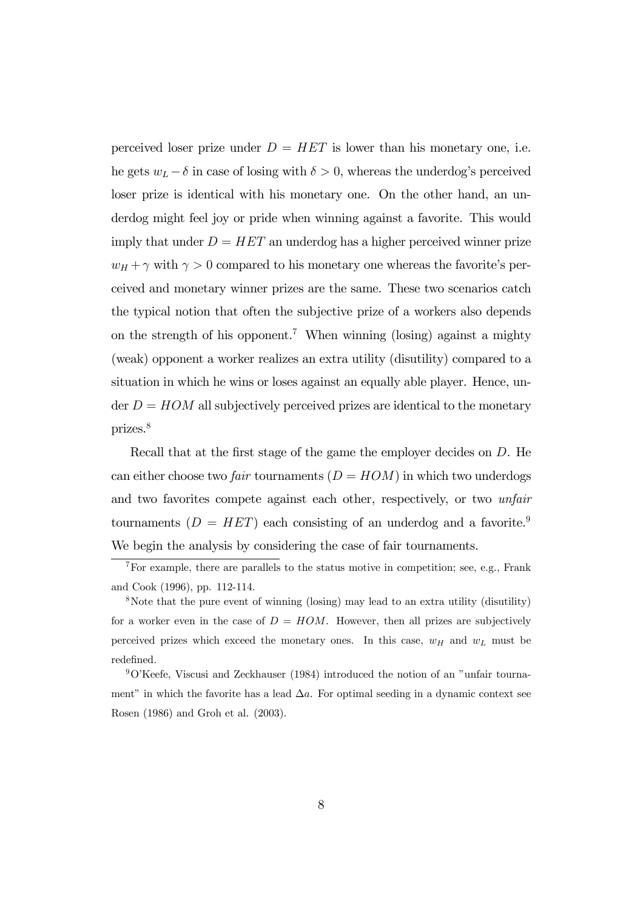perceived loser prize under $D = HET$ is lower than his monetary one, i.e. he gets $w_L - \delta$ in case of losing with $\delta > 0$, whereas the underdog's perceived loser prize is identical with his monetary one. On the other hand, an underdog might feel joy or pride when winning against a favorite. This would imply that under $D = HET$ an underdog has a higher perceived winner prize $w_H + \gamma$ with $\gamma > 0$ compared to his monetary one whereas the favorite's perceived and monetary winner prizes are the same. These two scenarios catch the typical notion that often the subjective prize of a workers also depends on the strength of his opponent.[7] When winning (losing) against a mighty (weak) opponent a worker realizes an extra utility (disutility) compared to a situation in which he wins or loses against an equally able player. Hence, under $D = HOM$ all subjectively perceived prizes are identical to the monetary prizes.[8]

Recall that at the first stage of the game the employer decides on $D$. He can either choose two *fair* tournaments ($D = HOM$) in which two underdogs and two favorites compete against each other, respectively, or two *unfair* tournaments ($D = HET$) each consisting of an underdog and a favorite.[9] We begin the analysis by considering the case of fair tournaments.

---

[7] For example, there are parallels to the status motive in competition; see, e.g., Frank and Cook (1996), pp. 112-114.

[8] Note that the pure event of winning (losing) may lead to an extra utility (disutility) for a worker even in the case of $D = HOM$. However, then all prizes are subjectively perceived prizes which exceed the monetary ones. In this case, $w_H$ and $w_L$ must be redefined.

[9] O'Keefe, Viscusi and Zeckhauser (1984) introduced the notion of an "unfair tournament" in which the favorite has a lead $\Delta a$. For optimal seeding in a dynamic context see Rosen (1986) and Groh et al. (2003).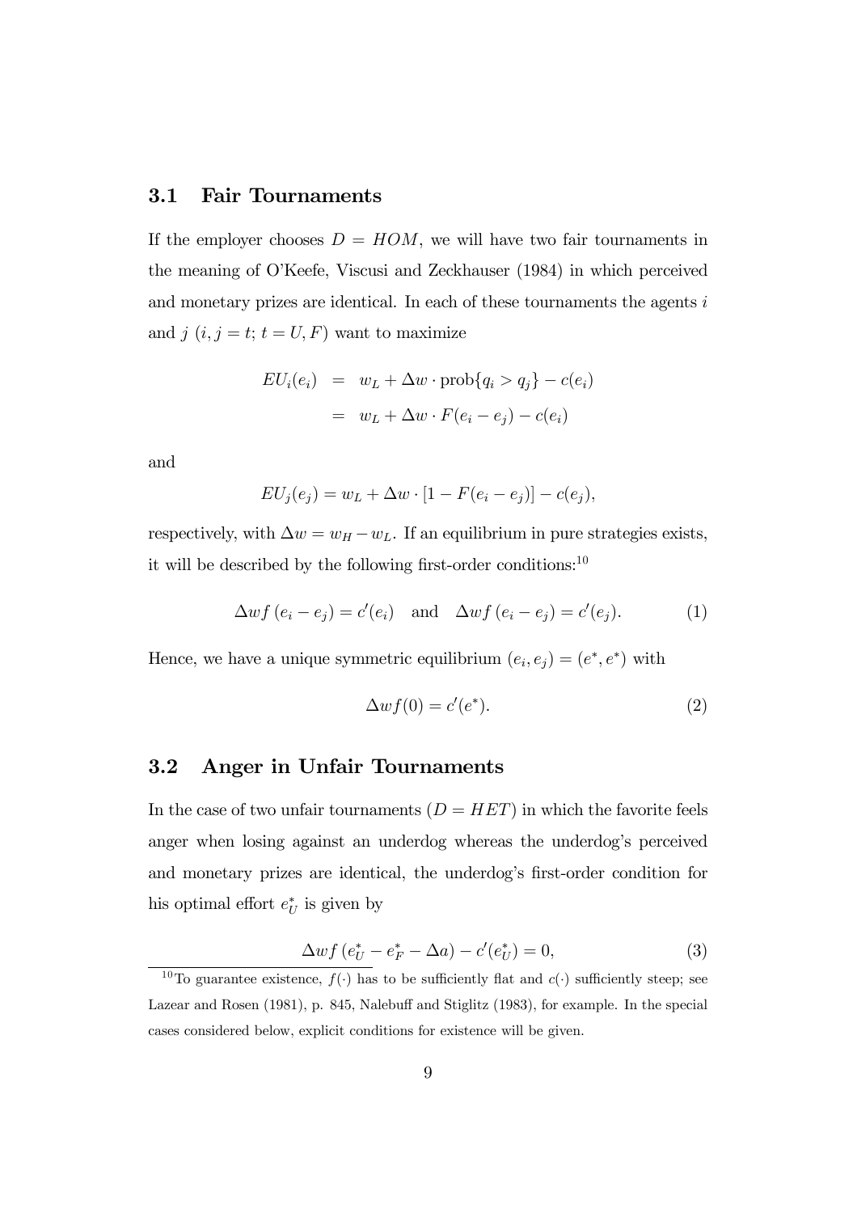## 3.1 Fair Tournaments

If the employer chooses $D = HOM$, we will have two fair tournaments in the meaning of O'Keefe, Viscusi and Zeckhauser (1984) in which perceived and monetary prizes are identical. In each of these tournaments the agents $i$ and $j$ ($i, j = t$; $t = U, F$) want to maximize

$$
\begin{aligned}
EU_i(e_i) &= w_L + \Delta w \cdot \text{prob}\{q_i > q_j\} - c(e_i) \\
&= w_L + \Delta w \cdot F(e_i - e_j) - c(e_i)
\end{aligned}
$$

and

$$EU_j(e_j) = w_L + \Delta w \cdot [1 - F(e_i - e_j)] - c(e_j),$$

respectively, with $\Delta w = w_H - w_L$. If an equilibrium in pure strategies exists, it will be described by the following first-order conditions:[10]

$$\Delta w f(e_i - e_j) = c'(e_i) \quad \text{and} \quad \Delta w f(e_i - e_j) = c'(e_j). \tag{1}$$

Hence, we have a unique symmetric equilibrium $(e_i, e_j) = (e^*, e^*)$ with

$$\Delta w f(0) = c'(e^*). \tag{2}$$

## 3.2 Anger in Unfair Tournaments

In the case of two unfair tournaments ($D = HET$) in which the favorite feels anger when losing against an underdog whereas the underdog's perceived and monetary prizes are identical, the underdog's first-order condition for his optimal effort $e_U^*$ is given by

$$\Delta w f(e_U^* - e_F^* - \Delta a) - c'(e_U^*) = 0, \tag{3}$$

[10] To guarantee existence, $f(\cdot)$ has to be sufficiently flat and $c(\cdot)$ sufficiently steep; see Lazear and Rosen (1981), p. 845, Nalebuff and Stiglitz (1983), for example. In the special cases considered below, explicit conditions for existence will be given.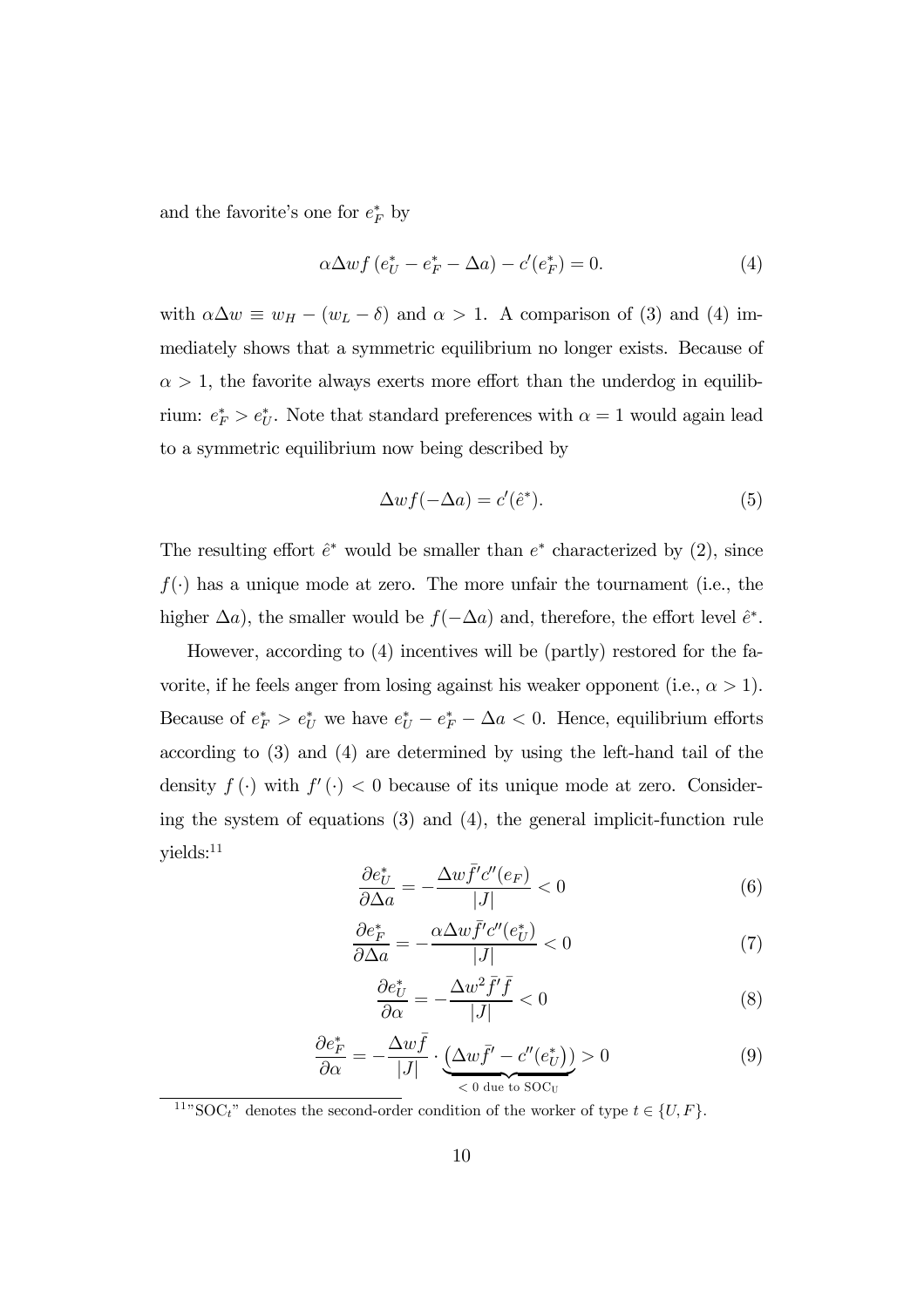and the favorite's one for $e_F^*$ by

$$\alpha \Delta w f\left(e_U^* - e_F^* - \Delta a\right) - c'(e_F^*) = 0. \tag{4}$$

with $\alpha \Delta w \equiv w_H - (w_L - \delta)$ and $\alpha > 1$. A comparison of (3) and (4) immediately shows that a symmetric equilibrium no longer exists. Because of $\alpha > 1$, the favorite always exerts more effort than the underdog in equilibrium: $e_F^* > e_U^*$. Note that standard preferences with $\alpha = 1$ would again lead to a symmetric equilibrium now being described by

$$\Delta w f(-\Delta a) = c'(\hat{e}^*). \tag{5}$$

The resulting effort $\hat{e}^*$ would be smaller than $e^*$ characterized by (2), since $f(\cdot)$ has a unique mode at zero. The more unfair the tournament (i.e., the higher $\Delta a$), the smaller would be $f(-\Delta a)$ and, therefore, the effort level $\hat{e}^*$.

However, according to (4) incentives will be (partly) restored for the favorite, if he feels anger from losing against his weaker opponent (i.e., $\alpha > 1$). Because of $e_F^* > e_U^*$ we have $e_U^* - e_F^* - \Delta a < 0$. Hence, equilibrium efforts according to (3) and (4) are determined by using the left-hand tail of the density $f(\cdot)$ with $f'(\cdot) < 0$ because of its unique mode at zero. Considering the system of equations (3) and (4), the general implicit-function rule yields:[11]

$$\frac{\partial e_U^*}{\partial \Delta a} = -\frac{\Delta w \bar{f}' c''(e_F)}{|J|} < 0 \tag{6}$$

$$\frac{\partial e_F^*}{\partial \Delta a} = -\frac{\alpha \Delta w \bar{f}' c''(e_U^*)}{|J|} < 0 \tag{7}$$

$$\frac{\partial e_U^*}{\partial \alpha} = -\frac{\Delta w^2 \bar{f}' \bar{f}}{|J|} < 0 \tag{8}$$

$$\frac{\partial e_F^*}{\partial \alpha} = -\frac{\Delta w \bar{f}}{|J|} \cdot \underbrace{\left(\Delta w \bar{f}' - c''(e_U^*)\right)}_{< 0 \text{ due to SOC}_U} > 0 \tag{9}$$

[11] "$\text{SOC}_t$" denotes the second-order condition of the worker of type $t \in \{U, F\}$.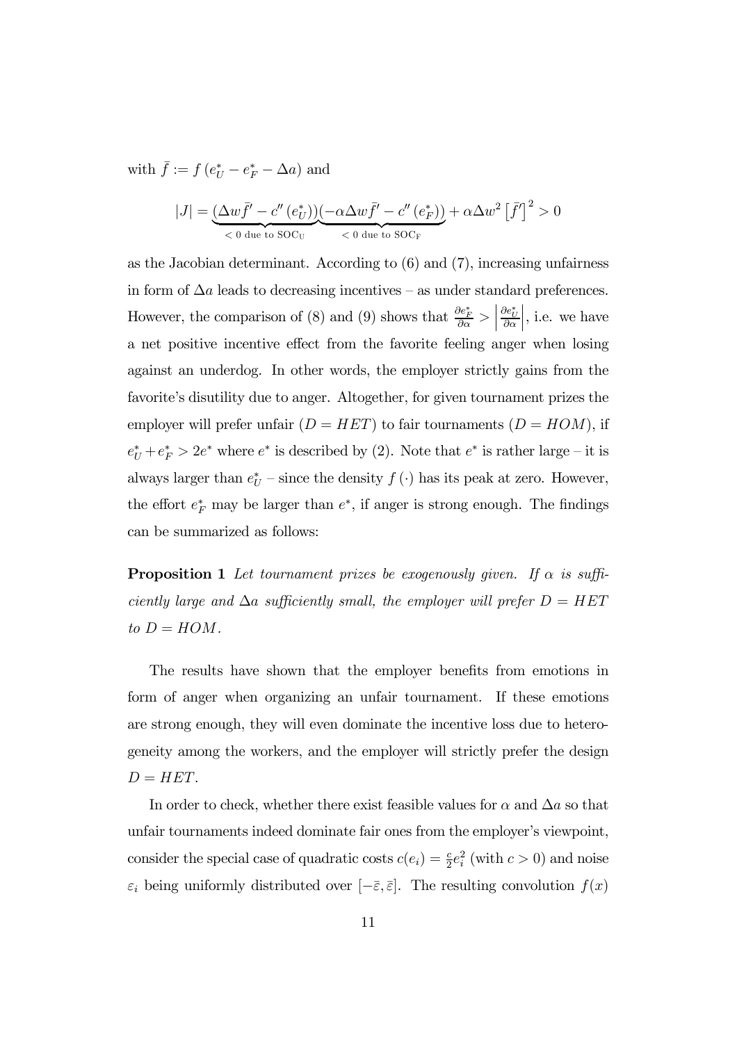with $\bar{f} := f\left(e_U^* - e_F^* - \Delta a\right)$ and

$$|J| = \underbrace{\left(\Delta w \bar{f}' - c''\left(e_U^*\right)\right)}_{<\,0 \text{ due to SOC}_\text{U}} \underbrace{\left(-\alpha \Delta w \bar{f}' - c''\left(e_F^*\right)\right)}_{<\,0 \text{ due to SOC}_\text{F}} + \alpha \Delta w^2 \left[\bar{f}'\right]^2 > 0$$

as the Jacobian determinant. According to (6) and (7), increasing unfairness in form of $\Delta a$ leads to decreasing incentives – as under standard preferences. However, the comparison of (8) and (9) shows that $\frac{\partial e_F^*}{\partial \alpha} > \left|\frac{\partial e_U^*}{\partial \alpha}\right|$, i.e. we have a net positive incentive effect from the favorite feeling anger when losing against an underdog. In other words, the employer strictly gains from the favorite's disutility due to anger. Altogether, for given tournament prizes the employer will prefer unfair ($D = HET$) to fair tournaments ($D = HOM$), if $e_U^* + e_F^* > 2e^*$ where $e^*$ is described by (2). Note that $e^*$ is rather large – it is always larger than $e_U^*$ – since the density $f(\cdot)$ has its peak at zero. However, the effort $e_F^*$ may be larger than $e^*$, if anger is strong enough. The findings can be summarized as follows:

**Proposition 1** *Let tournament prizes be exogenously given. If $\alpha$ is sufficiently large and $\Delta a$ sufficiently small, the employer will prefer $D = HET$ to $D = HOM$.*

The results have shown that the employer benefits from emotions in form of anger when organizing an unfair tournament. If these emotions are strong enough, they will even dominate the incentive loss due to heterogeneity among the workers, and the employer will strictly prefer the design $D = HET$.

In order to check, whether there exist feasible values for $\alpha$ and $\Delta a$ so that unfair tournaments indeed dominate fair ones from the employer's viewpoint, consider the special case of quadratic costs $c(e_i) = \frac{c}{2}e_i^2$ (with $c > 0$) and noise $\varepsilon_i$ being uniformly distributed over $[-\bar{\varepsilon}, \bar{\varepsilon}]$. The resulting convolution $f(x)$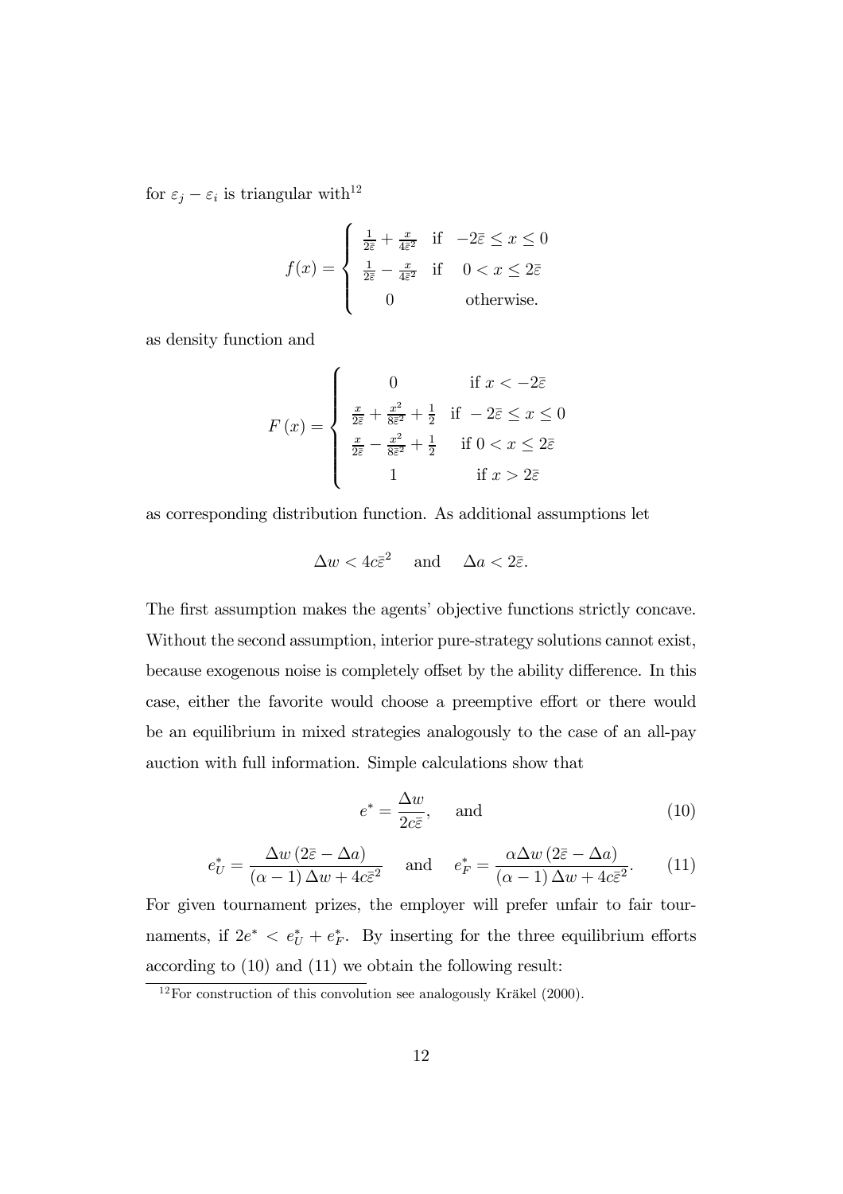for $\varepsilon_j - \varepsilon_i$ is triangular with[12]

$$f(x) = \begin{cases} \frac{1}{2\bar{\varepsilon}} + \frac{x}{4\bar{\varepsilon}^2} & \text{if} \quad -2\bar{\varepsilon} \leq x \leq 0 \\ \frac{1}{2\bar{\varepsilon}} - \frac{x}{4\bar{\varepsilon}^2} & \text{if} \quad 0 < x \leq 2\bar{\varepsilon} \\ 0 & \text{otherwise.} \end{cases}$$

as density function and

$$F(x) = \begin{cases} 0 & \text{if } x < -2\bar{\varepsilon} \\ \frac{x}{2\bar{\varepsilon}} + \frac{x^2}{8\bar{\varepsilon}^2} + \frac{1}{2} & \text{if } -2\bar{\varepsilon} \leq x \leq 0 \\ \frac{x}{2\bar{\varepsilon}} - \frac{x^2}{8\bar{\varepsilon}^2} + \frac{1}{2} & \text{if } 0 < x \leq 2\bar{\varepsilon} \\ 1 & \text{if } x > 2\bar{\varepsilon} \end{cases}$$

as corresponding distribution function. As additional assumptions let

$$\Delta w < 4c\bar{\varepsilon}^2 \quad \text{and} \quad \Delta a < 2\bar{\varepsilon}.$$

The first assumption makes the agents' objective functions strictly concave. Without the second assumption, interior pure-strategy solutions cannot exist, because exogenous noise is completely offset by the ability difference. In this case, either the favorite would choose a preemptive effort or there would be an equilibrium in mixed strategies analogously to the case of an all-pay auction with full information. Simple calculations show that

$$e^* = \frac{\Delta w}{2c\bar{\varepsilon}}, \quad \text{and} \tag{10}$$

$$e_U^* = \frac{\Delta w \left(2\bar{\varepsilon} - \Delta a\right)}{\left(\alpha - 1\right)\Delta w + 4c\bar{\varepsilon}^2} \quad \text{and} \quad e_F^* = \frac{\alpha \Delta w \left(2\bar{\varepsilon} - \Delta a\right)}{\left(\alpha - 1\right)\Delta w + 4c\bar{\varepsilon}^2}. \tag{11}$$

For given tournament prizes, the employer will prefer unfair to fair tournaments, if $2e^* < e_U^* + e_F^*$. By inserting for the three equilibrium efforts according to (10) and (11) we obtain the following result:

[12] For construction of this convolution see analogously Kräkel (2000).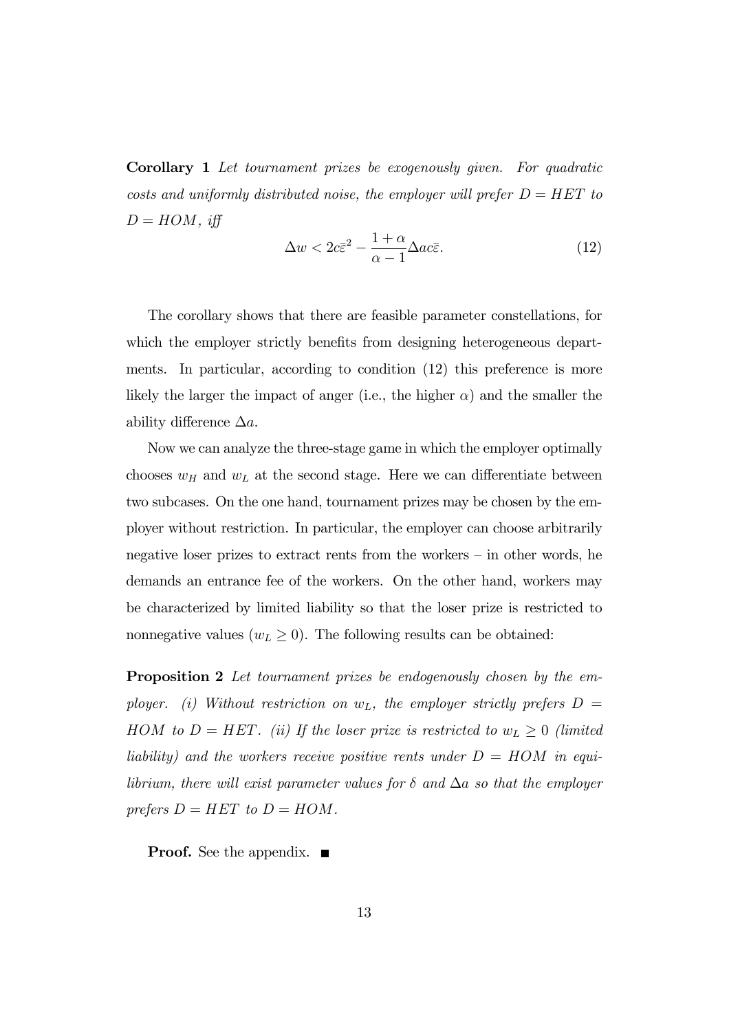**Corollary 1** *Let tournament prizes be exogenously given. For quadratic costs and uniformly distributed noise, the employer will prefer $D = HET$ to $D = HOM$, iff*

$$\Delta w < 2c\bar{\varepsilon}^2 - \frac{1+\alpha}{\alpha-1}\Delta ac\bar{\varepsilon}. \tag{12}$$

The corollary shows that there are feasible parameter constellations, for which the employer strictly benefits from designing heterogeneous departments. In particular, according to condition (12) this preference is more likely the larger the impact of anger (i.e., the higher $\alpha$) and the smaller the ability difference $\Delta a$.

Now we can analyze the three-stage game in which the employer optimally chooses $w_H$ and $w_L$ at the second stage. Here we can differentiate between two subcases. On the one hand, tournament prizes may be chosen by the employer without restriction. In particular, the employer can choose arbitrarily negative loser prizes to extract rents from the workers – in other words, he demands an entrance fee of the workers. On the other hand, workers may be characterized by limited liability so that the loser prize is restricted to nonnegative values ($w_L \geq 0$). The following results can be obtained:

**Proposition 2** *Let tournament prizes be endogenously chosen by the employer. (i) Without restriction on $w_L$, the employer strictly prefers $D = HOM$ to $D = HET$. (ii) If the loser prize is restricted to $w_L \geq 0$ (limited liability) and the workers receive positive rents under $D = HOM$ in equilibrium, there will exist parameter values for $\delta$ and $\Delta a$ so that the employer prefers $D = HET$ to $D = HOM$.*

**Proof.** See the appendix. ■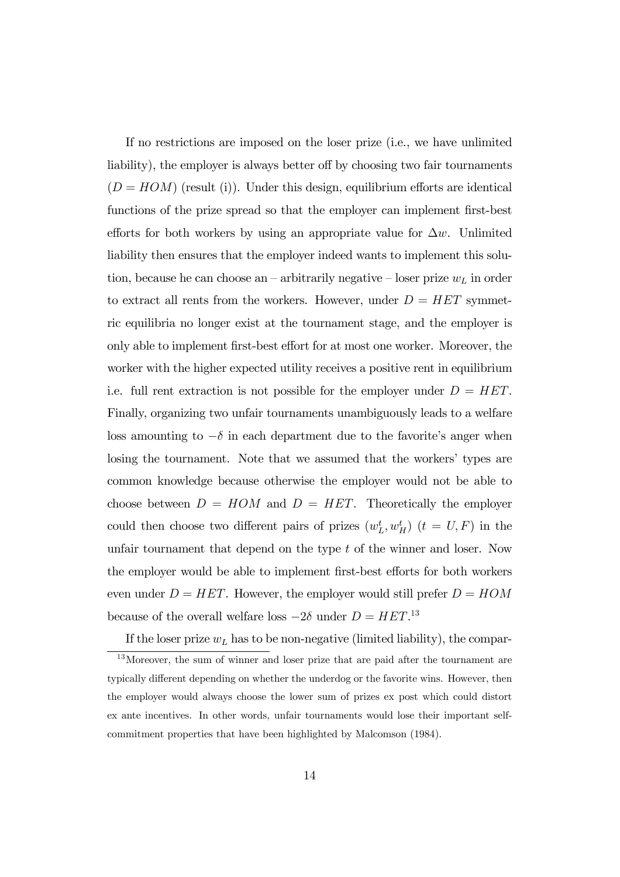If no restrictions are imposed on the loser prize (i.e., we have unlimited liability), the employer is always better off by choosing two fair tournaments ($D = HOM$) (result (i)). Under this design, equilibrium efforts are identical functions of the prize spread so that the employer can implement first-best efforts for both workers by using an appropriate value for $\Delta w$. Unlimited liability then ensures that the employer indeed wants to implement this solution, because he can choose an – arbitrarily negative – loser prize $w_L$ in order to extract all rents from the workers. However, under $D = HET$ symmetric equilibria no longer exist at the tournament stage, and the employer is only able to implement first-best effort for at most one worker. Moreover, the worker with the higher expected utility receives a positive rent in equilibrium i.e. full rent extraction is not possible for the employer under $D = HET$. Finally, organizing two unfair tournaments unambiguously leads to a welfare loss amounting to $-\delta$ in each department due to the favorite's anger when losing the tournament. Note that we assumed that the workers' types are common knowledge because otherwise the employer would not be able to choose between $D = HOM$ and $D = HET$. Theoretically the employer could then choose two different pairs of prizes $(w_L^t, w_H^t)$ $(t = U, F)$ in the unfair tournament that depend on the type $t$ of the winner and loser. Now the employer would be able to implement first-best efforts for both workers even under $D = HET$. However, the employer would still prefer $D = HOM$ because of the overall welfare loss $-2\delta$ under $D = HET$.[13]

If the loser prize $w_L$ has to be non-negative (limited liability), the compar-

[13] Moreover, the sum of winner and loser prize that are paid after the tournament are typically different depending on whether the underdog or the favorite wins. However, then the employer would always choose the lower sum of prizes ex post which could distort ex ante incentives. In other words, unfair tournaments would lose their important self-commitment properties that have been highlighted by Malcomson (1984).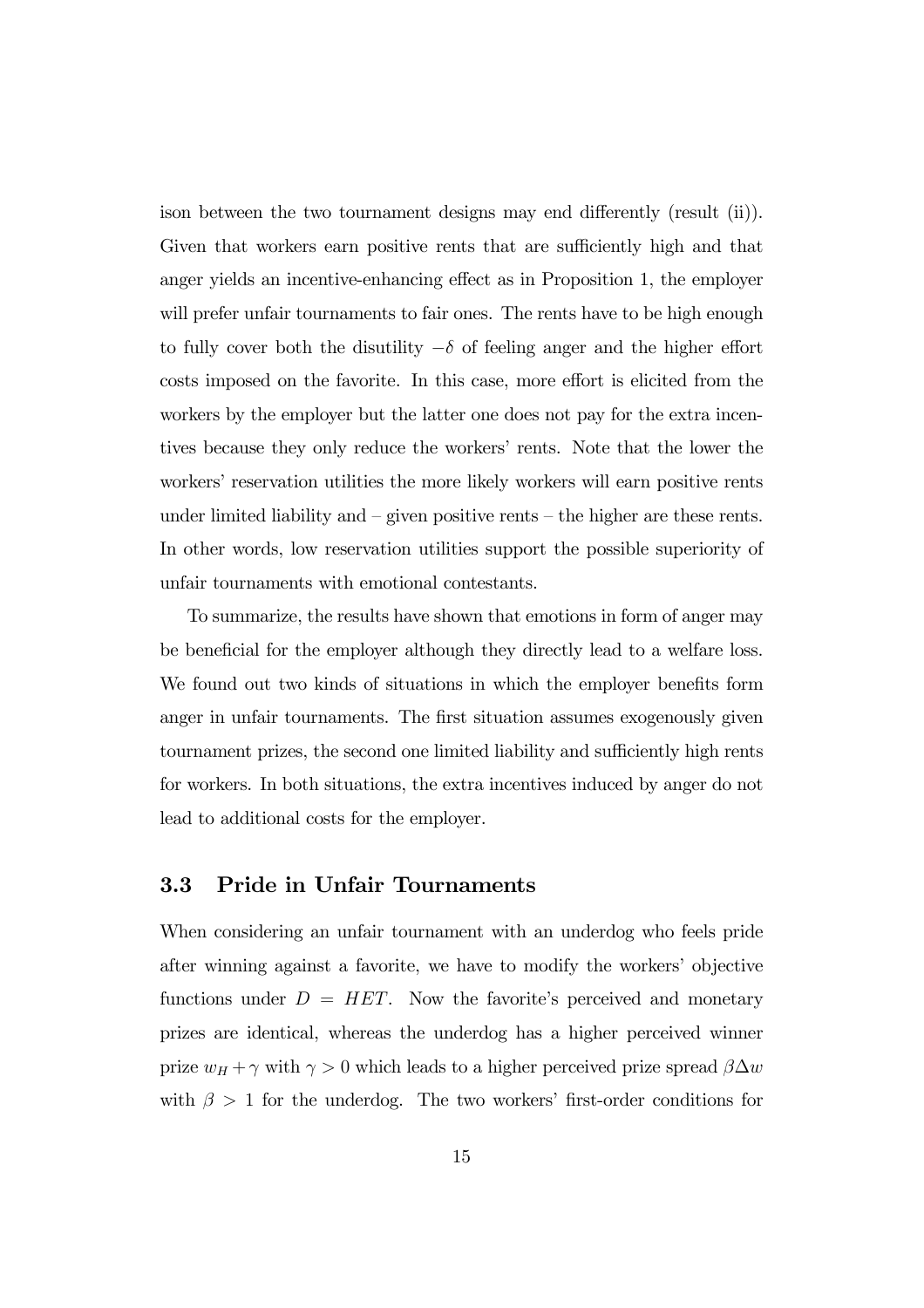ison between the two tournament designs may end differently (result (ii)). Given that workers earn positive rents that are sufficiently high and that anger yields an incentive-enhancing effect as in Proposition 1, the employer will prefer unfair tournaments to fair ones. The rents have to be high enough to fully cover both the disutility $-\delta$ of feeling anger and the higher effort costs imposed on the favorite. In this case, more effort is elicited from the workers by the employer but the latter one does not pay for the extra incentives because they only reduce the workers' rents. Note that the lower the workers' reservation utilities the more likely workers will earn positive rents under limited liability and – given positive rents – the higher are these rents. In other words, low reservation utilities support the possible superiority of unfair tournaments with emotional contestants.

To summarize, the results have shown that emotions in form of anger may be beneficial for the employer although they directly lead to a welfare loss. We found out two kinds of situations in which the employer benefits form anger in unfair tournaments. The first situation assumes exogenously given tournament prizes, the second one limited liability and sufficiently high rents for workers. In both situations, the extra incentives induced by anger do not lead to additional costs for the employer.

### 3.3 Pride in Unfair Tournaments

When considering an unfair tournament with an underdog who feels pride after winning against a favorite, we have to modify the workers' objective functions under $D = HET$. Now the favorite's perceived and monetary prizes are identical, whereas the underdog has a higher perceived winner prize $w_H + \gamma$ with $\gamma > 0$ which leads to a higher perceived prize spread $\beta \Delta w$ with $\beta > 1$ for the underdog. The two workers' first-order conditions for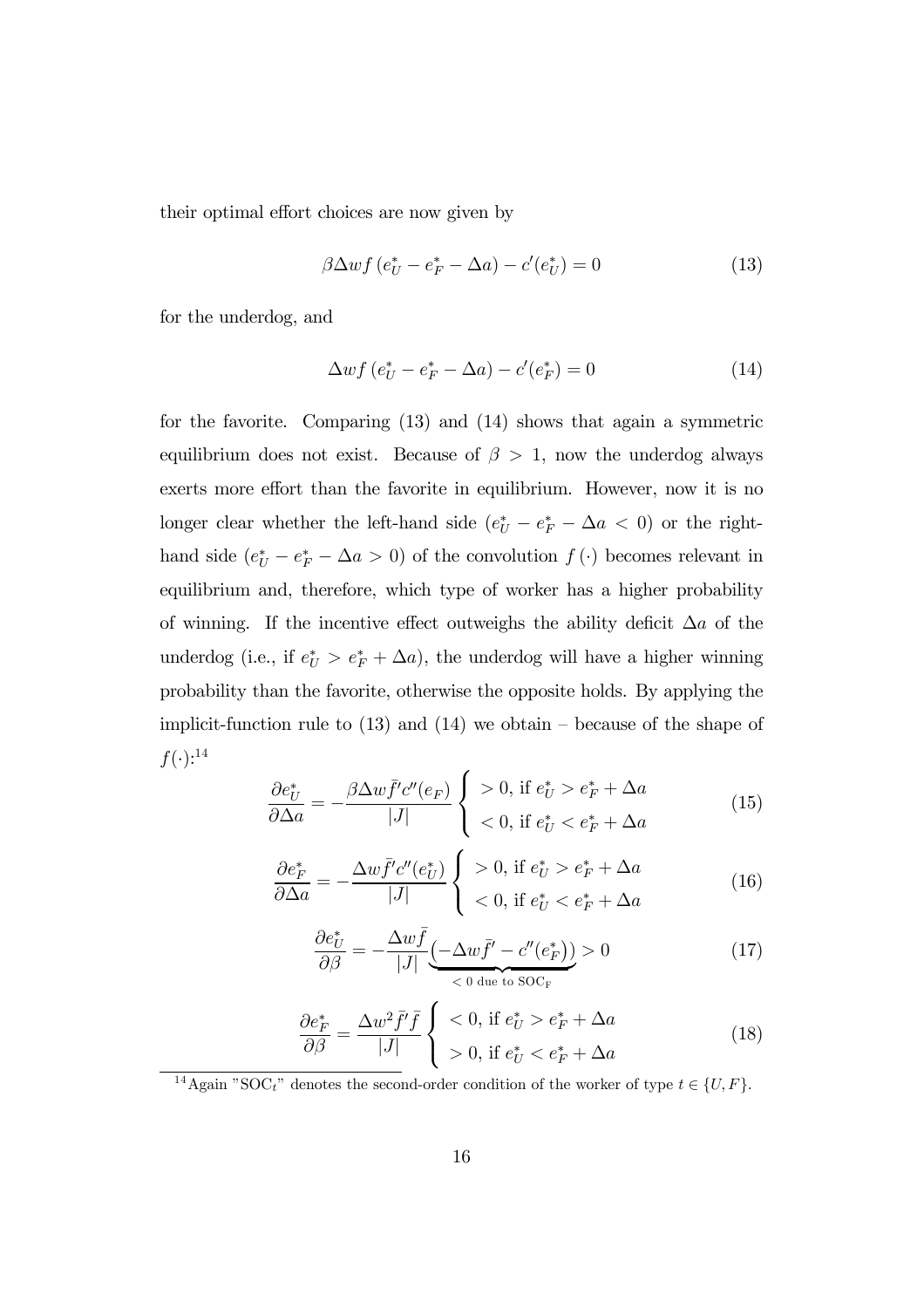their optimal effort choices are now given by

$$\beta \Delta w f\left(e_U^* - e_F^* - \Delta a\right) - c'(e_U^*) = 0 \tag{13}$$

for the underdog, and

$$\Delta w f\left(e_U^* - e_F^* - \Delta a\right) - c'(e_F^*) = 0 \tag{14}$$

for the favorite. Comparing (13) and (14) shows that again a symmetric equilibrium does not exist. Because of $\beta > 1$, now the underdog always exerts more effort than the favorite in equilibrium. However, now it is no longer clear whether the left-hand side ($e_U^* - e_F^* - \Delta a < 0$) or the right-hand side ($e_U^* - e_F^* - \Delta a > 0$) of the convolution $f(\cdot)$ becomes relevant in equilibrium and, therefore, which type of worker has a higher probability of winning. If the incentive effect outweighs the ability deficit $\Delta a$ of the underdog (i.e., if $e_U^* > e_F^* + \Delta a$), the underdog will have a higher winning probability than the favorite, otherwise the opposite holds. By applying the implicit-function rule to (13) and (14) we obtain – because of the shape of $f(\cdot)$:[14]

$$\frac{\partial e_U^*}{\partial \Delta a} = -\frac{\beta \Delta w \bar{f}' c''(e_F)}{|J|} \begin{cases} > 0, \text{ if } e_U^* > e_F^* + \Delta a \\ < 0, \text{ if } e_U^* < e_F^* + \Delta a \end{cases} \tag{15}$$

$$\frac{\partial e_F^*}{\partial \Delta a} = -\frac{\Delta w \bar{f}' c''(e_U^*)}{|J|} \begin{cases} > 0, \text{ if } e_U^* > e_F^* + \Delta a \\ < 0, \text{ if } e_U^* < e_F^* + \Delta a \end{cases} \tag{16}$$

$$\frac{\partial e_U^*}{\partial \beta} = -\frac{\Delta w \bar{f}}{|J|} \underbrace{\left(-\Delta w \bar{f}' - c''(e_F^*)\right)}_{< 0 \text{ due to SOC}_\text{F}} > 0 \tag{17}$$

$$\frac{\partial e_F^*}{\partial \beta} = \frac{\Delta w^2 \bar{f}' \bar{f}}{|J|} \begin{cases} < 0, \text{ if } e_U^* > e_F^* + \Delta a \\ > 0, \text{ if } e_U^* < e_F^* + \Delta a \end{cases} \tag{18}$$

[14] Again "SOC$_t$" denotes the second-order condition of the worker of type $t \in \{U, F\}$.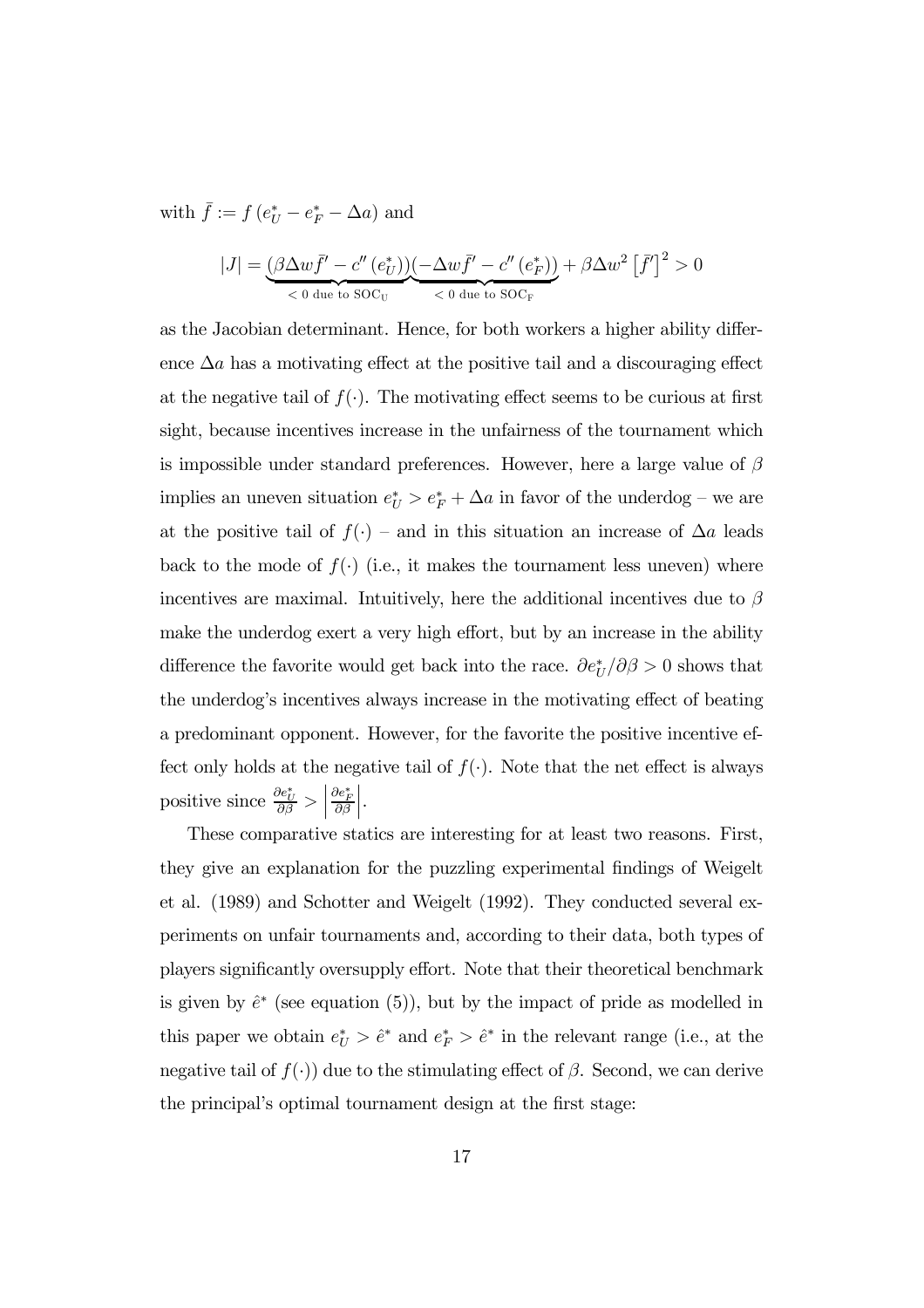with $\bar{f} := f\left(e_U^* - e_F^* - \Delta a\right)$ and

$$|J| = \underbrace{(\beta \Delta w \bar{f}' - c''\left(e_U^*\right))}_{<0 \text{ due to SOC}_\text{U}} \underbrace{(-\Delta w \bar{f}' - c''\left(e_F^*\right))}_{<0 \text{ due to SOC}_\text{F}} + \beta \Delta w^2 \left[\bar{f}'\right]^2 > 0$$

as the Jacobian determinant. Hence, for both workers a higher ability difference $\Delta a$ has a motivating effect at the positive tail and a discouraging effect at the negative tail of $f(\cdot)$. The motivating effect seems to be curious at first sight, because incentives increase in the unfairness of the tournament which is impossible under standard preferences. However, here a large value of $\beta$ implies an uneven situation $e_U^* > e_F^* + \Delta a$ in favor of the underdog – we are at the positive tail of $f(\cdot)$ – and in this situation an increase of $\Delta a$ leads back to the mode of $f(\cdot)$ (i.e., it makes the tournament less uneven) where incentives are maximal. Intuitively, here the additional incentives due to $\beta$ make the underdog exert a very high effort, but by an increase in the ability difference the favorite would get back into the race. $\partial e_U^*/\partial \beta > 0$ shows that the underdog's incentives always increase in the motivating effect of beating a predominant opponent. However, for the favorite the positive incentive effect only holds at the negative tail of $f(\cdot)$. Note that the net effect is always positive since $\frac{\partial e_U^*}{\partial \beta} > \left|\frac{\partial e_F^*}{\partial \beta}\right|$.

These comparative statics are interesting for at least two reasons. First, they give an explanation for the puzzling experimental findings of Weigelt et al. (1989) and Schotter and Weigelt (1992). They conducted several experiments on unfair tournaments and, according to their data, both types of players significantly oversupply effort. Note that their theoretical benchmark is given by $\hat{e}^*$ (see equation (5)), but by the impact of pride as modelled in this paper we obtain $e_U^* > \hat{e}^*$ and $e_F^* > \hat{e}^*$ in the relevant range (i.e., at the negative tail of $f(\cdot)$) due to the stimulating effect of $\beta$. Second, we can derive the principal's optimal tournament design at the first stage: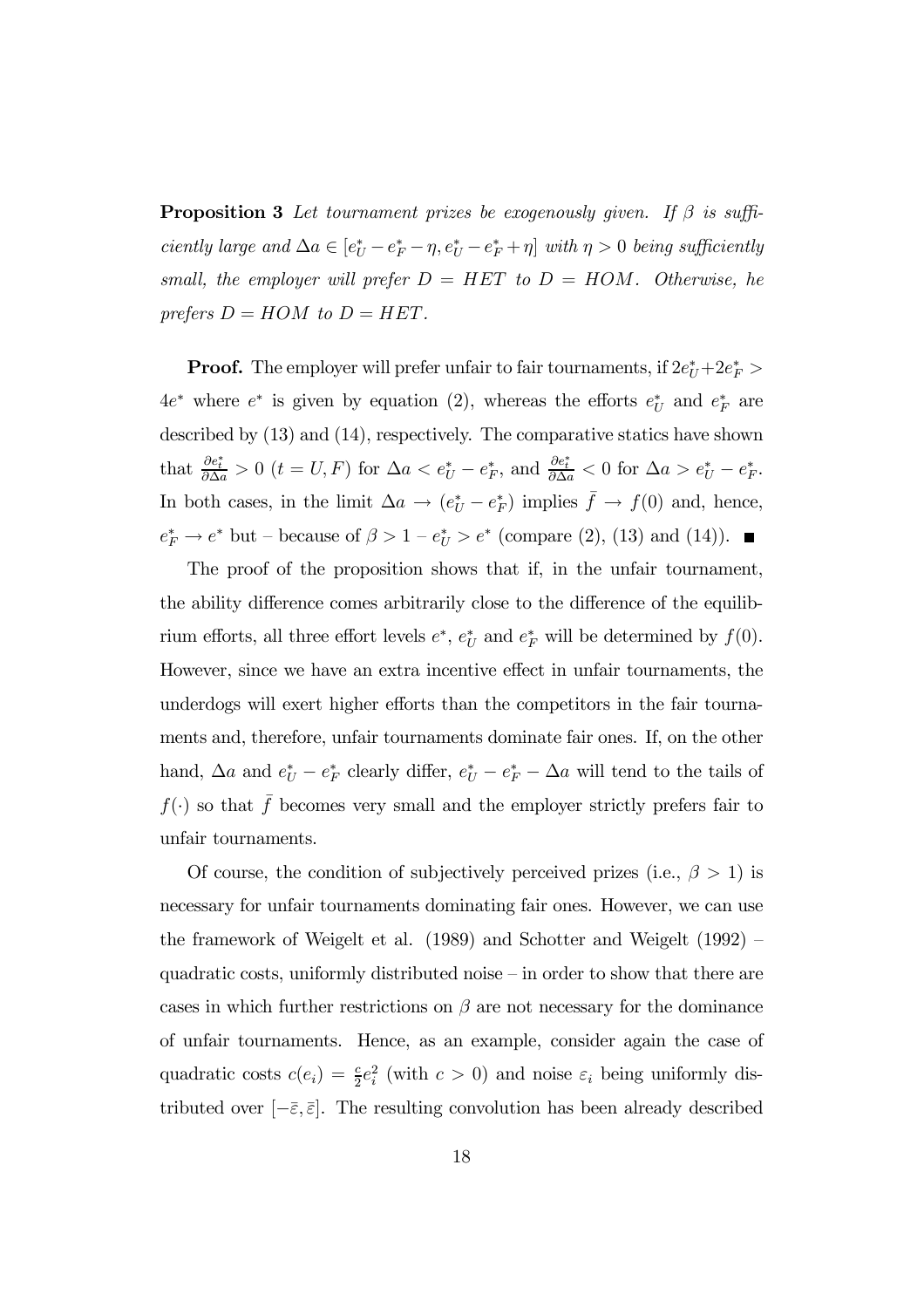**Proposition 3** *Let tournament prizes be exogenously given. If $\beta$ is sufficiently large and $\Delta a \in [e_U^* - e_F^* - \eta, e_U^* - e_F^* + \eta]$ with $\eta > 0$ being sufficiently small, the employer will prefer $D = HET$ to $D = HOM$. Otherwise, he prefers $D = HOM$ to $D = HET$.*

**Proof.** The employer will prefer unfair to fair tournaments, if $2e_U^* + 2e_F^* > 4e^*$ where $e^*$ is given by equation (2), whereas the efforts $e_U^*$ and $e_F^*$ are described by (13) and (14), respectively. The comparative statics have shown that $\frac{\partial e_t^*}{\partial \Delta a} > 0$ $(t = U, F)$ for $\Delta a < e_U^* - e_F^*$, and $\frac{\partial e_t^*}{\partial \Delta a} < 0$ for $\Delta a > e_U^* - e_F^*$. In both cases, in the limit $\Delta a \to (e_U^* - e_F^*)$ implies $\bar{f} \to f(0)$ and, hence, $e_F^* \to e^*$ but – because of $\beta > 1$ – $e_U^* > e^*$ (compare (2), (13) and (14)). ■

The proof of the proposition shows that if, in the unfair tournament, the ability difference comes arbitrarily close to the difference of the equilibrium efforts, all three effort levels $e^*$, $e_U^*$ and $e_F^*$ will be determined by $f(0)$. However, since we have an extra incentive effect in unfair tournaments, the underdogs will exert higher efforts than the competitors in the fair tournaments and, therefore, unfair tournaments dominate fair ones. If, on the other hand, $\Delta a$ and $e_U^* - e_F^*$ clearly differ, $e_U^* - e_F^* - \Delta a$ will tend to the tails of $f(\cdot)$ so that $\bar{f}$ becomes very small and the employer strictly prefers fair to unfair tournaments.

Of course, the condition of subjectively perceived prizes (i.e., $\beta > 1$) is necessary for unfair tournaments dominating fair ones. However, we can use the framework of Weigelt et al. (1989) and Schotter and Weigelt (1992) – quadratic costs, uniformly distributed noise – in order to show that there are cases in which further restrictions on $\beta$ are not necessary for the dominance of unfair tournaments. Hence, as an example, consider again the case of quadratic costs $c(e_i) = \frac{c}{2}e_i^2$ (with $c > 0$) and noise $\varepsilon_i$ being uniformly distributed over $[-\bar{\varepsilon}, \bar{\varepsilon}]$. The resulting convolution has been already described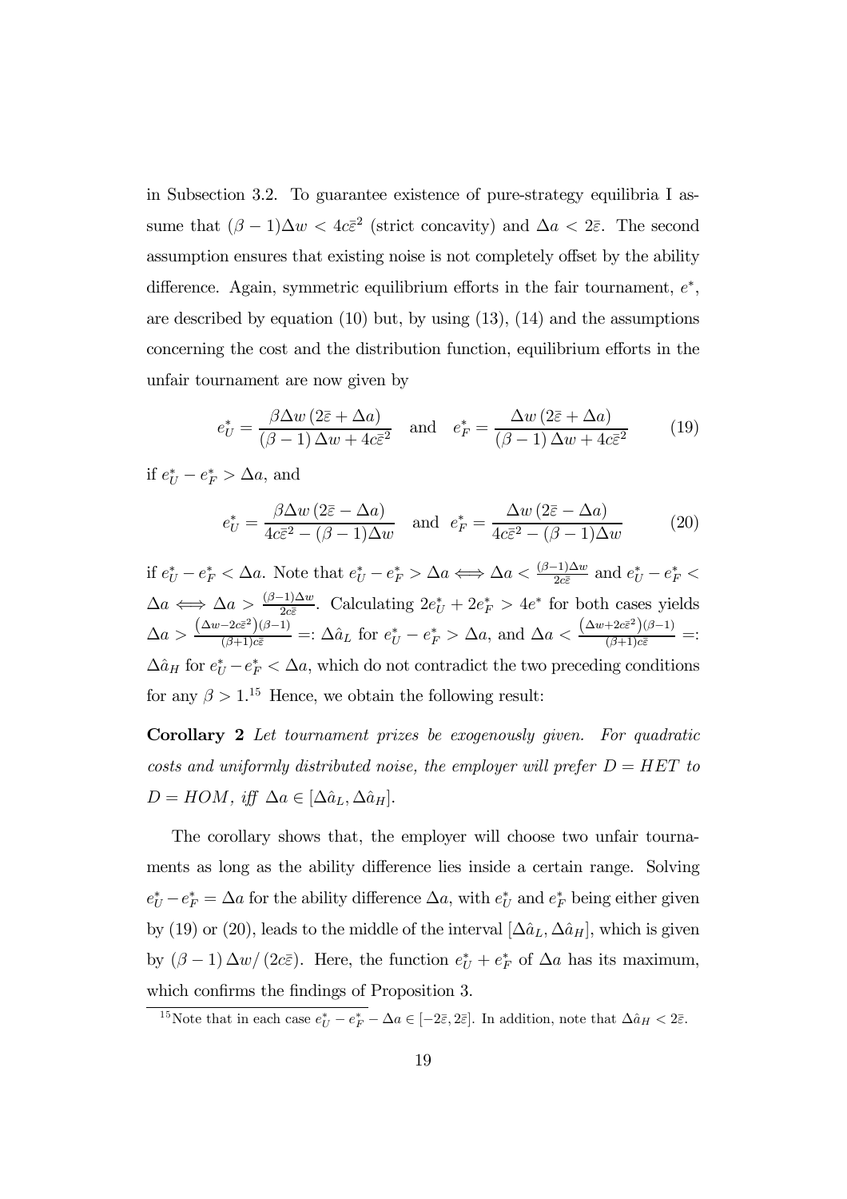in Subsection 3.2. To guarantee existence of pure-strategy equilibria I assume that $(\beta - 1)\Delta w < 4c\bar{\varepsilon}^2$ (strict concavity) and $\Delta a < 2\bar{\varepsilon}$. The second assumption ensures that existing noise is not completely offset by the ability difference. Again, symmetric equilibrium efforts in the fair tournament, $e^*$, are described by equation (10) but, by using (13), (14) and the assumptions concerning the cost and the distribution function, equilibrium efforts in the unfair tournament are now given by

$$e_U^* = \frac{\beta \Delta w \left(2\bar{\varepsilon} + \Delta a\right)}{\left(\beta - 1\right)\Delta w + 4c\bar{\varepsilon}^2} \quad \text{and} \quad e_F^* = \frac{\Delta w \left(2\bar{\varepsilon} + \Delta a\right)}{\left(\beta - 1\right)\Delta w + 4c\bar{\varepsilon}^2} \tag{19}$$

if $e_U^* - e_F^* > \Delta a$, and

$$e_U^* = \frac{\beta \Delta w \left(2\bar{\varepsilon} - \Delta a\right)}{4c\bar{\varepsilon}^2 - (\beta - 1)\Delta w} \quad \text{and} \quad e_F^* = \frac{\Delta w \left(2\bar{\varepsilon} - \Delta a\right)}{4c\bar{\varepsilon}^2 - (\beta - 1)\Delta w} \tag{20}$$

if $e_U^* - e_F^* < \Delta a$. Note that $e_U^* - e_F^* > \Delta a \iff \Delta a < \frac{(\beta-1)\Delta w}{2c\bar{\varepsilon}}$ and $e_U^* - e_F^* < \Delta a \iff \Delta a > \frac{(\beta-1)\Delta w}{2c\bar{\varepsilon}}$. Calculating $2e_U^* + 2e_F^* > 4e^*$ for both cases yields $\Delta a > \frac{\left(\Delta w - 2c\bar{\varepsilon}^2\right)(\beta-1)}{(\beta+1)c\bar{\varepsilon}} =: \Delta\hat{a}_L$ for $e_U^* - e_F^* > \Delta a$, and $\Delta a < \frac{\left(\Delta w + 2c\bar{\varepsilon}^2\right)(\beta-1)}{(\beta+1)c\bar{\varepsilon}} =: \Delta\hat{a}_H$ for $e_U^* - e_F^* < \Delta a$, which do not contradict the two preceding conditions for any $\beta > 1$.[15] Hence, we obtain the following result:

**Corollary 2** *Let tournament prizes be exogenously given. For quadratic costs and uniformly distributed noise, the employer will prefer $D = HET$ to $D = HOM$, iff $\Delta a \in [\Delta\hat{a}_L, \Delta\hat{a}_H]$.*

The corollary shows that, the employer will choose two unfair tournaments as long as the ability difference lies inside a certain range. Solving $e_U^* - e_F^* = \Delta a$ for the ability difference $\Delta a$, with $e_U^*$ and $e_F^*$ being either given by (19) or (20), leads to the middle of the interval $[\Delta\hat{a}_L, \Delta\hat{a}_H]$, which is given by $(\beta - 1)\Delta w/(2c\bar{\varepsilon})$. Here, the function $e_U^* + e_F^*$ of $\Delta a$ has its maximum, which confirms the findings of Proposition 3.

[15] Note that in each case $e_U^* - e_F^* - \Delta a \in [-2\bar{\varepsilon}, 2\bar{\varepsilon}]$. In addition, note that $\Delta\hat{a}_H < 2\bar{\varepsilon}$.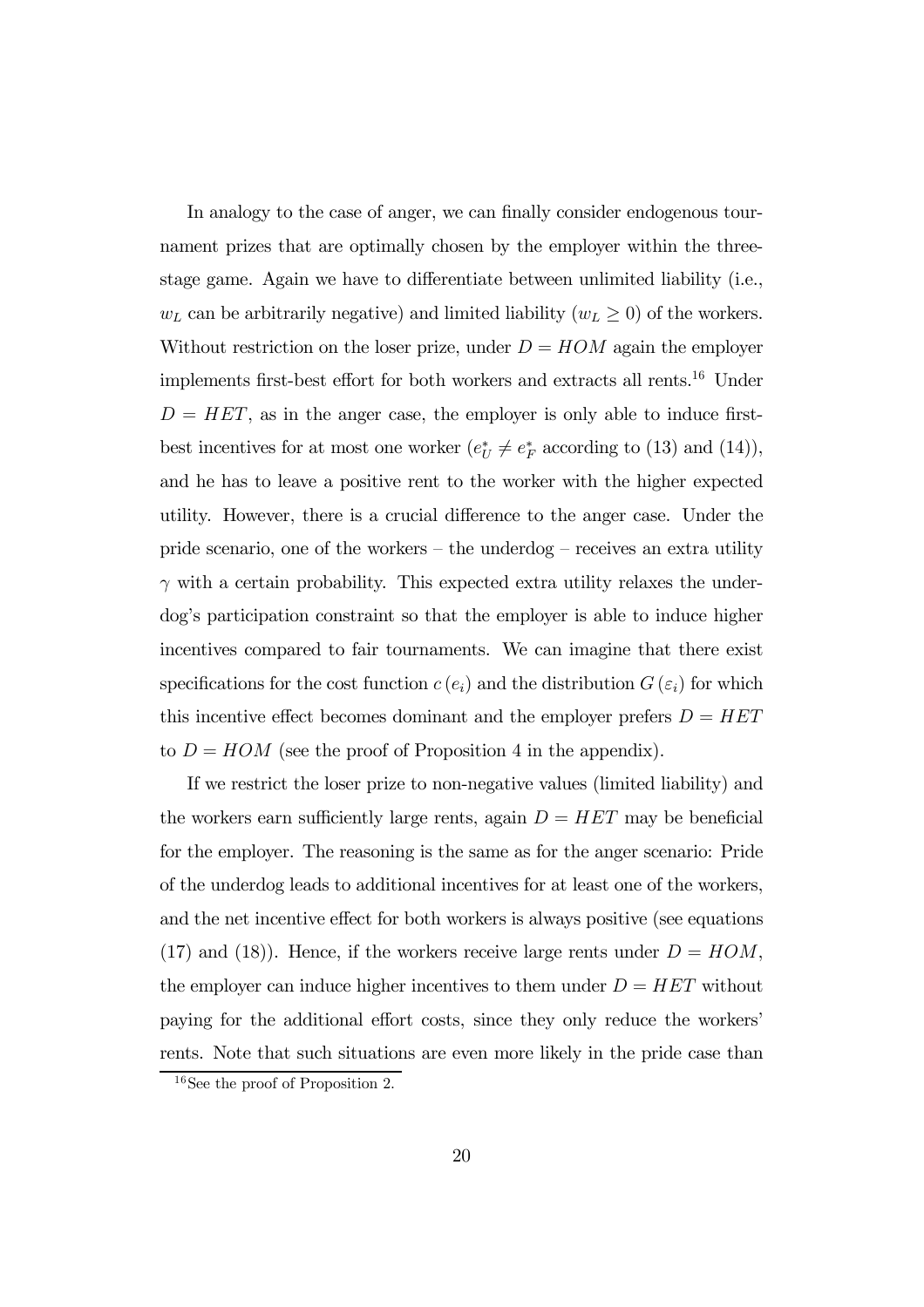In analogy to the case of anger, we can finally consider endogenous tournament prizes that are optimally chosen by the employer within the three-stage game. Again we have to differentiate between unlimited liability (i.e., $w_L$ can be arbitrarily negative) and limited liability ($w_L \geq 0$) of the workers. Without restriction on the loser prize, under $D = HOM$ again the employer implements first-best effort for both workers and extracts all rents.[16] Under $D = HET$, as in the anger case, the employer is only able to induce first-best incentives for at most one worker ($e_U^* \neq e_F^*$ according to (13) and (14)), and he has to leave a positive rent to the worker with the higher expected utility. However, there is a crucial difference to the anger case. Under the pride scenario, one of the workers – the underdog – receives an extra utility $\gamma$ with a certain probability. This expected extra utility relaxes the underdog's participation constraint so that the employer is able to induce higher incentives compared to fair tournaments. We can imagine that there exist specifications for the cost function $c(e_i)$ and the distribution $G(\varepsilon_i)$ for which this incentive effect becomes dominant and the employer prefers $D = HET$ to $D = HOM$ (see the proof of Proposition 4 in the appendix).

If we restrict the loser prize to non-negative values (limited liability) and the workers earn sufficiently large rents, again $D = HET$ may be beneficial for the employer. The reasoning is the same as for the anger scenario: Pride of the underdog leads to additional incentives for at least one of the workers, and the net incentive effect for both workers is always positive (see equations (17) and (18)). Hence, if the workers receive large rents under $D = HOM$, the employer can induce higher incentives to them under $D = HET$ without paying for the additional effort costs, since they only reduce the workers' rents. Note that such situations are even more likely in the pride case than

[16] See the proof of Proposition 2.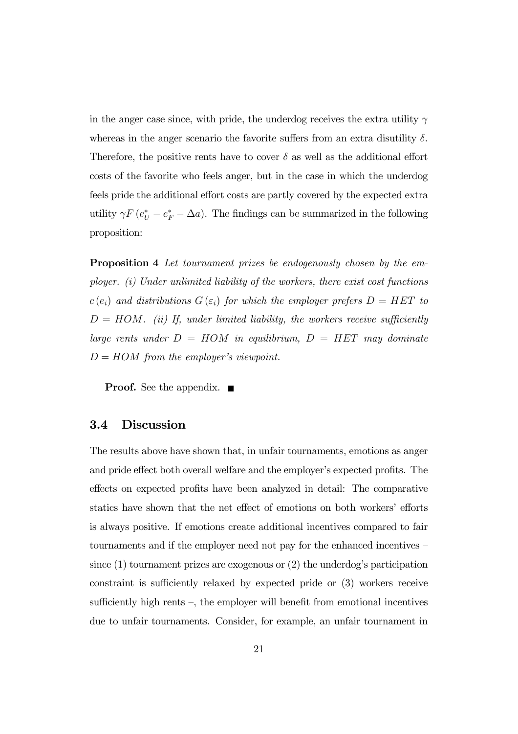in the anger case since, with pride, the underdog receives the extra utility $\gamma$ whereas in the anger scenario the favorite suffers from an extra disutility $\delta$. Therefore, the positive rents have to cover $\delta$ as well as the additional effort costs of the favorite who feels anger, but in the case in which the underdog feels pride the additional effort costs are partly covered by the expected extra utility $\gamma F(e_U^* - e_F^* - \Delta a)$. The findings can be summarized in the following proposition:

**Proposition 4** *Let tournament prizes be endogenously chosen by the employer. (i) Under unlimited liability of the workers, there exist cost functions $c(e_i)$ and distributions $G(\varepsilon_i)$ for which the employer prefers $D = HET$ to $D = HOM$. (ii) If, under limited liability, the workers receive sufficiently large rents under $D = HOM$ in equilibrium, $D = HET$ may dominate $D = HOM$ from the employer's viewpoint.*

**Proof.** See the appendix. ■

## 3.4 Discussion

The results above have shown that, in unfair tournaments, emotions as anger and pride effect both overall welfare and the employer's expected profits. The effects on expected profits have been analyzed in detail: The comparative statics have shown that the net effect of emotions on both workers' efforts is always positive. If emotions create additional incentives compared to fair tournaments and if the employer need not pay for the enhanced incentives – since (1) tournament prizes are exogenous or (2) the underdog's participation constraint is sufficiently relaxed by expected pride or (3) workers receive sufficiently high rents –, the employer will benefit from emotional incentives due to unfair tournaments. Consider, for example, an unfair tournament in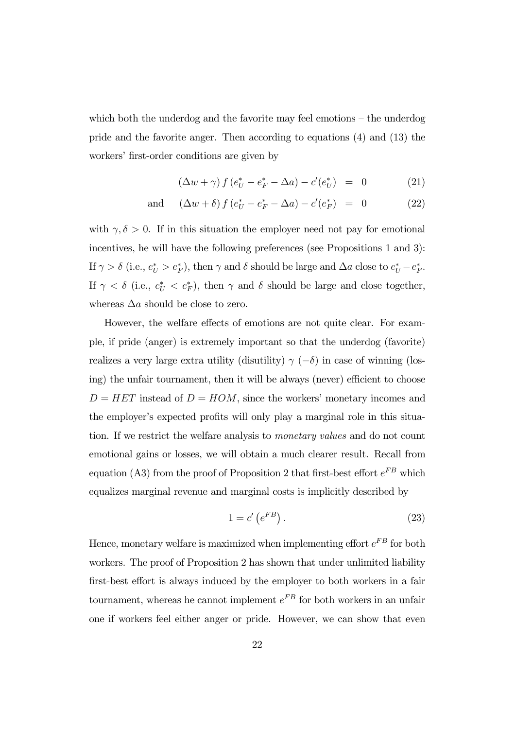which both the underdog and the favorite may feel emotions – the underdog pride and the favorite anger. Then according to equations (4) and (13) the workers' first-order conditions are given by

$$(\Delta w + \gamma) f(e_U^* - e_F^* - \Delta a) - c'(e_U^*) = 0 \tag{21}$$

$$\text{and} \quad (\Delta w + \delta) f(e_U^* - e_F^* - \Delta a) - c'(e_F^*) = 0 \tag{22}$$

with $\gamma, \delta > 0$. If in this situation the employer need not pay for emotional incentives, he will have the following preferences (see Propositions 1 and 3): If $\gamma > \delta$ (i.e., $e_U^* > e_F^*$), then $\gamma$ and $\delta$ should be large and $\Delta a$ close to $e_U^* - e_F^*$. If $\gamma < \delta$ (i.e., $e_U^* < e_F^*$), then $\gamma$ and $\delta$ should be large and close together, whereas $\Delta a$ should be close to zero.

However, the welfare effects of emotions are not quite clear. For example, if pride (anger) is extremely important so that the underdog (favorite) realizes a very large extra utility (disutility) $\gamma$ $(-\delta)$ in case of winning (losing) the unfair tournament, then it will be always (never) efficient to choose $D = HET$ instead of $D = HOM$, since the workers' monetary incomes and the employer's expected profits will only play a marginal role in this situation. If we restrict the welfare analysis to *monetary values* and do not count emotional gains or losses, we will obtain a much clearer result. Recall from equation (A3) from the proof of Proposition 2 that first-best effort $e^{FB}$ which equalizes marginal revenue and marginal costs is implicitly described by

$$1 = c'\left(e^{FB}\right). \tag{23}$$

Hence, monetary welfare is maximized when implementing effort $e^{FB}$ for both workers. The proof of Proposition 2 has shown that under unlimited liability first-best effort is always induced by the employer to both workers in a fair tournament, whereas he cannot implement $e^{FB}$ for both workers in an unfair one if workers feel either anger or pride. However, we can show that even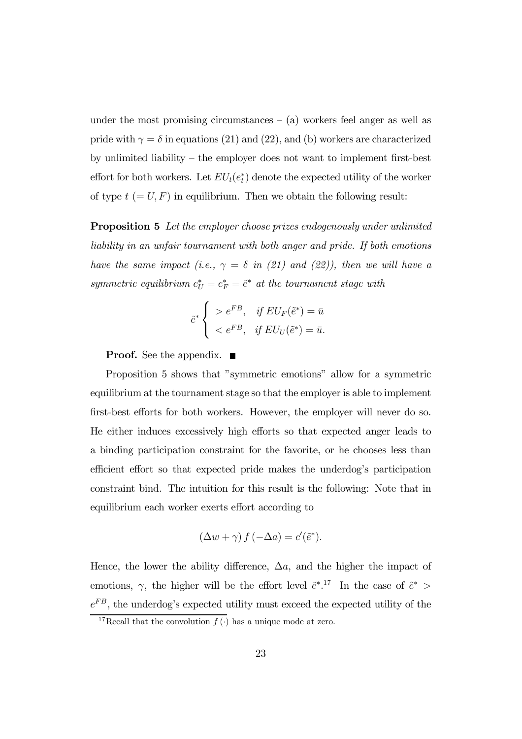under the most promising circumstances – (a) workers feel anger as well as pride with $\gamma = \delta$ in equations (21) and (22), and (b) workers are characterized by unlimited liability – the employer does not want to implement first-best effort for both workers. Let $EU_t(e_t^*)$ denote the expected utility of the worker of type $t$ $(= U, F)$ in equilibrium. Then we obtain the following result:

**Proposition 5** *Let the employer choose prizes endogenously under unlimited liability in an unfair tournament with both anger and pride. If both emotions have the same impact (i.e., $\gamma = \delta$ in (21) and (22)), then we will have a symmetric equilibrium $e_U^* = e_F^* = \tilde{e}^*$ at the tournament stage with*

$$\tilde{e}^* \begin{cases} > e^{FB}, & \text{if } EU_F(\tilde{e}^*) = \bar{u} \\ < e^{FB}, & \text{if } EU_U(\tilde{e}^*) = \bar{u}. \end{cases}$$

**Proof.** See the appendix. ■

Proposition 5 shows that "symmetric emotions" allow for a symmetric equilibrium at the tournament stage so that the employer is able to implement first-best efforts for both workers. However, the employer will never do so. He either induces excessively high efforts so that expected anger leads to a binding participation constraint for the favorite, or he chooses less than efficient effort so that expected pride makes the underdog's participation constraint bind. The intuition for this result is the following: Note that in equilibrium each worker exerts effort according to

$$(\Delta w + \gamma) f(-\Delta a) = c'(\tilde{e}^*).$$

Hence, the lower the ability difference, $\Delta a$, and the higher the impact of emotions, $\gamma$, the higher will be the effort level $\tilde{e}^*$.[17] In the case of $\tilde{e}^* > e^{FB}$, the underdog's expected utility must exceed the expected utility of the

[17] Recall that the convolution $f(\cdot)$ has a unique mode at zero.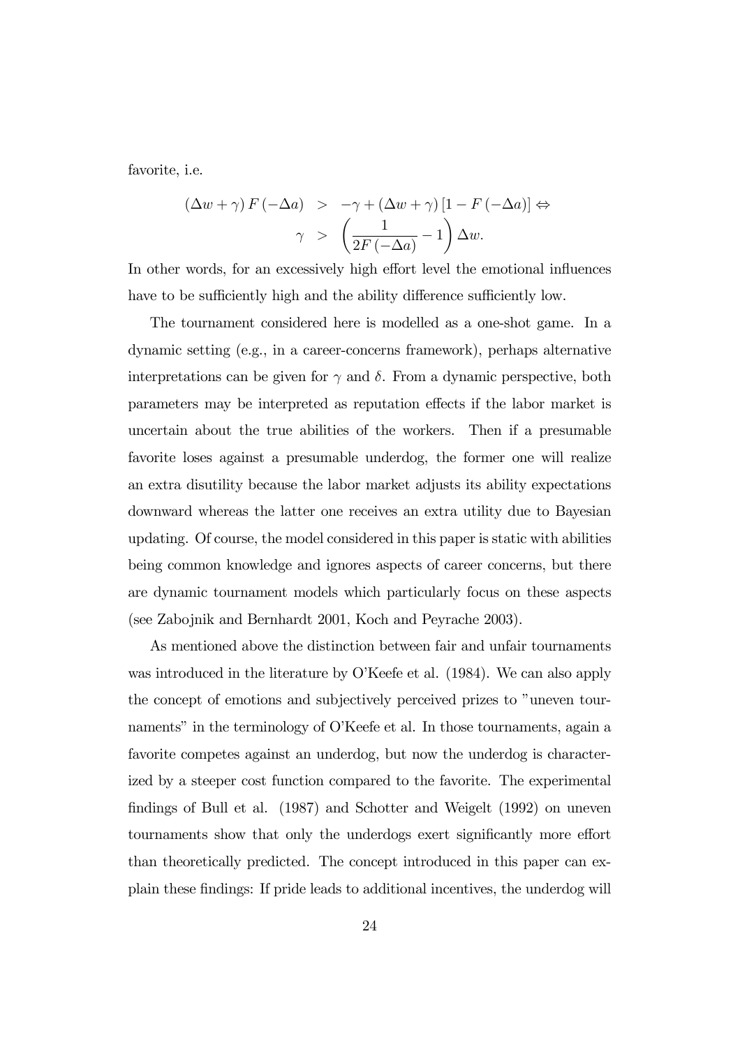favorite, i.e.

$$
\begin{aligned}
(\Delta w + \gamma) F(-\Delta a) &> -\gamma + (\Delta w + \gamma)[1 - F(-\Delta a)] \Leftrightarrow \\
\gamma &> \left( \frac{1}{2F(-\Delta a)} - 1 \right) \Delta w.
\end{aligned}
$$

In other words, for an excessively high effort level the emotional influences have to be sufficiently high and the ability difference sufficiently low.

The tournament considered here is modelled as a one-shot game. In a dynamic setting (e.g., in a career-concerns framework), perhaps alternative interpretations can be given for $\gamma$ and $\delta$. From a dynamic perspective, both parameters may be interpreted as reputation effects if the labor market is uncertain about the true abilities of the workers. Then if a presumable favorite loses against a presumable underdog, the former one will realize an extra disutility because the labor market adjusts its ability expectations downward whereas the latter one receives an extra utility due to Bayesian updating. Of course, the model considered in this paper is static with abilities being common knowledge and ignores aspects of career concerns, but there are dynamic tournament models which particularly focus on these aspects (see Zabojnik and Bernhardt 2001, Koch and Peyrache 2003).

As mentioned above the distinction between fair and unfair tournaments was introduced in the literature by O'Keefe et al. (1984). We can also apply the concept of emotions and subjectively perceived prizes to "uneven tournaments" in the terminology of O'Keefe et al. In those tournaments, again a favorite competes against an underdog, but now the underdog is characterized by a steeper cost function compared to the favorite. The experimental findings of Bull et al. (1987) and Schotter and Weigelt (1992) on uneven tournaments show that only the underdogs exert significantly more effort than theoretically predicted. The concept introduced in this paper can explain these findings: If pride leads to additional incentives, the underdog will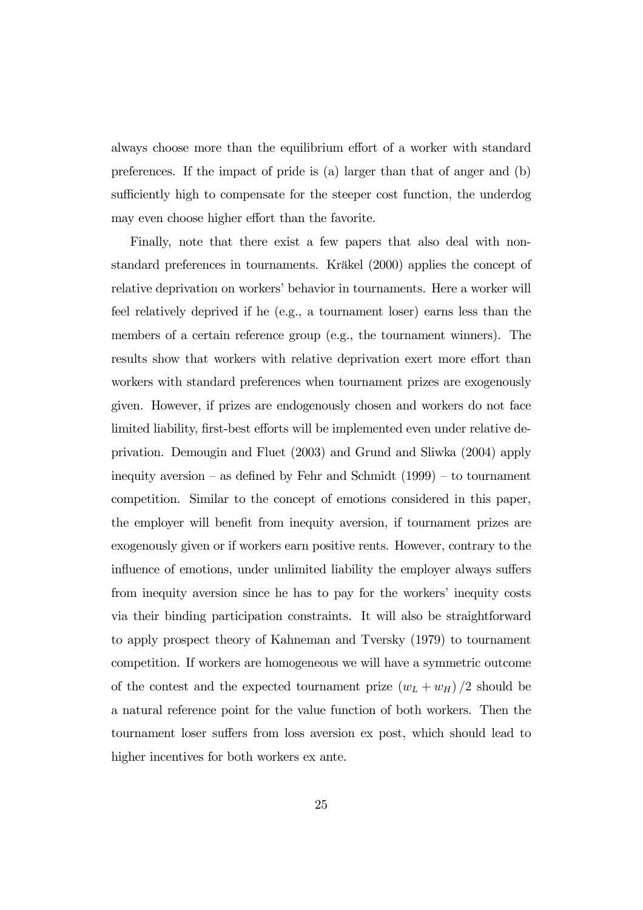always choose more than the equilibrium effort of a worker with standard preferences. If the impact of pride is (a) larger than that of anger and (b) sufficiently high to compensate for the steeper cost function, the underdog may even choose higher effort than the favorite.

Finally, note that there exist a few papers that also deal with non-standard preferences in tournaments. Kräkel (2000) applies the concept of relative deprivation on workers' behavior in tournaments. Here a worker will feel relatively deprived if he (e.g., a tournament loser) earns less than the members of a certain reference group (e.g., the tournament winners). The results show that workers with relative deprivation exert more effort than workers with standard preferences when tournament prizes are exogenously given. However, if prizes are endogenously chosen and workers do not face limited liability, first-best efforts will be implemented even under relative deprivation. Demougin and Fluet (2003) and Grund and Sliwka (2004) apply inequity aversion – as defined by Fehr and Schmidt (1999) – to tournament competition. Similar to the concept of emotions considered in this paper, the employer will benefit from inequity aversion, if tournament prizes are exogenously given or if workers earn positive rents. However, contrary to the influence of emotions, under unlimited liability the employer always suffers from inequity aversion since he has to pay for the workers' inequity costs via their binding participation constraints. It will also be straightforward to apply prospect theory of Kahneman and Tversky (1979) to tournament competition. If workers are homogeneous we will have a symmetric outcome of the contest and the expected tournament prize $(w_L + w_H)/2$ should be a natural reference point for the value function of both workers. Then the tournament loser suffers from loss aversion ex post, which should lead to higher incentives for both workers ex ante.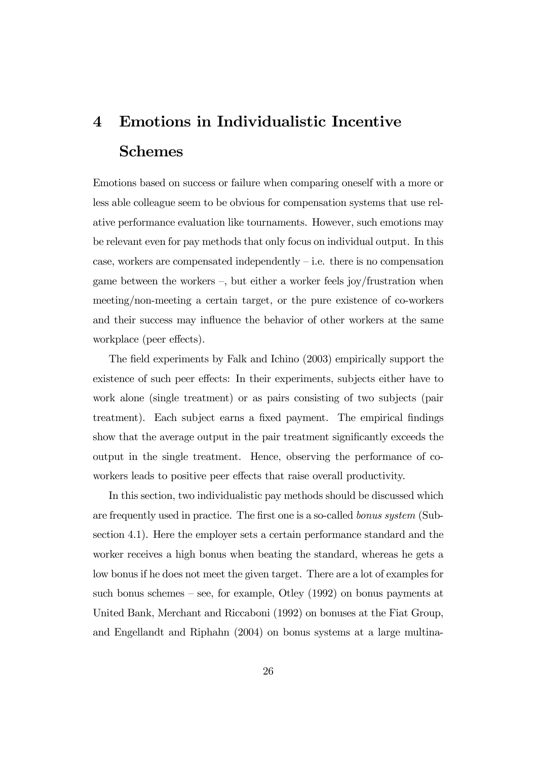# 4 Emotions in Individualistic Incentive Schemes

Emotions based on success or failure when comparing oneself with a more or less able colleague seem to be obvious for compensation systems that use relative performance evaluation like tournaments. However, such emotions may be relevant even for pay methods that only focus on individual output. In this case, workers are compensated independently – i.e. there is no compensation game between the workers –, but either a worker feels joy/frustration when meeting/non-meeting a certain target, or the pure existence of co-workers and their success may influence the behavior of other workers at the same workplace (peer effects).

The field experiments by Falk and Ichino (2003) empirically support the existence of such peer effects: In their experiments, subjects either have to work alone (single treatment) or as pairs consisting of two subjects (pair treatment). Each subject earns a fixed payment. The empirical findings show that the average output in the pair treatment significantly exceeds the output in the single treatment. Hence, observing the performance of co-workers leads to positive peer effects that raise overall productivity.

In this section, two individualistic pay methods should be discussed which are frequently used in practice. The first one is a so-called *bonus system* (Subsection 4.1). Here the employer sets a certain performance standard and the worker receives a high bonus when beating the standard, whereas he gets a low bonus if he does not meet the given target. There are a lot of examples for such bonus schemes – see, for example, Otley (1992) on bonus payments at United Bank, Merchant and Riccaboni (1992) on bonuses at the Fiat Group, and Engellandt and Riphahn (2004) on bonus systems at a large multina-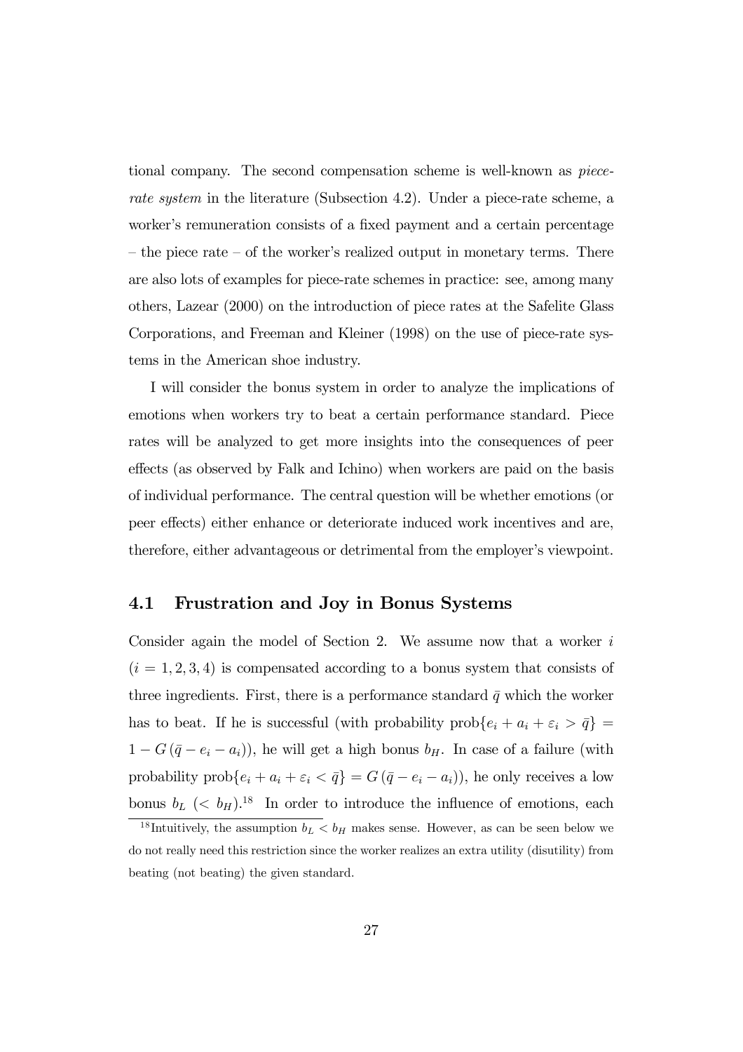tional company. The second compensation scheme is well-known as *piece-rate system* in the literature (Subsection 4.2). Under a piece-rate scheme, a worker's remuneration consists of a fixed payment and a certain percentage – the piece rate – of the worker's realized output in monetary terms. There are also lots of examples for piece-rate schemes in practice: see, among many others, Lazear (2000) on the introduction of piece rates at the Safelite Glass Corporations, and Freeman and Kleiner (1998) on the use of piece-rate systems in the American shoe industry.

I will consider the bonus system in order to analyze the implications of emotions when workers try to beat a certain performance standard. Piece rates will be analyzed to get more insights into the consequences of peer effects (as observed by Falk and Ichino) when workers are paid on the basis of individual performance. The central question will be whether emotions (or peer effects) either enhance or deteriorate induced work incentives and are, therefore, either advantageous or detrimental from the employer's viewpoint.

## 4.1 Frustration and Joy in Bonus Systems

Consider again the model of Section 2. We assume now that a worker $i$ ($i = 1, 2, 3, 4$) is compensated according to a bonus system that consists of three ingredients. First, there is a performance standard $\bar{q}$ which the worker has to beat. If he is successful (with probability $\text{prob}\{e_i + a_i + \varepsilon_i > \bar{q}\} = 1 - G(\bar{q} - e_i - a_i)$), he will get a high bonus $b_H$. In case of a failure (with probability $\text{prob}\{e_i + a_i + \varepsilon_i < \bar{q}\} = G(\bar{q} - e_i - a_i)$), he only receives a low bonus $b_L$ ($< b_H$).[18] In order to introduce the influence of emotions, each

[18] Intuitively, the assumption $b_L < b_H$ makes sense. However, as can be seen below we do not really need this restriction since the worker realizes an extra utility (disutility) from beating (not beating) the given standard.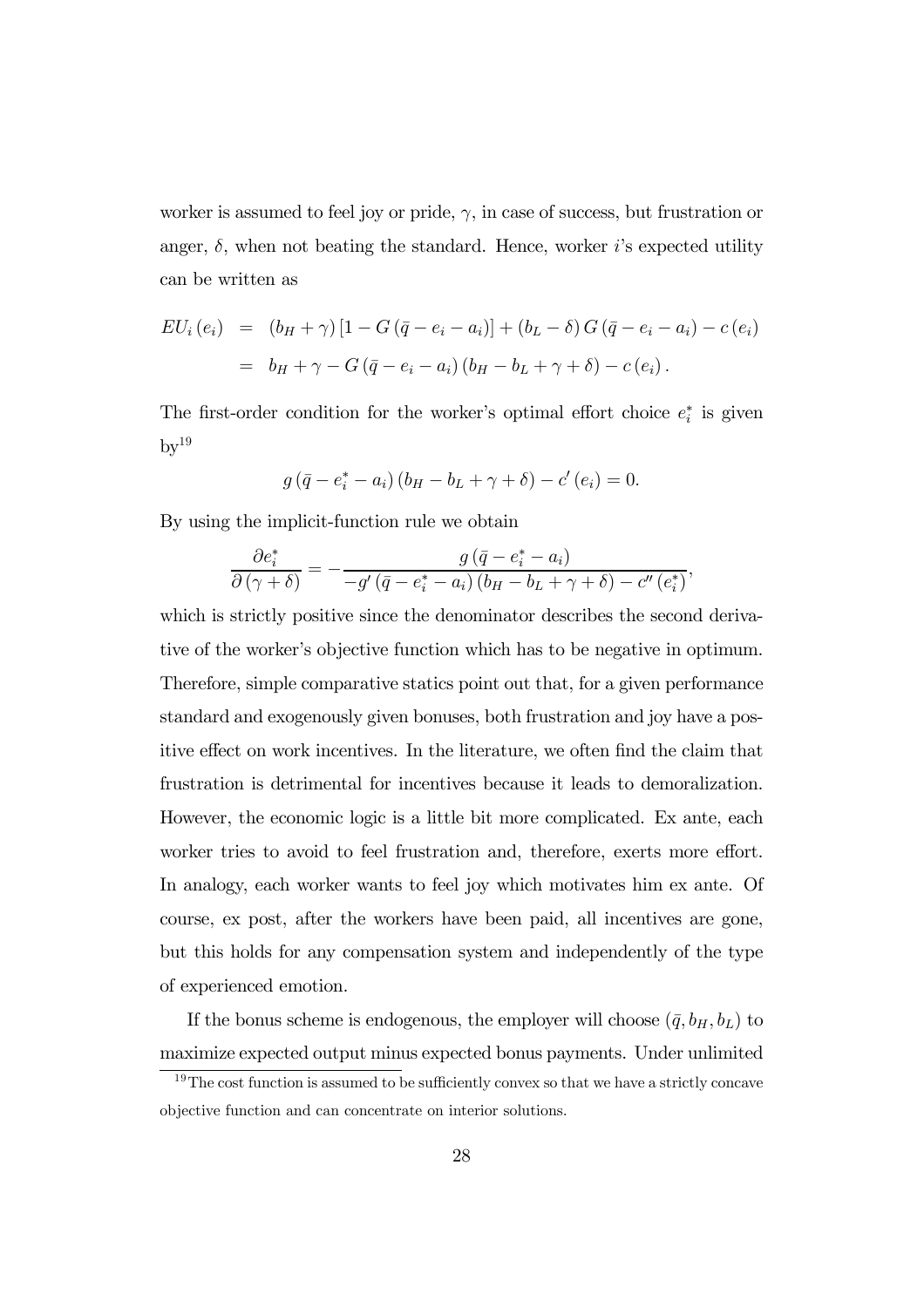worker is assumed to feel joy or pride, $\gamma$, in case of success, but frustration or anger, $\delta$, when not beating the standard. Hence, worker $i$'s expected utility can be written as

$$\begin{aligned} EU_i(e_i) &= (b_H + \gamma)\left[1 - G(\bar{q} - e_i - a_i)\right] + (b_L - \delta)\,G(\bar{q} - e_i - a_i) - c(e_i) \\ &= b_H + \gamma - G(\bar{q} - e_i - a_i)(b_H - b_L + \gamma + \delta) - c(e_i). \end{aligned}$$

The first-order condition for the worker's optimal effort choice $e_i^*$ is given by[19]

$$g(\bar{q} - e_i^* - a_i)(b_H - b_L + \gamma + \delta) - c'(e_i) = 0.$$

By using the implicit-function rule we obtain

$$\frac{\partial e_i^*}{\partial(\gamma + \delta)} = -\frac{g(\bar{q} - e_i^* - a_i)}{-g'(\bar{q} - e_i^* - a_i)(b_H - b_L + \gamma + \delta) - c''(e_i^*)},$$

which is strictly positive since the denominator describes the second derivative of the worker's objective function which has to be negative in optimum. Therefore, simple comparative statics point out that, for a given performance standard and exogenously given bonuses, both frustration and joy have a positive effect on work incentives. In the literature, we often find the claim that frustration is detrimental for incentives because it leads to demoralization. However, the economic logic is a little bit more complicated. Ex ante, each worker tries to avoid to feel frustration and, therefore, exerts more effort. In analogy, each worker wants to feel joy which motivates him ex ante. Of course, ex post, after the workers have been paid, all incentives are gone, but this holds for any compensation system and independently of the type of experienced emotion.

If the bonus scheme is endogenous, the employer will choose $(\bar{q}, b_H, b_L)$ to maximize expected output minus expected bonus payments. Under unlimited

[19] The cost function is assumed to be sufficiently convex so that we have a strictly concave objective function and can concentrate on interior solutions.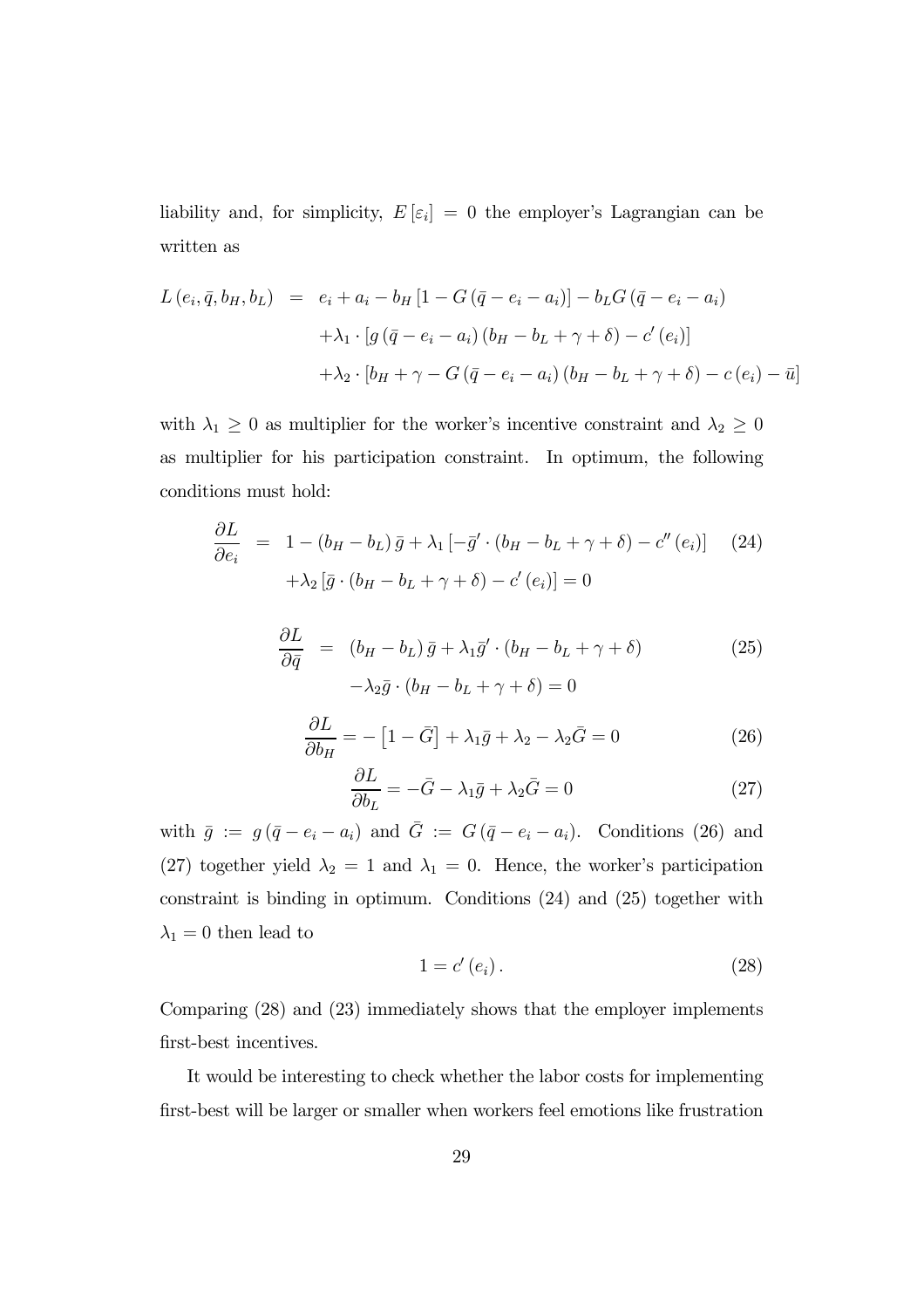liability and, for simplicity, $E[\varepsilon_i] = 0$ the employer's Lagrangian can be written as

$$\begin{aligned}
L(e_i, \bar{q}, b_H, b_L) &= e_i + a_i - b_H \left[1 - G(\bar{q} - e_i - a_i)\right] - b_L G(\bar{q} - e_i - a_i) \\
&\quad + \lambda_1 \cdot \left[g(\bar{q} - e_i - a_i)(b_H - b_L + \gamma + \delta) - c'(e_i)\right] \\
&\quad + \lambda_2 \cdot \left[b_H + \gamma - G(\bar{q} - e_i - a_i)(b_H - b_L + \gamma + \delta) - c(e_i) - \bar{u}\right]
\end{aligned}$$

with $\lambda_1 \geq 0$ as multiplier for the worker's incentive constraint and $\lambda_2 \geq 0$ as multiplier for his participation constraint. In optimum, the following conditions must hold:

$$\begin{aligned}
\frac{\partial L}{\partial e_i} &= 1 - (b_H - b_L)\bar{g} + \lambda_1 \left[-\bar{g}' \cdot (b_H - b_L + \gamma + \delta) - c''(e_i)\right] \\
&\quad + \lambda_2 \left[\bar{g} \cdot (b_H - b_L + \gamma + \delta) - c'(e_i)\right] = 0
\end{aligned} \tag{24}$$

$$\begin{aligned}
\frac{\partial L}{\partial \bar{q}} &= (b_H - b_L)\bar{g} + \lambda_1 \bar{g}' \cdot (b_H - b_L + \gamma + \delta) \\
&\quad - \lambda_2 \bar{g} \cdot (b_H - b_L + \gamma + \delta) = 0
\end{aligned} \tag{25}$$

$$\frac{\partial L}{\partial b_H} = -\left[1 - \bar{G}\right] + \lambda_1 \bar{g} + \lambda_2 - \lambda_2 \bar{G} = 0 \tag{26}$$

$$\frac{\partial L}{\partial b_L} = -\bar{G} - \lambda_1 \bar{g} + \lambda_2 \bar{G} = 0 \tag{27}$$

with $\bar{g} := g(\bar{q} - e_i - a_i)$ and $\bar{G} := G(\bar{q} - e_i - a_i)$. Conditions (26) and (27) together yield $\lambda_2 = 1$ and $\lambda_1 = 0$. Hence, the worker's participation constraint is binding in optimum. Conditions (24) and (25) together with $\lambda_1 = 0$ then lead to

$$1 = c'(e_i). \tag{28}$$

Comparing (28) and (23) immediately shows that the employer implements first-best incentives.

It would be interesting to check whether the labor costs for implementing first-best will be larger or smaller when workers feel emotions like frustration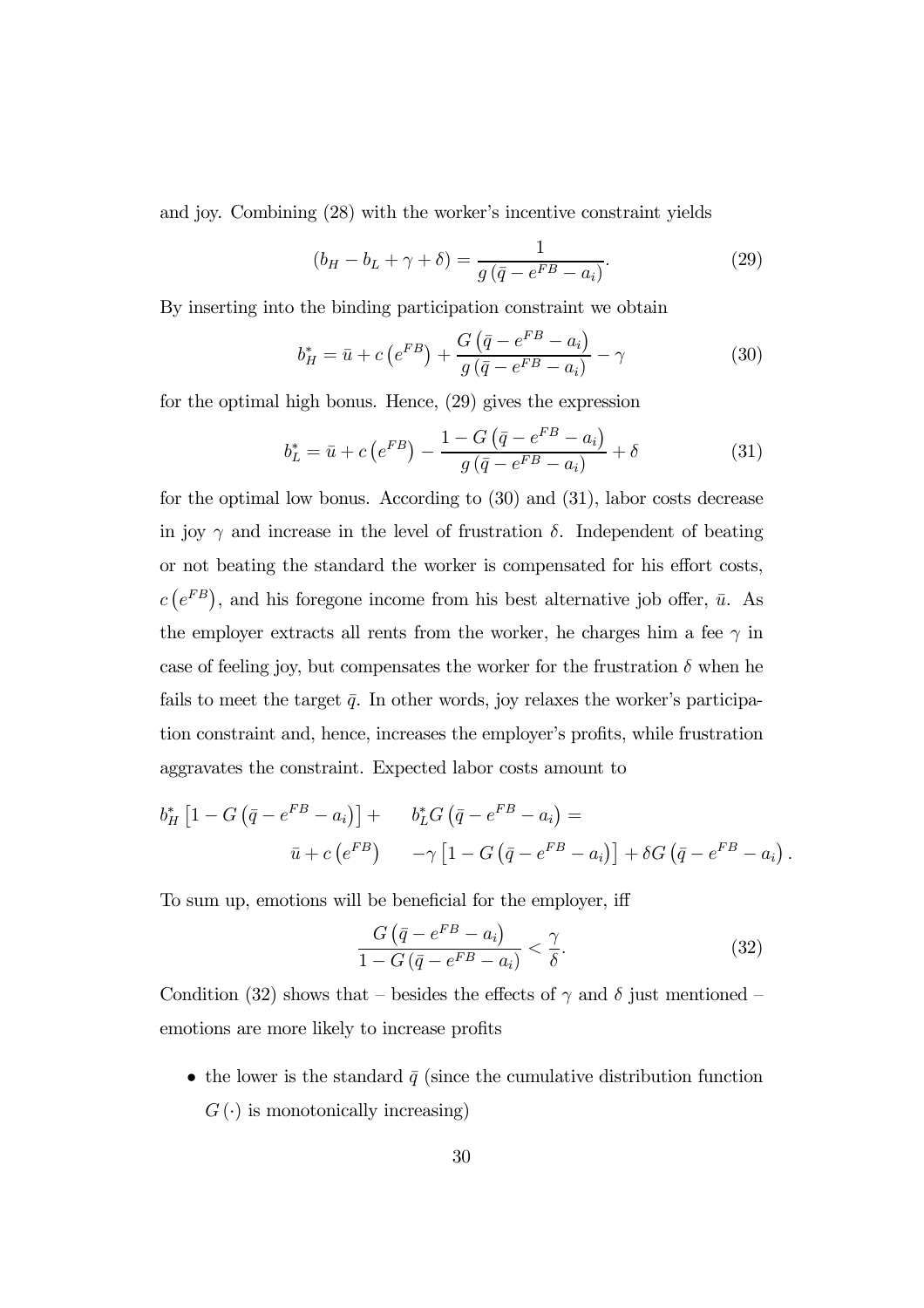and joy. Combining (28) with the worker's incentive constraint yields

$$(b_H - b_L + \gamma + \delta) = \frac{1}{g\left(\bar{q} - e^{FB} - a_i\right)}. \tag{29}$$

By inserting into the binding participation constraint we obtain

$$b_H^* = \bar{u} + c\left(e^{FB}\right) + \frac{G\left(\bar{q} - e^{FB} - a_i\right)}{g\left(\bar{q} - e^{FB} - a_i\right)} - \gamma \tag{30}$$

for the optimal high bonus. Hence, (29) gives the expression

$$b_L^* = \bar{u} + c\left(e^{FB}\right) - \frac{1 - G\left(\bar{q} - e^{FB} - a_i\right)}{g\left(\bar{q} - e^{FB} - a_i\right)} + \delta \tag{31}$$

for the optimal low bonus. According to (30) and (31), labor costs decrease in joy $\gamma$ and increase in the level of frustration $\delta$. Independent of beating or not beating the standard the worker is compensated for his effort costs, $c\left(e^{FB}\right)$, and his foregone income from his best alternative job offer, $\bar{u}$. As the employer extracts all rents from the worker, he charges him a fee $\gamma$ in case of feeling joy, but compensates the worker for the frustration $\delta$ when he fails to meet the target $\bar{q}$. In other words, joy relaxes the worker's participation constraint and, hence, increases the employer's profits, while frustration aggravates the constraint. Expected labor costs amount to

$$\begin{aligned} b_H^*\left[1 - G\left(\bar{q} - e^{FB} - a_i\right)\right] + \quad & b_L^* G\left(\bar{q} - e^{FB} - a_i\right) = \\ \bar{u} + c\left(e^{FB}\right) \quad & -\gamma\left[1 - G\left(\bar{q} - e^{FB} - a_i\right)\right] + \delta G\left(\bar{q} - e^{FB} - a_i\right). \end{aligned}$$

To sum up, emotions will be beneficial for the employer, iff

$$\frac{G\left(\bar{q} - e^{FB} - a_i\right)}{1 - G\left(\bar{q} - e^{FB} - a_i\right)} < \frac{\gamma}{\delta}. \tag{32}$$

Condition (32) shows that – besides the effects of $\gamma$ and $\delta$ just mentioned – emotions are more likely to increase profits

- the lower is the standard $\bar{q}$ (since the cumulative distribution function $G(\cdot)$ is monotonically increasing)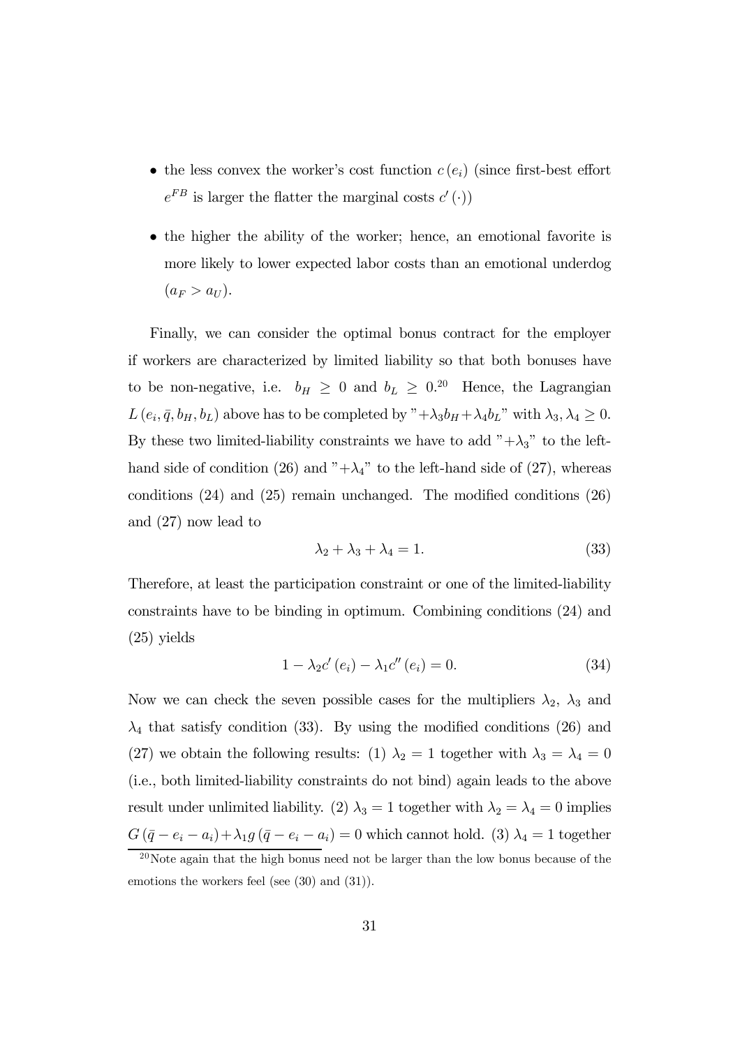- the less convex the worker's cost function $c(e_i)$ (since first-best effort $e^{FB}$ is larger the flatter the marginal costs $c'(\cdot)$)
- the higher the ability of the worker; hence, an emotional favorite is more likely to lower expected labor costs than an emotional underdog ($a_F > a_U$).

Finally, we can consider the optimal bonus contract for the employer if workers are characterized by limited liability so that both bonuses have to be non-negative, i.e. $b_H \geq 0$ and $b_L \geq 0$.[20] Hence, the Lagrangian $L(e_i, \bar{q}, b_H, b_L)$ above has to be completed by "$+\lambda_3 b_H + \lambda_4 b_L$" with $\lambda_3, \lambda_4 \geq 0$. By these two limited-liability constraints we have to add "$+\lambda_3$" to the left-hand side of condition (26) and "$+\lambda_4$" to the left-hand side of (27), whereas conditions (24) and (25) remain unchanged. The modified conditions (26) and (27) now lead to

$$\lambda_2 + \lambda_3 + \lambda_4 = 1. \tag{33}$$

Therefore, at least the participation constraint or one of the limited-liability constraints have to be binding in optimum. Combining conditions (24) and (25) yields

$$1 - \lambda_2 c'(e_i) - \lambda_1 c''(e_i) = 0. \tag{34}$$

Now we can check the seven possible cases for the multipliers $\lambda_2$, $\lambda_3$ and $\lambda_4$ that satisfy condition (33). By using the modified conditions (26) and (27) we obtain the following results: (1) $\lambda_2 = 1$ together with $\lambda_3 = \lambda_4 = 0$ (i.e., both limited-liability constraints do not bind) again leads to the above result under unlimited liability. (2) $\lambda_3 = 1$ together with $\lambda_2 = \lambda_4 = 0$ implies $G(\bar{q} - e_i - a_i) + \lambda_1 g(\bar{q} - e_i - a_i) = 0$ which cannot hold. (3) $\lambda_4 = 1$ together

[20] Note again that the high bonus need not be larger than the low bonus because of the emotions the workers feel (see (30) and (31)).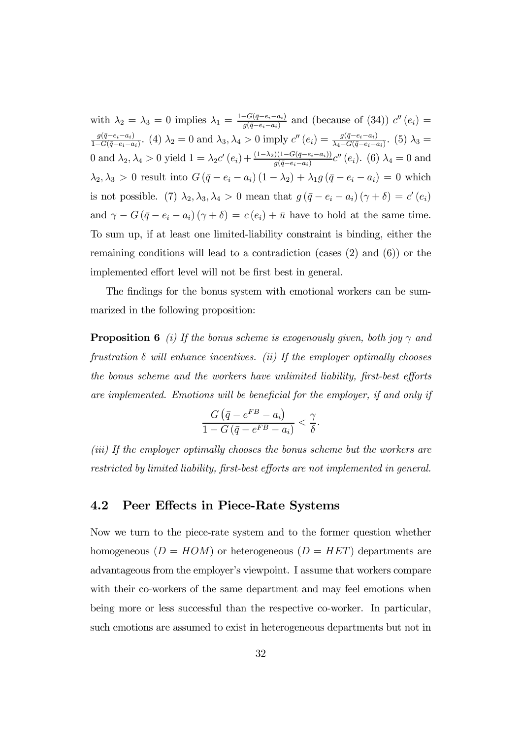with $\lambda_2 = \lambda_3 = 0$ implies $\lambda_1 = \frac{1-G(\bar{q}-e_i-a_i)}{g(\bar{q}-e_i-a_i)}$ and (because of (34)) $c''(e_i) = \frac{g(\bar{q}-e_i-a_i)}{1-G(\bar{q}-e_i-a_i)}$. (4) $\lambda_2 = 0$ and $\lambda_3, \lambda_4 > 0$ imply $c''(e_i) = \frac{g(\bar{q}-e_i-a_i)}{\lambda_4 - G(\bar{q}-e_i-a_i)}$. (5) $\lambda_3 = 0$ and $\lambda_2, \lambda_4 > 0$ yield $1 = \lambda_2 c'(e_i) + \frac{(1-\lambda_2)(1-G(\bar{q}-e_i-a_i))}{g(\bar{q}-e_i-a_i)} c''(e_i)$. (6) $\lambda_4 = 0$ and $\lambda_2, \lambda_3 > 0$ result into $G(\bar{q}-e_i-a_i)(1-\lambda_2) + \lambda_1 g(\bar{q}-e_i-a_i) = 0$ which is not possible. (7) $\lambda_2, \lambda_3, \lambda_4 > 0$ mean that $g(\bar{q}-e_i-a_i)(\gamma+\delta) = c'(e_i)$ and $\gamma - G(\bar{q}-e_i-a_i)(\gamma+\delta) = c(e_i) + \bar{u}$ have to hold at the same time. To sum up, if at least one limited-liability constraint is binding, either the remaining conditions will lead to a contradiction (cases (2) and (6)) or the implemented effort level will not be first best in general.

The findings for the bonus system with emotional workers can be summarized in the following proposition:

**Proposition 6** *(i) If the bonus scheme is exogenously given, both joy $\gamma$ and frustration $\delta$ will enhance incentives. (ii) If the employer optimally chooses the bonus scheme and the workers have unlimited liability, first-best efforts are implemented. Emotions will be beneficial for the employer, if and only if*

$$\frac{G\left(\bar{q}-e^{FB}-a_i\right)}{1-G\left(\bar{q}-e^{FB}-a_i\right)} < \frac{\gamma}{\delta}.$$

*(iii) If the employer optimally chooses the bonus scheme but the workers are restricted by limited liability, first-best efforts are not implemented in general.*

## 4.2 Peer Effects in Piece-Rate Systems

Now we turn to the piece-rate system and to the former question whether homogeneous ($D = HOM$) or heterogeneous ($D = HET$) departments are advantageous from the employer's viewpoint. I assume that workers compare with their co-workers of the same department and may feel emotions when being more or less successful than the respective co-worker. In particular, such emotions are assumed to exist in heterogeneous departments but not in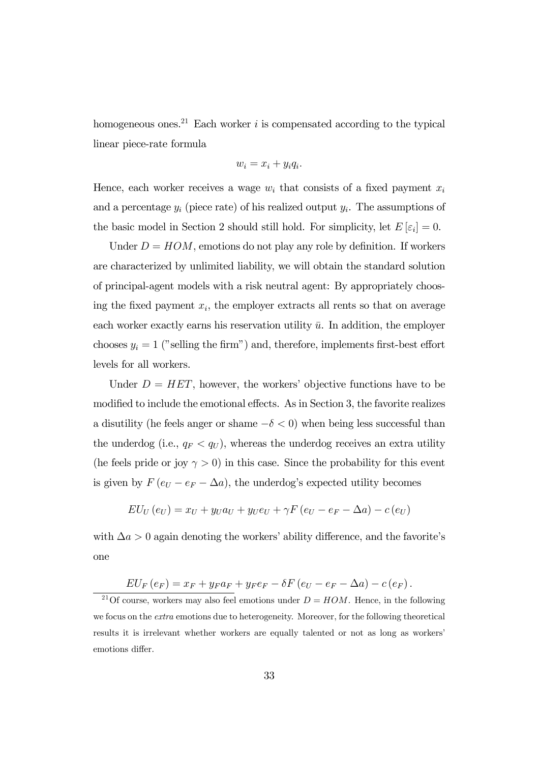homogeneous ones.[21] Each worker $i$ is compensated according to the typical linear piece-rate formula

$$w_i = x_i + y_i q_i.$$

Hence, each worker receives a wage $w_i$ that consists of a fixed payment $x_i$ and a percentage $y_i$ (piece rate) of his realized output $y_i$. The assumptions of the basic model in Section 2 should still hold. For simplicity, let $E[\varepsilon_i] = 0$.

Under $D = HOM$, emotions do not play any role by definition. If workers are characterized by unlimited liability, we will obtain the standard solution of principal-agent models with a risk neutral agent: By appropriately choosing the fixed payment $x_i$, the employer extracts all rents so that on average each worker exactly earns his reservation utility $\bar{u}$. In addition, the employer chooses $y_i = 1$ ("selling the firm") and, therefore, implements first-best effort levels for all workers.

Under $D = HET$, however, the workers' objective functions have to be modified to include the emotional effects. As in Section 3, the favorite realizes a disutility (he feels anger or shame $-\delta < 0$) when being less successful than the underdog (i.e., $q_F < q_U$), whereas the underdog receives an extra utility (he feels pride or joy $\gamma > 0$) in this case. Since the probability for this event is given by $F(e_U - e_F - \Delta a)$, the underdog's expected utility becomes

$$EU_U(e_U) = x_U + y_U a_U + y_U e_U + \gamma F(e_U - e_F - \Delta a) - c(e_U)$$

with $\Delta a > 0$ again denoting the workers' ability difference, and the favorite's one

$$EU_F(e_F) = x_F + y_F a_F + y_F e_F - \delta F(e_U - e_F - \Delta a) - c(e_F).$$

[21] Of course, workers may also feel emotions under $D = HOM$. Hence, in the following we focus on the *extra* emotions due to heterogeneity. Moreover, for the following theoretical results it is irrelevant whether workers are equally talented or not as long as workers' emotions differ.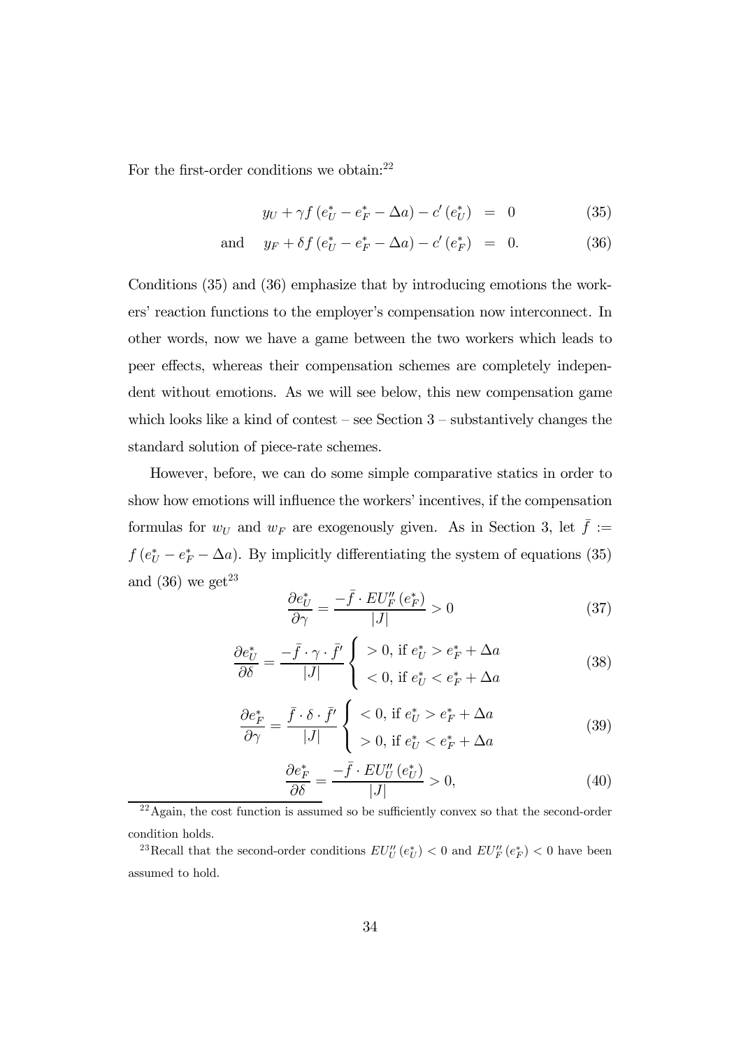For the first-order conditions we obtain:[22]

$$
\begin{aligned}
y_U + \gamma f\left(e_U^* - e_F^* - \Delta a\right) - c'\left(e_U^*\right) &= 0 \qquad (35)\\
\text{and} \quad y_F + \delta f\left(e_U^* - e_F^* - \Delta a\right) - c'\left(e_F^*\right) &= 0. \qquad (36)
\end{aligned}
$$

Conditions (35) and (36) emphasize that by introducing emotions the workers' reaction functions to the employer's compensation now interconnect. In other words, now we have a game between the two workers which leads to peer effects, whereas their compensation schemes are completely independent without emotions. As we will see below, this new compensation game which looks like a kind of contest – see Section 3 – substantively changes the standard solution of piece-rate schemes.

However, before, we can do some simple comparative statics in order to show how emotions will influence the workers' incentives, if the compensation formulas for $w_U$ and $w_F$ are exogenously given. As in Section 3, let $\bar{f} := f\left(e_U^* - e_F^* - \Delta a\right)$. By implicitly differentiating the system of equations (35) and (36) we get[23]

$$
\frac{\partial e_U^*}{\partial \gamma} = \frac{-\bar{f} \cdot EU_F''\left(e_F^*\right)}{|J|} > 0 \qquad (37)
$$

$$
\frac{\partial e_U^*}{\partial \delta} = \frac{-\bar{f} \cdot \gamma \cdot \bar{f}'}{|J|} \begin{cases} > 0, \text{ if } e_U^* > e_F^* + \Delta a \\ < 0, \text{ if } e_U^* < e_F^* + \Delta a \end{cases} \qquad (38)
$$

$$
\frac{\partial e_F^*}{\partial \gamma} = \frac{\bar{f} \cdot \delta \cdot \bar{f}'}{|J|} \begin{cases} < 0, \text{ if } e_U^* > e_F^* + \Delta a \\ > 0, \text{ if } e_U^* < e_F^* + \Delta a \end{cases} \qquad (39)
$$

$$
\frac{\partial e_F^*}{\partial \delta} = \frac{-\bar{f} \cdot EU_U''\left(e_U^*\right)}{|J|} > 0, \qquad (40)
$$

[22] Again, the cost function is assumed so be sufficiently convex so that the second-order condition holds.

[23] Recall that the second-order conditions $EU_U''\left(e_U^*\right) < 0$ and $EU_F''\left(e_F^*\right) < 0$ have been assumed to hold.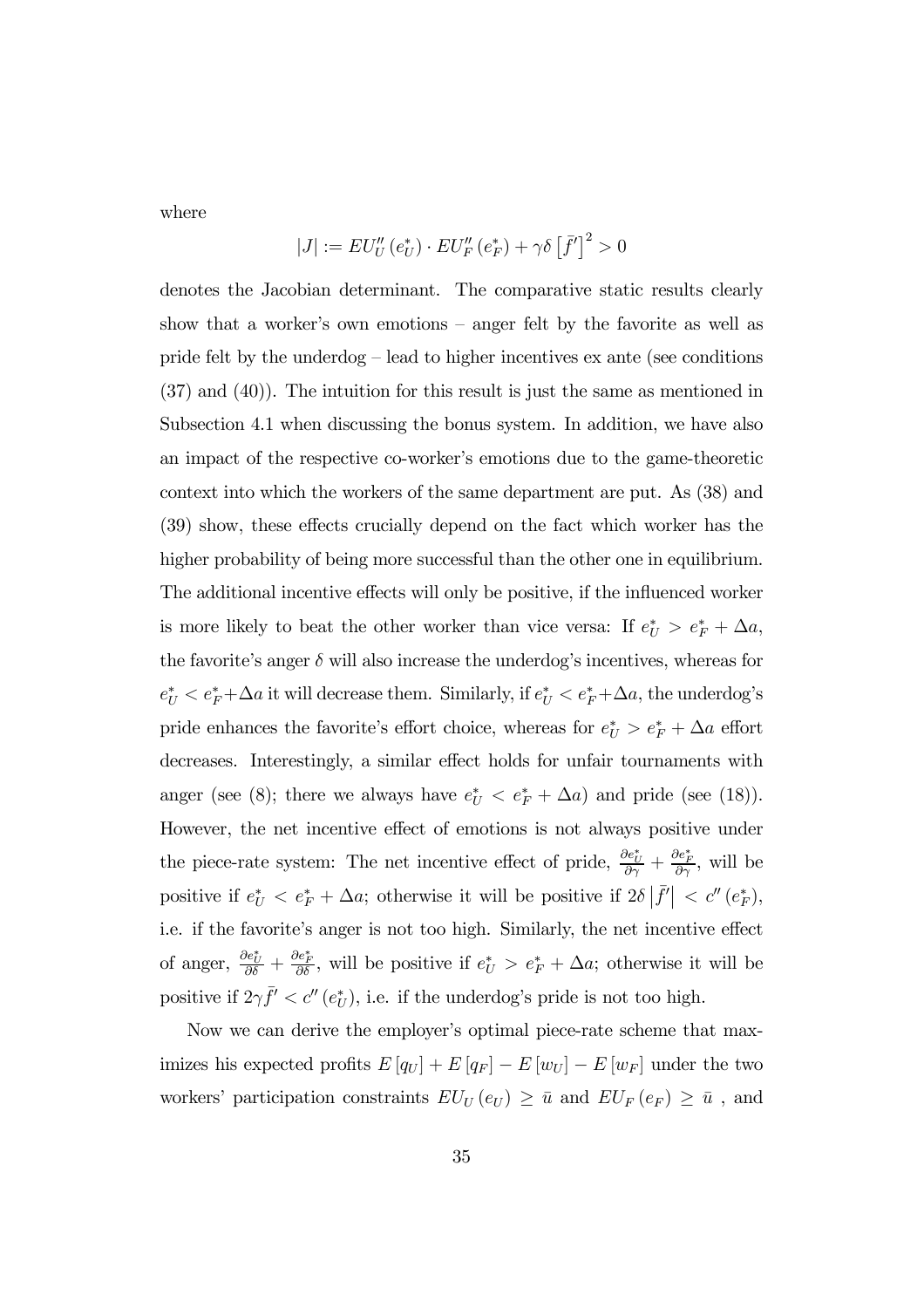where

$$|J| := EU_U''(e_U^*) \cdot EU_F''(e_F^*) + \gamma\delta\left[\bar{f}'\right]^2 > 0$$

denotes the Jacobian determinant. The comparative static results clearly show that a worker's own emotions – anger felt by the favorite as well as pride felt by the underdog – lead to higher incentives ex ante (see conditions (37) and (40)). The intuition for this result is just the same as mentioned in Subsection 4.1 when discussing the bonus system. In addition, we have also an impact of the respective co-worker's emotions due to the game-theoretic context into which the workers of the same department are put. As (38) and (39) show, these effects crucially depend on the fact which worker has the higher probability of being more successful than the other one in equilibrium. The additional incentive effects will only be positive, if the influenced worker is more likely to beat the other worker than vice versa: If $e_U^* > e_F^* + \Delta a$, the favorite's anger $\delta$ will also increase the underdog's incentives, whereas for $e_U^* < e_F^* + \Delta a$ it will decrease them. Similarly, if $e_U^* < e_F^* + \Delta a$, the underdog's pride enhances the favorite's effort choice, whereas for $e_U^* > e_F^* + \Delta a$ effort decreases. Interestingly, a similar effect holds for unfair tournaments with anger (see (8); there we always have $e_U^* < e_F^* + \Delta a$) and pride (see (18)). However, the net incentive effect of emotions is not always positive under the piece-rate system: The net incentive effect of pride, $\frac{\partial e_U^*}{\partial \gamma} + \frac{\partial e_F^*}{\partial \gamma}$, will be positive if $e_U^* < e_F^* + \Delta a$; otherwise it will be positive if $2\delta\left|\bar{f}'\right| < c''(e_F^*)$, i.e. if the favorite's anger is not too high. Similarly, the net incentive effect of anger, $\frac{\partial e_U^*}{\partial \delta} + \frac{\partial e_F^*}{\partial \delta}$, will be positive if $e_U^* > e_F^* + \Delta a$; otherwise it will be positive if $2\gamma\bar{f}' < c''(e_U^*)$, i.e. if the underdog's pride is not too high.

Now we can derive the employer's optimal piece-rate scheme that maximizes his expected profits $E[q_U] + E[q_F] - E[w_U] - E[w_F]$ under the two workers' participation constraints $EU_U(e_U) \geq \bar{u}$ and $EU_F(e_F) \geq \bar{u}$ , and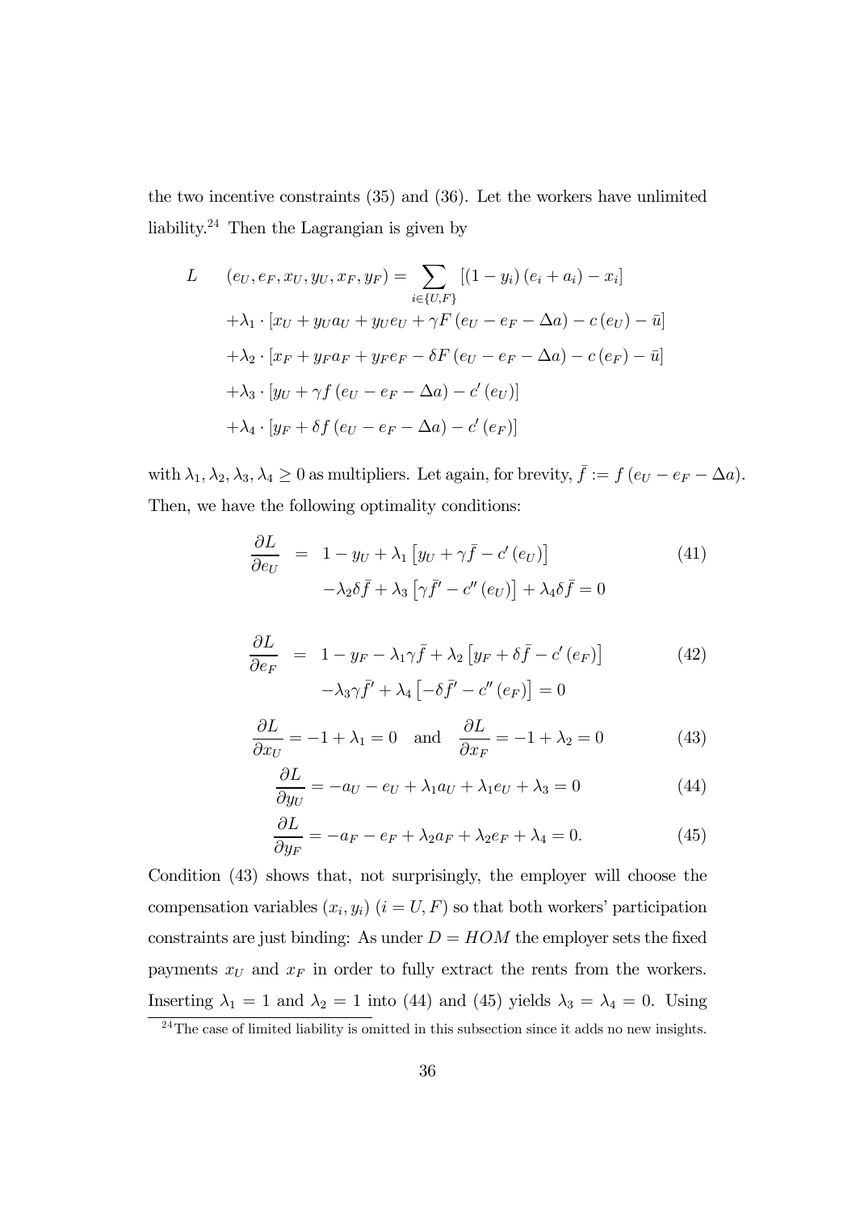the two incentive constraints (35) and (36). Let the workers have unlimited liability.[24] Then the Lagrangian is given by

$$
\begin{aligned}
L \quad & (e_U, e_F, x_U, y_U, x_F, y_F) = \sum_{i \in \{U,F\}} \left[ (1 - y_i)(e_i + a_i) - x_i \right] \\
& + \lambda_1 \cdot \left[ x_U + y_U a_U + y_U e_U + \gamma F(e_U - e_F - \Delta a) - c(e_U) - \bar{u} \right] \\
& + \lambda_2 \cdot \left[ x_F + y_F a_F + y_F e_F - \delta F(e_U - e_F - \Delta a) - c(e_F) - \bar{u} \right] \\
& + \lambda_3 \cdot \left[ y_U + \gamma f(e_U - e_F - \Delta a) - c'(e_U) \right] \\
& + \lambda_4 \cdot \left[ y_F + \delta f(e_U - e_F - \Delta a) - c'(e_F) \right]
\end{aligned}
$$

with $\lambda_1, \lambda_2, \lambda_3, \lambda_4 \geq 0$ as multipliers. Let again, for brevity, $\bar{f} := f(e_U - e_F - \Delta a)$. Then, we have the following optimality conditions:

$$
\begin{aligned}
\frac{\partial L}{\partial e_U} &= 1 - y_U + \lambda_1 \left[ y_U + \gamma \bar{f} - c'(e_U) \right] \\
& \quad - \lambda_2 \delta \bar{f} + \lambda_3 \left[ \gamma \bar{f}' - c''(e_U) \right] + \lambda_4 \delta \bar{f} = 0
\end{aligned} \tag{41}
$$

$$
\begin{aligned}
\frac{\partial L}{\partial e_F} &= 1 - y_F - \lambda_1 \gamma \bar{f} + \lambda_2 \left[ y_F + \delta \bar{f} - c'(e_F) \right] \\
& \quad - \lambda_3 \gamma \bar{f}' + \lambda_4 \left[ -\delta \bar{f}' - c''(e_F) \right] = 0
\end{aligned} \tag{42}
$$

$$
\frac{\partial L}{\partial x_U} = -1 + \lambda_1 = 0 \quad \text{and} \quad \frac{\partial L}{\partial x_F} = -1 + \lambda_2 = 0 \tag{43}
$$

$$
\frac{\partial L}{\partial y_U} = -a_U - e_U + \lambda_1 a_U + \lambda_1 e_U + \lambda_3 = 0 \tag{44}
$$

$$
\frac{\partial L}{\partial y_F} = -a_F - e_F + \lambda_2 a_F + \lambda_2 e_F + \lambda_4 = 0. \tag{45}
$$

Condition (43) shows that, not surprisingly, the employer will choose the compensation variables $(x_i, y_i)$ $(i = U, F)$ so that both workers' participation constraints are just binding: As under $D = HOM$ the employer sets the fixed payments $x_U$ and $x_F$ in order to fully extract the rents from the workers. Inserting $\lambda_1 = 1$ and $\lambda_2 = 1$ into (44) and (45) yields $\lambda_3 = \lambda_4 = 0$. Using

[24] The case of limited liability is omitted in this subsection since it adds no new insights.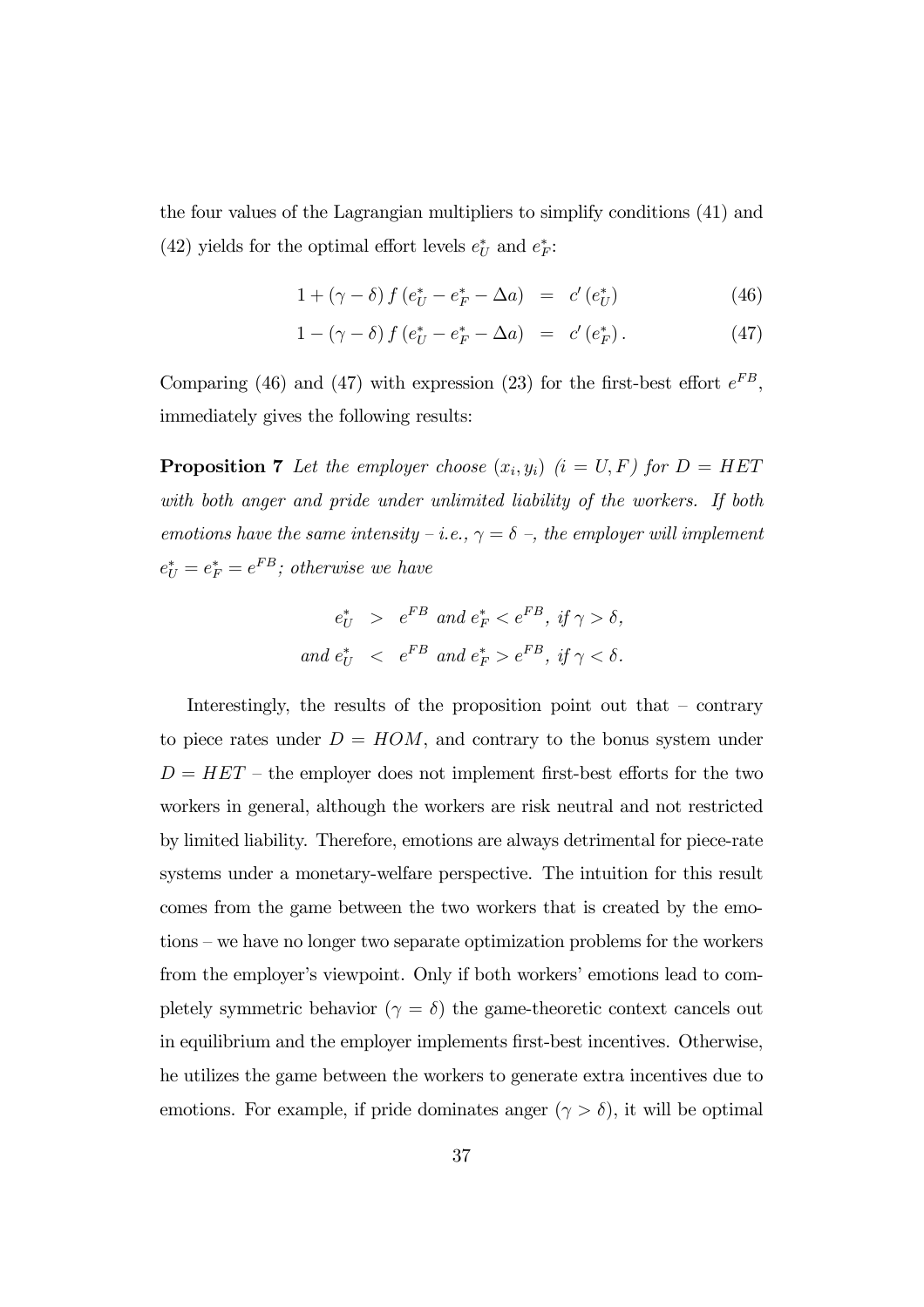the four values of the Lagrangian multipliers to simplify conditions (41) and (42) yields for the optimal effort levels $e_U^*$ and $e_F^*$:

$$
\begin{aligned}
1 + (\gamma - \delta) f\left(e_U^* - e_F^* - \Delta a\right) &= c'\left(e_U^*\right) &(46)\\
1 - (\gamma - \delta) f\left(e_U^* - e_F^* - \Delta a\right) &= c'\left(e_F^*\right). &(47)
\end{aligned}
$$

Comparing (46) and (47) with expression (23) for the first-best effort $e^{FB}$, immediately gives the following results:

**Proposition 7** *Let the employer choose $(x_i, y_i)$ $(i = U, F)$ for $D = HET$ with both anger and pride under unlimited liability of the workers. If both emotions have the same intensity – i.e., $\gamma = \delta$ –, the employer will implement $e_U^* = e_F^* = e^{FB}$; otherwise we have*

$$
\begin{aligned}
e_U^* &> e^{FB} \text{ and } e_F^* < e^{FB}, \text{ if } \gamma > \delta,\\
\text{and } e_U^* &< e^{FB} \text{ and } e_F^* > e^{FB}, \text{ if } \gamma < \delta.
\end{aligned}
$$

Interestingly, the results of the proposition point out that – contrary to piece rates under $D = HOM$, and contrary to the bonus system under $D = HET$ – the employer does not implement first-best efforts for the two workers in general, although the workers are risk neutral and not restricted by limited liability. Therefore, emotions are always detrimental for piece-rate systems under a monetary-welfare perspective. The intuition for this result comes from the game between the two workers that is created by the emotions – we have no longer two separate optimization problems for the workers from the employer's viewpoint. Only if both workers' emotions lead to completely symmetric behavior ($\gamma = \delta$) the game-theoretic context cancels out in equilibrium and the employer implements first-best incentives. Otherwise, he utilizes the game between the workers to generate extra incentives due to emotions. For example, if pride dominates anger ($\gamma > \delta$), it will be optimal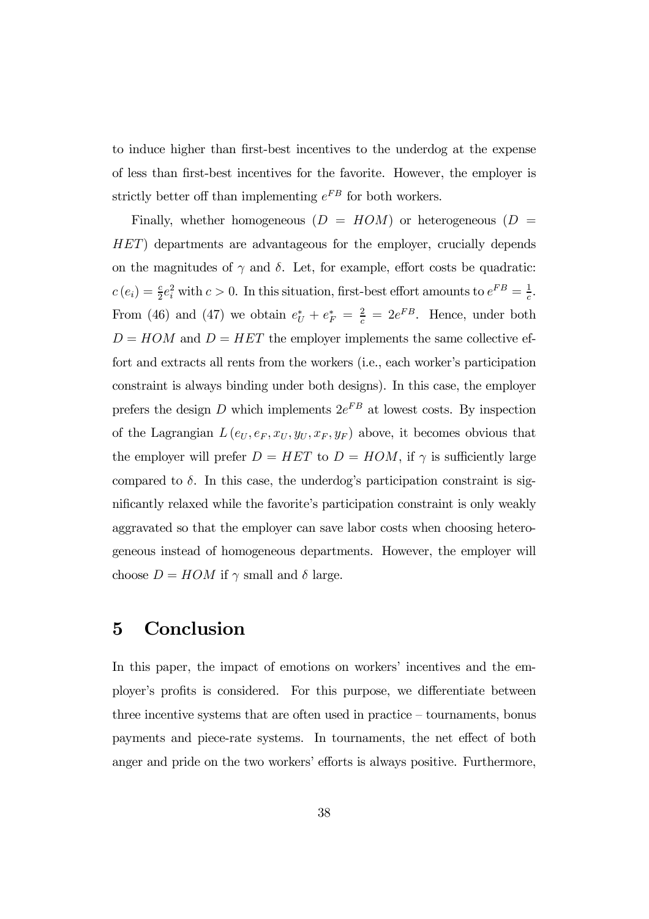to induce higher than first-best incentives to the underdog at the expense of less than first-best incentives for the favorite. However, the employer is strictly better off than implementing $e^{FB}$ for both workers.

Finally, whether homogeneous ($D = HOM$) or heterogeneous ($D = HET$) departments are advantageous for the employer, crucially depends on the magnitudes of $\gamma$ and $\delta$. Let, for example, effort costs be quadratic: $c(e_i) = \frac{c}{2}e_i^2$ with $c > 0$. In this situation, first-best effort amounts to $e^{FB} = \frac{1}{c}$. From (46) and (47) we obtain $e_U^* + e_F^* = \frac{2}{c} = 2e^{FB}$. Hence, under both $D = HOM$ and $D = HET$ the employer implements the same collective effort and extracts all rents from the workers (i.e., each worker's participation constraint is always binding under both designs). In this case, the employer prefers the design $D$ which implements $2e^{FB}$ at lowest costs. By inspection of the Lagrangian $L(e_U, e_F, x_U, y_U, x_F, y_F)$ above, it becomes obvious that the employer will prefer $D = HET$ to $D = HOM$, if $\gamma$ is sufficiently large compared to $\delta$. In this case, the underdog's participation constraint is significantly relaxed while the favorite's participation constraint is only weakly aggravated so that the employer can save labor costs when choosing heterogeneous instead of homogeneous departments. However, the employer will choose $D = HOM$ if $\gamma$ small and $\delta$ large.

# 5 Conclusion

In this paper, the impact of emotions on workers' incentives and the employer's profits is considered. For this purpose, we differentiate between three incentive systems that are often used in practice – tournaments, bonus payments and piece-rate systems. In tournaments, the net effect of both anger and pride on the two workers' efforts is always positive. Furthermore,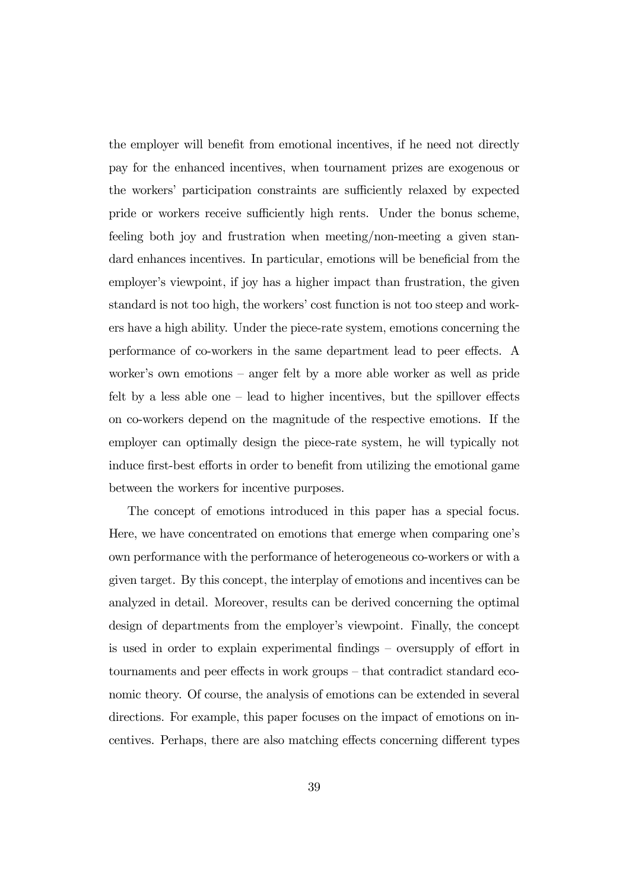the employer will benefit from emotional incentives, if he need not directly pay for the enhanced incentives, when tournament prizes are exogenous or the workers' participation constraints are sufficiently relaxed by expected pride or workers receive sufficiently high rents. Under the bonus scheme, feeling both joy and frustration when meeting/non-meeting a given standard enhances incentives. In particular, emotions will be beneficial from the employer's viewpoint, if joy has a higher impact than frustration, the given standard is not too high, the workers' cost function is not too steep and workers have a high ability. Under the piece-rate system, emotions concerning the performance of co-workers in the same department lead to peer effects. A worker's own emotions – anger felt by a more able worker as well as pride felt by a less able one – lead to higher incentives, but the spillover effects on co-workers depend on the magnitude of the respective emotions. If the employer can optimally design the piece-rate system, he will typically not induce first-best efforts in order to benefit from utilizing the emotional game between the workers for incentive purposes.

The concept of emotions introduced in this paper has a special focus. Here, we have concentrated on emotions that emerge when comparing one's own performance with the performance of heterogeneous co-workers or with a given target. By this concept, the interplay of emotions and incentives can be analyzed in detail. Moreover, results can be derived concerning the optimal design of departments from the employer's viewpoint. Finally, the concept is used in order to explain experimental findings – oversupply of effort in tournaments and peer effects in work groups – that contradict standard economic theory. Of course, the analysis of emotions can be extended in several directions. For example, this paper focuses on the impact of emotions on incentives. Perhaps, there are also matching effects concerning different types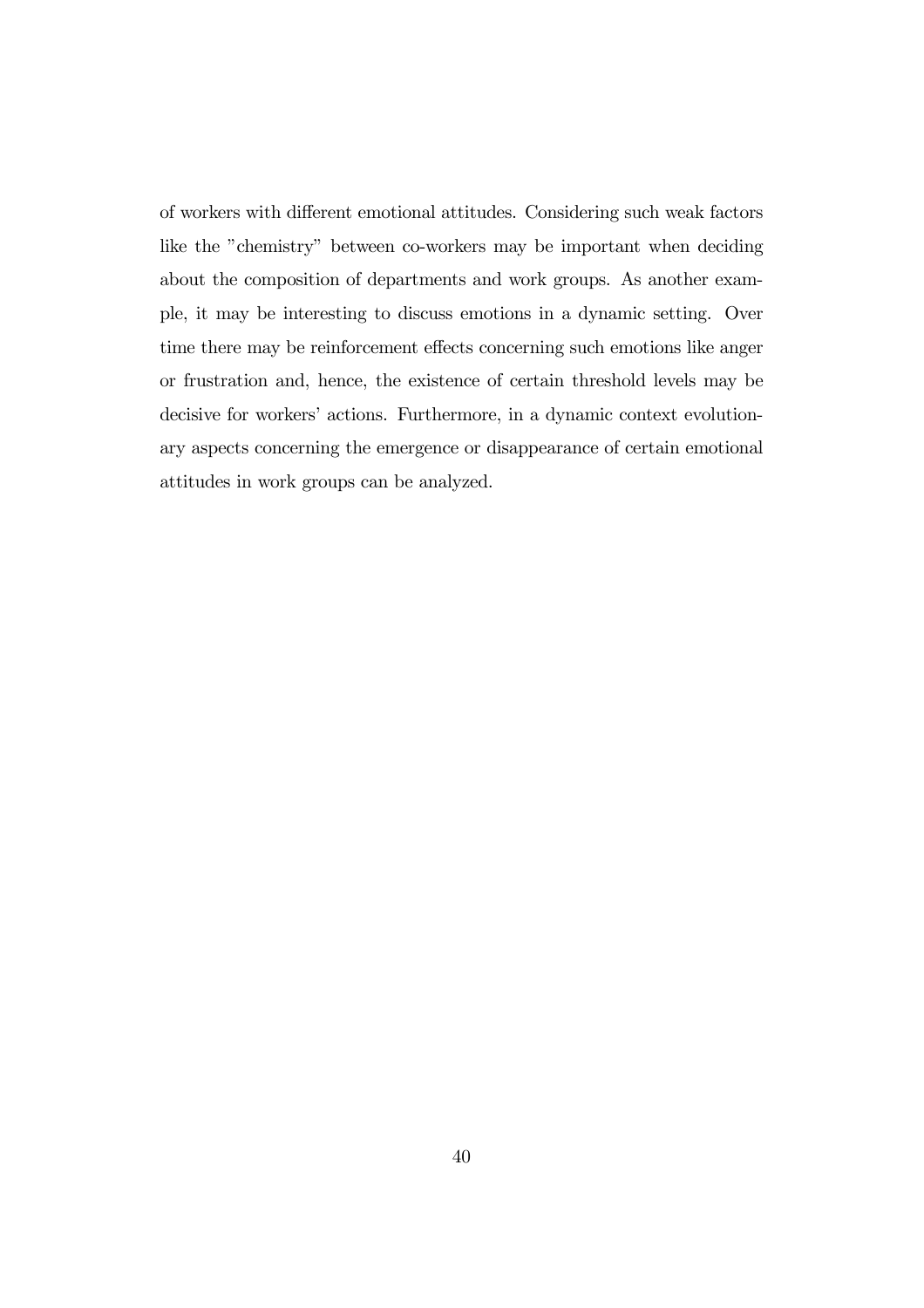of workers with different emotional attitudes. Considering such weak factors like the "chemistry" between co-workers may be important when deciding about the composition of departments and work groups. As another example, it may be interesting to discuss emotions in a dynamic setting. Over time there may be reinforcement effects concerning such emotions like anger or frustration and, hence, the existence of certain threshold levels may be decisive for workers' actions. Furthermore, in a dynamic context evolutionary aspects concerning the emergence or disappearance of certain emotional attitudes in work groups can be analyzed.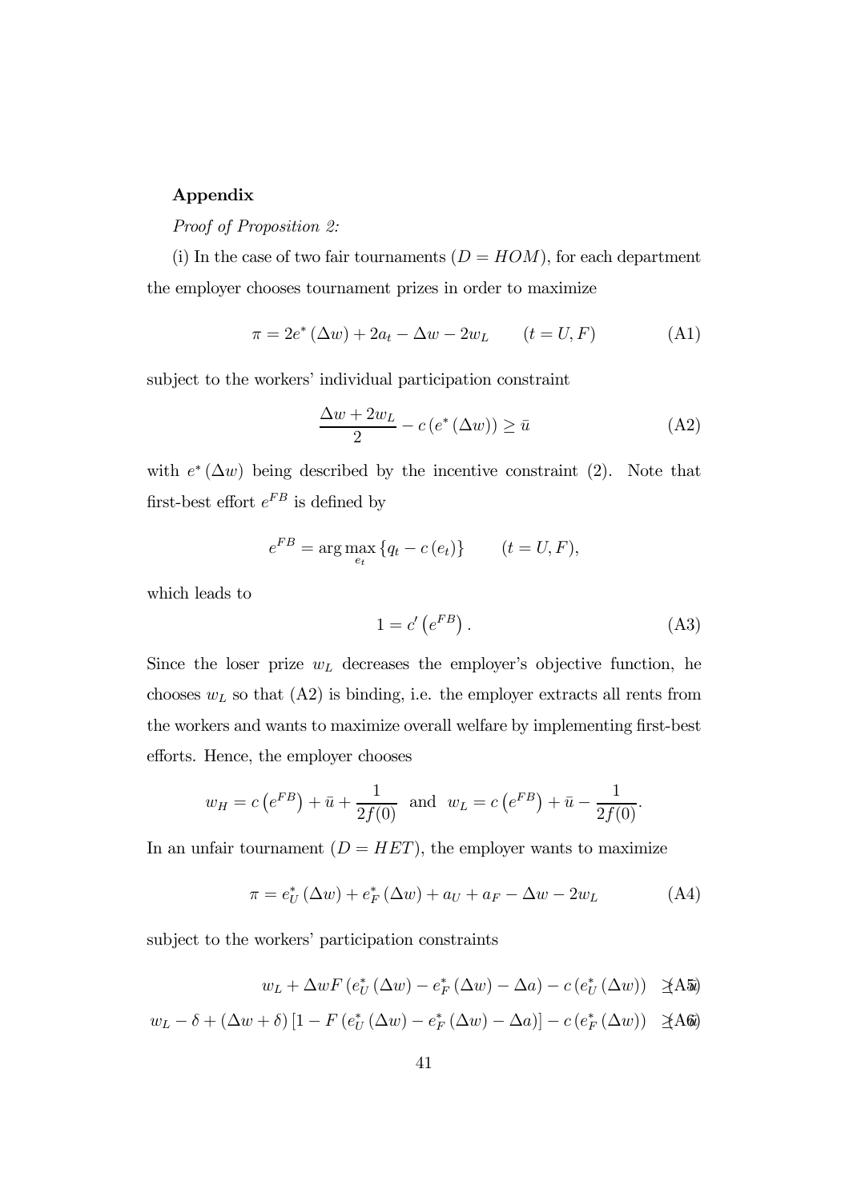**Appendix**

*Proof of Proposition 2:*

(i) In the case of two fair tournaments ($D = HOM$), for each department the employer chooses tournament prizes in order to maximize

$$\pi = 2e^*(\Delta w) + 2a_t - \Delta w - 2w_L \qquad (t = U, F) \tag{A1}$$

subject to the workers' individual participation constraint

$$\frac{\Delta w + 2w_L}{2} - c(e^*(\Delta w)) \geq \bar{u} \tag{A2}$$

with $e^*(\Delta w)$ being described by the incentive constraint (2). Note that first-best effort $e^{FB}$ is defined by

$$e^{FB} = \arg\max_{e_t} \{q_t - c(e_t)\} \qquad (t = U, F),$$

which leads to

$$1 = c'\left(e^{FB}\right). \tag{A3}$$

Since the loser prize $w_L$ decreases the employer's objective function, he chooses $w_L$ so that (A2) is binding, i.e. the employer extracts all rents from the workers and wants to maximize overall welfare by implementing first-best efforts. Hence, the employer chooses

$$w_H = c\left(e^{FB}\right) + \bar{u} + \frac{1}{2f(0)} \text{ and } w_L = c\left(e^{FB}\right) + \bar{u} - \frac{1}{2f(0)}.$$

In an unfair tournament ($D = HET$), the employer wants to maximize

$$\pi = e_U^*(\Delta w) + e_F^*(\Delta w) + a_U + a_F - \Delta w - 2w_L \tag{A4}$$

subject to the workers' participation constraints

$$w_L + \Delta w F\left(e_U^*(\Delta w) - e_F^*(\Delta w) - \Delta a\right) - c\left(e_U^*(\Delta w)\right) \geq \bar{u} \tag{A5}$$

$$w_L - \delta + (\Delta w + \delta)\left[1 - F\left(e_U^*(\Delta w) - e_F^*(\Delta w) - \Delta a\right)\right] - c\left(e_F^*(\Delta w)\right) \geq \bar{u} \tag{A6}$$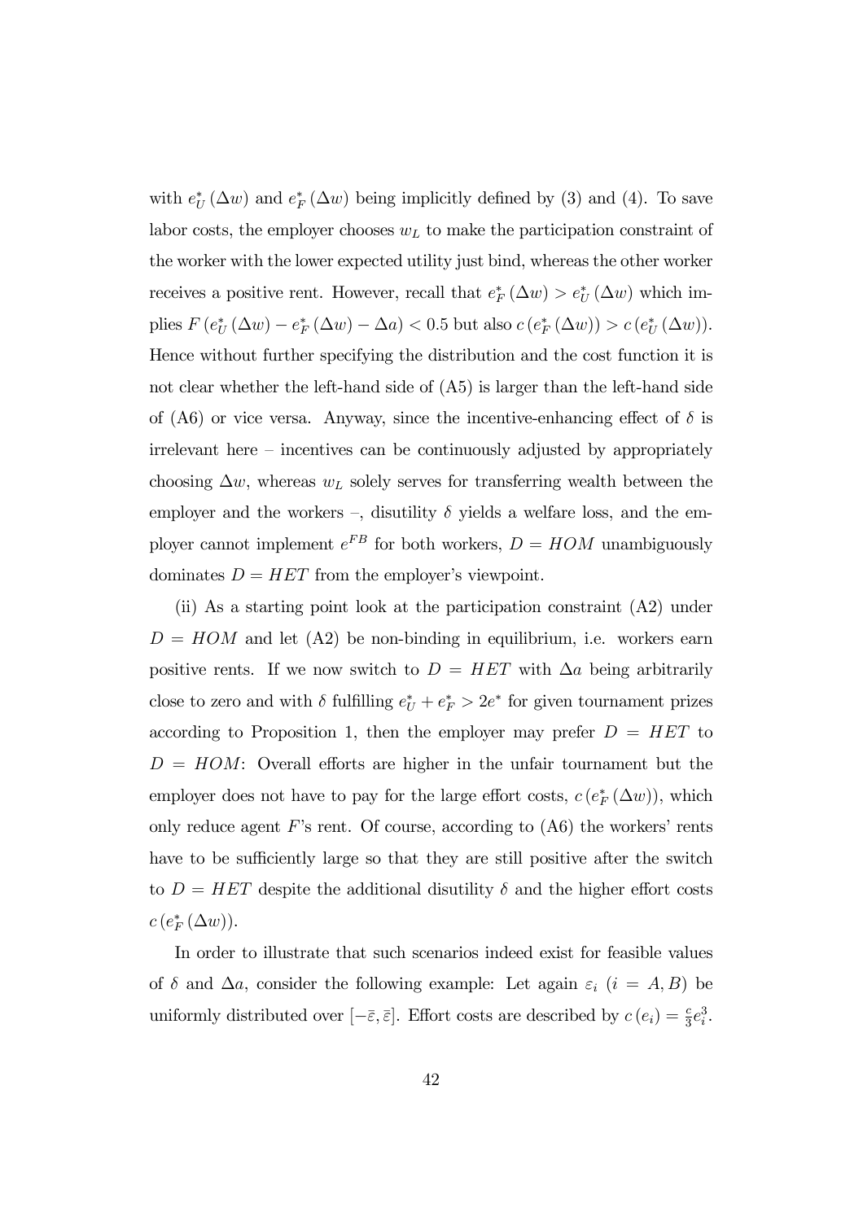with $e_U^*(\Delta w)$ and $e_F^*(\Delta w)$ being implicitly defined by (3) and (4). To save labor costs, the employer chooses $w_L$ to make the participation constraint of the worker with the lower expected utility just bind, whereas the other worker receives a positive rent. However, recall that $e_F^*(\Delta w) > e_U^*(\Delta w)$ which implies $F(e_U^*(\Delta w) - e_F^*(\Delta w) - \Delta a) < 0.5$ but also $c(e_F^*(\Delta w)) > c(e_U^*(\Delta w))$. Hence without further specifying the distribution and the cost function it is not clear whether the left-hand side of (A5) is larger than the left-hand side of (A6) or vice versa. Anyway, since the incentive-enhancing effect of $\delta$ is irrelevant here – incentives can be continuously adjusted by appropriately choosing $\Delta w$, whereas $w_L$ solely serves for transferring wealth between the employer and the workers –, disutility $\delta$ yields a welfare loss, and the employer cannot implement $e^{FB}$ for both workers, $D = HOM$ unambiguously dominates $D = HET$ from the employer's viewpoint.

(ii) As a starting point look at the participation constraint (A2) under $D = HOM$ and let (A2) be non-binding in equilibrium, i.e. workers earn positive rents. If we now switch to $D = HET$ with $\Delta a$ being arbitrarily close to zero and with $\delta$ fulfilling $e_U^* + e_F^* > 2e^*$ for given tournament prizes according to Proposition 1, then the employer may prefer $D = HET$ to $D = HOM$: Overall efforts are higher in the unfair tournament but the employer does not have to pay for the large effort costs, $c(e_F^*(\Delta w))$, which only reduce agent $F$'s rent. Of course, according to (A6) the workers' rents have to be sufficiently large so that they are still positive after the switch to $D = HET$ despite the additional disutility $\delta$ and the higher effort costs $c(e_F^*(\Delta w))$.

In order to illustrate that such scenarios indeed exist for feasible values of $\delta$ and $\Delta a$, consider the following example: Let again $\varepsilon_i$ ($i = A, B$) be uniformly distributed over $[-\bar{\varepsilon}, \bar{\varepsilon}]$. Effort costs are described by $c(e_i) = \frac{c}{3}e_i^3$.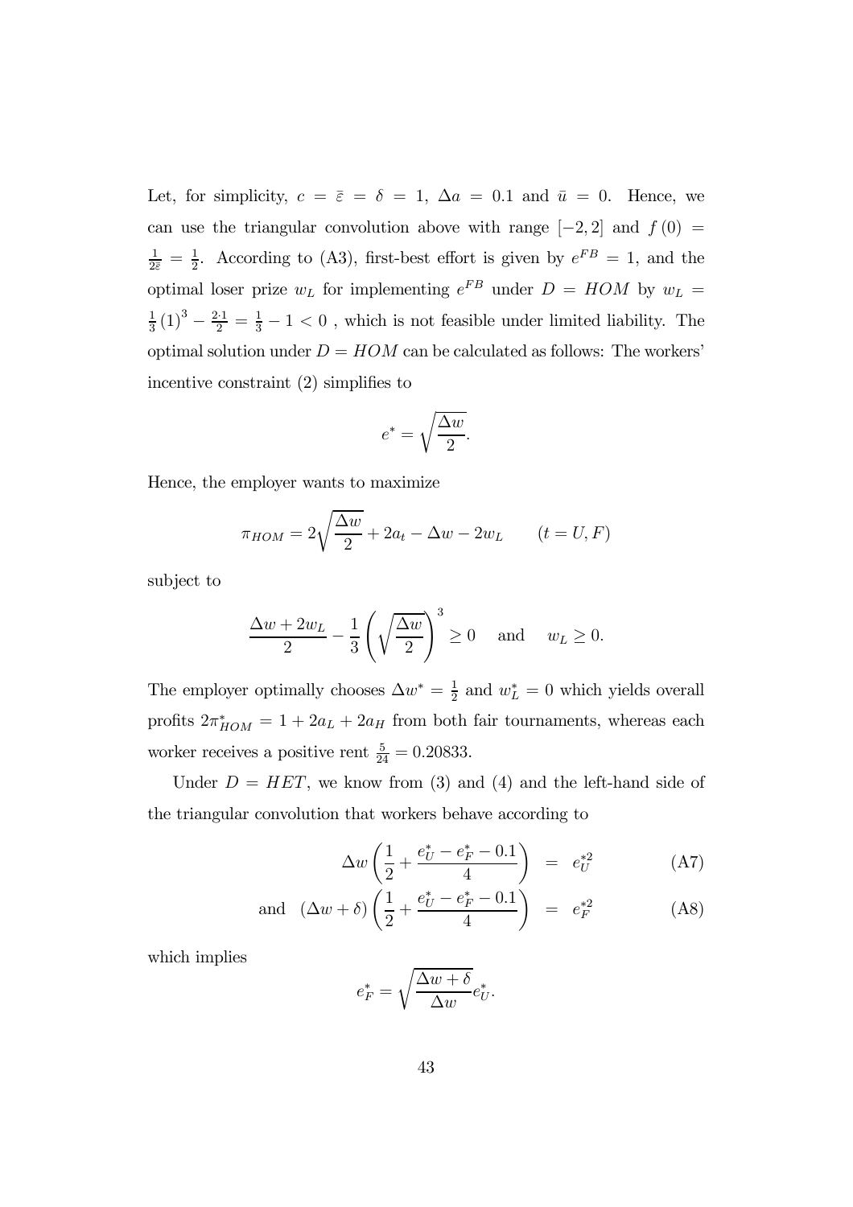Let, for simplicity, $c = \bar{\varepsilon} = \delta = 1$, $\Delta a = 0.1$ and $\bar{u} = 0$. Hence, we can use the triangular convolution above with range $[-2, 2]$ and $f(0) = \frac{1}{2\bar{\varepsilon}} = \frac{1}{2}$. According to (A3), first-best effort is given by $e^{FB} = 1$, and the optimal loser prize $w_L$ for implementing $e^{FB}$ under $D = HOM$ by $w_L = \frac{1}{3}(1)^3 - \frac{2 \cdot 1}{2} = \frac{1}{3} - 1 < 0$ , which is not feasible under limited liability. The optimal solution under $D = HOM$ can be calculated as follows: The workers' incentive constraint (2) simplifies to

$$e^* = \sqrt{\frac{\Delta w}{2}}.$$

Hence, the employer wants to maximize

$$\pi_{HOM} = 2\sqrt{\frac{\Delta w}{2}} + 2a_t - \Delta w - 2w_L \qquad (t = U, F)$$

subject to

$$\frac{\Delta w + 2w_L}{2} - \frac{1}{3}\left(\sqrt{\frac{\Delta w}{2}}\right)^3 \geq 0 \quad \text{and} \quad w_L \geq 0.$$

The employer optimally chooses $\Delta w^* = \frac{1}{2}$ and $w_L^* = 0$ which yields overall profits $2\pi^*_{HOM} = 1 + 2a_L + 2a_H$ from both fair tournaments, whereas each worker receives a positive rent $\frac{5}{24} = 0.20833$.

Under $D = HET$, we know from (3) and (4) and the left-hand side of the triangular convolution that workers behave according to

$$\Delta w \left(\frac{1}{2} + \frac{e^*_U - e^*_F - 0.1}{4}\right) = e^{*2}_U \tag{A7}$$

$$\text{and} \quad (\Delta w + \delta)\left(\frac{1}{2} + \frac{e^*_U - e^*_F - 0.1}{4}\right) = e^{*2}_F \tag{A8}$$

which implies

$$e^*_F = \sqrt{\frac{\Delta w + \delta}{\Delta w}} e^*_U.$$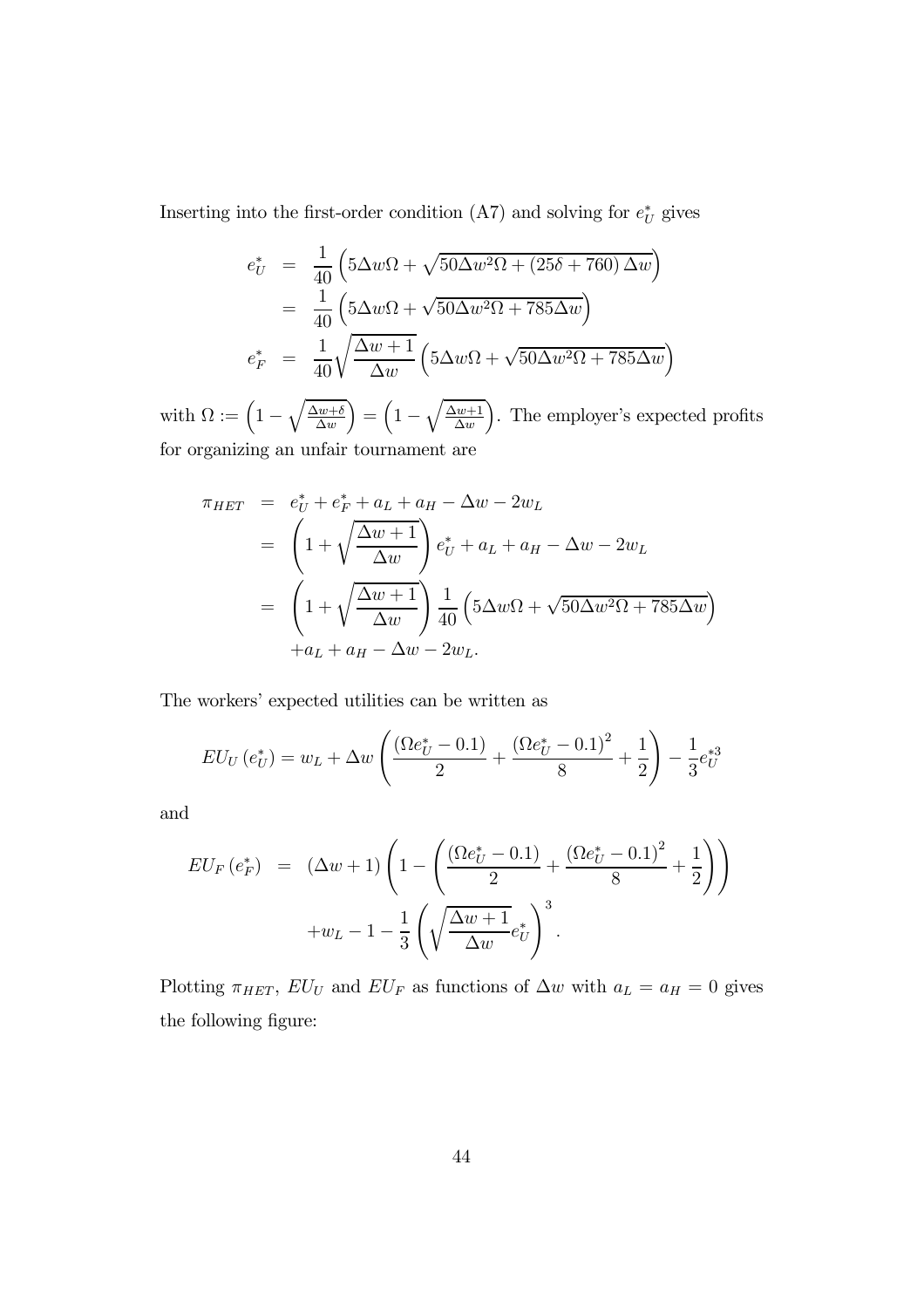Inserting into the first-order condition (A7) and solving for $e_U^*$ gives

$$
\begin{aligned}
e_U^* &= \frac{1}{40}\left(5\Delta w\Omega + \sqrt{50\Delta w^2\Omega + (25\delta + 760)\Delta w}\right) \\
&= \frac{1}{40}\left(5\Delta w\Omega + \sqrt{50\Delta w^2\Omega + 785\Delta w}\right) \\
e_F^* &= \frac{1}{40}\sqrt{\frac{\Delta w + 1}{\Delta w}}\left(5\Delta w\Omega + \sqrt{50\Delta w^2\Omega + 785\Delta w}\right)
\end{aligned}
$$

with $\Omega := \left(1 - \sqrt{\frac{\Delta w + \delta}{\Delta w}}\right) = \left(1 - \sqrt{\frac{\Delta w + 1}{\Delta w}}\right)$. The employer's expected profits for organizing an unfair tournament are

$$
\begin{aligned}
\pi_{HET} &= e_U^* + e_F^* + a_L + a_H - \Delta w - 2w_L \\
&= \left(1 + \sqrt{\frac{\Delta w + 1}{\Delta w}}\right)e_U^* + a_L + a_H - \Delta w - 2w_L \\
&= \left(1 + \sqrt{\frac{\Delta w + 1}{\Delta w}}\right)\frac{1}{40}\left(5\Delta w\Omega + \sqrt{50\Delta w^2\Omega + 785\Delta w}\right) \\
&\quad + a_L + a_H - \Delta w - 2w_L.
\end{aligned}
$$

The workers' expected utilities can be written as

$$
EU_U\left(e_U^*\right) = w_L + \Delta w\left(\frac{\left(\Omega e_U^* - 0.1\right)}{2} + \frac{\left(\Omega e_U^* - 0.1\right)^2}{8} + \frac{1}{2}\right) - \frac{1}{3}e_U^{*3}
$$

and

$$
\begin{aligned}
EU_F\left(e_F^*\right) &= (\Delta w + 1)\left(1 - \left(\frac{\left(\Omega e_U^* - 0.1\right)}{2} + \frac{\left(\Omega e_U^* - 0.1\right)^2}{8} + \frac{1}{2}\right)\right) \\
&\quad + w_L - 1 - \frac{1}{3}\left(\sqrt{\frac{\Delta w + 1}{\Delta w}}e_U^*\right)^3.
\end{aligned}
$$

Plotting $\pi_{HET}$, $EU_U$ and $EU_F$ as functions of $\Delta w$ with $a_L = a_H = 0$ gives the following figure: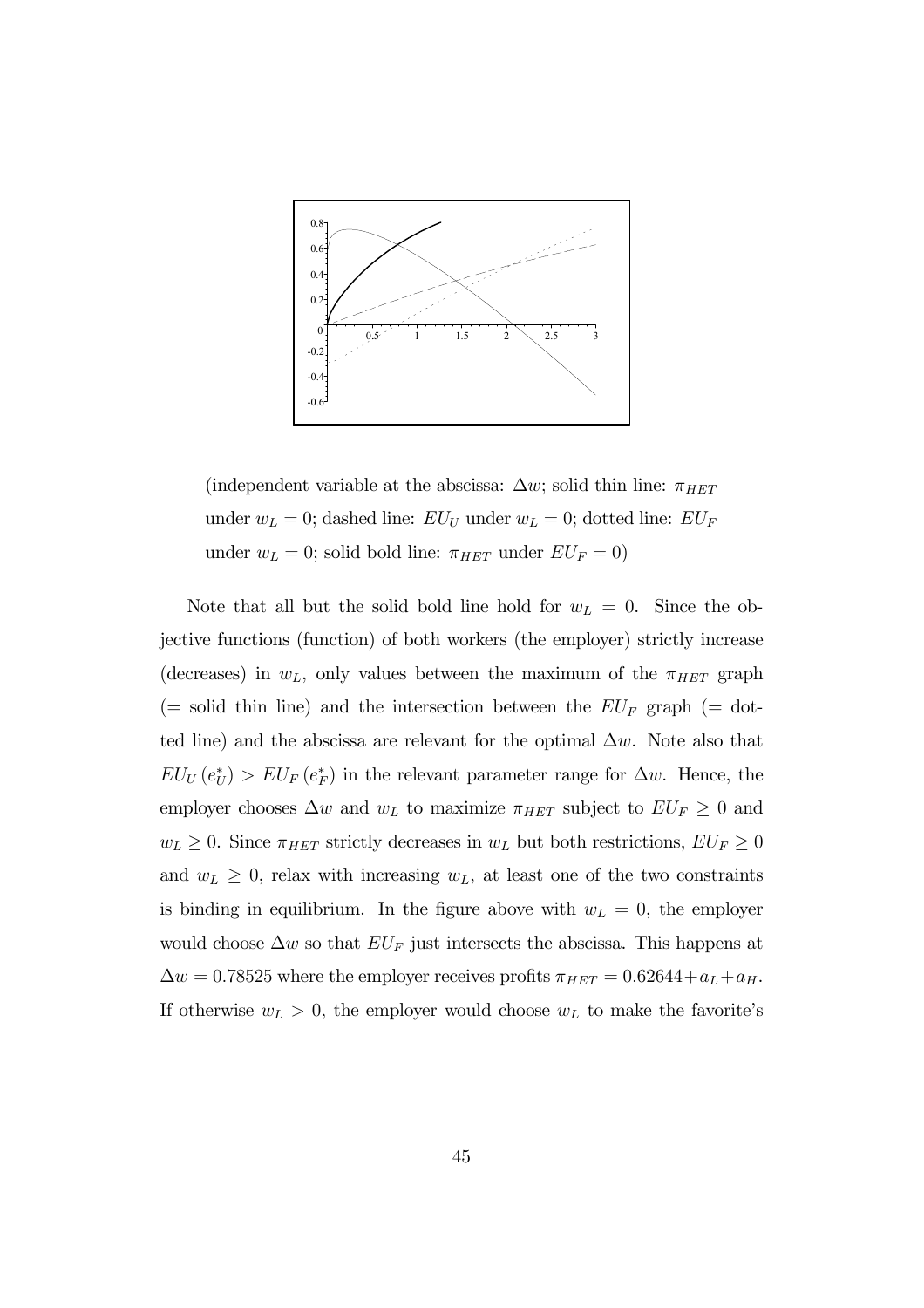(independent variable at the abscissa: $\Delta w$; solid thin line: $\pi_{HET}$ under $w_L = 0$; dashed line: $EU_U$ under $w_L = 0$; dotted line: $EU_F$ under $w_L = 0$; solid bold line: $\pi_{HET}$ under $EU_F = 0$)

Note that all but the solid bold line hold for $w_L = 0$. Since the objective functions (function) of both workers (the employer) strictly increase (decreases) in $w_L$, only values between the maximum of the $\pi_{HET}$ graph (= solid thin line) and the intersection between the $EU_F$ graph (= dotted line) and the abscissa are relevant for the optimal $\Delta w$. Note also that $EU_U(e_U^*) > EU_F(e_F^*)$ in the relevant parameter range for $\Delta w$. Hence, the employer chooses $\Delta w$ and $w_L$ to maximize $\pi_{HET}$ subject to $EU_F \geq 0$ and $w_L \geq 0$. Since $\pi_{HET}$ strictly decreases in $w_L$ but both restrictions, $EU_F \geq 0$ and $w_L \geq 0$, relax with increasing $w_L$, at least one of the two constraints is binding in equilibrium. In the figure above with $w_L = 0$, the employer would choose $\Delta w$ so that $EU_F$ just intersects the abscissa. This happens at $\Delta w = 0.78525$ where the employer receives profits $\pi_{HET} = 0.62644 + a_L + a_H$. If otherwise $w_L > 0$, the employer would choose $w_L$ to make the favorite's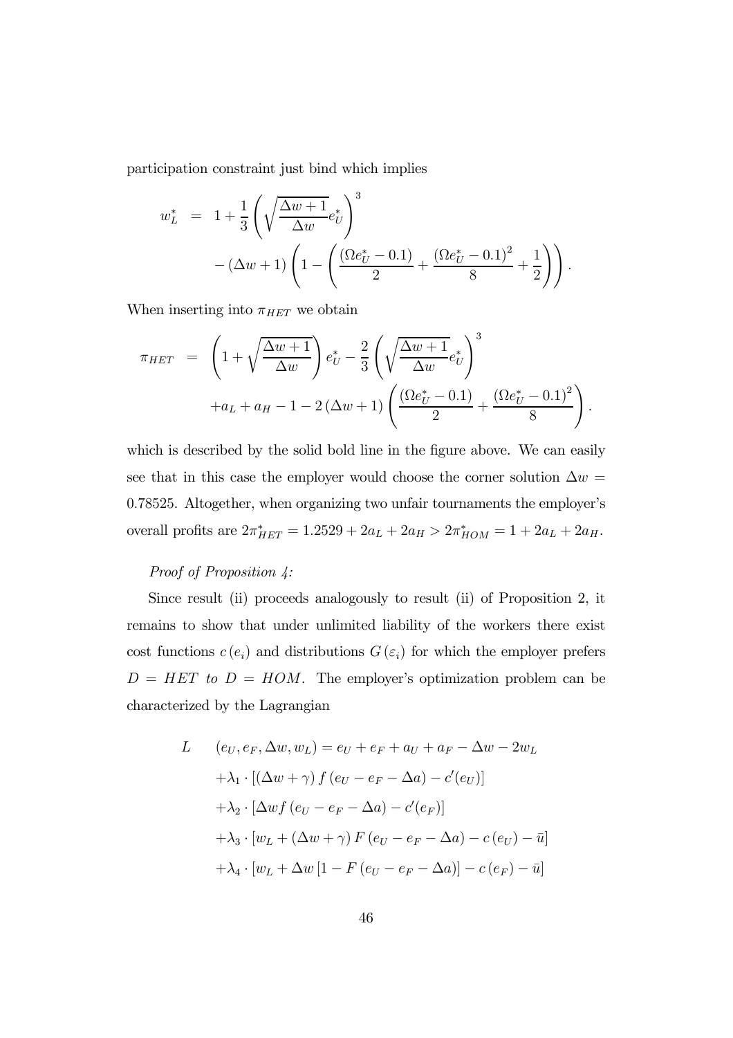participation constraint just bind which implies

$$
\begin{aligned}
w_L^* &= 1 + \frac{1}{3}\left(\sqrt{\frac{\Delta w + 1}{\Delta w}} e_U^*\right)^3 \\
&\quad - (\Delta w + 1)\left(1 - \left(\frac{(\Omega e_U^* - 0.1)}{2} + \frac{(\Omega e_U^* - 0.1)^2}{8} + \frac{1}{2}\right)\right).
\end{aligned}
$$

When inserting into $\pi_{HET}$ we obtain

$$
\begin{aligned}
\pi_{HET} &= \left(1 + \sqrt{\frac{\Delta w + 1}{\Delta w}}\right) e_U^* - \frac{2}{3}\left(\sqrt{\frac{\Delta w + 1}{\Delta w}} e_U^*\right)^3 \\
&\quad + a_L + a_H - 1 - 2(\Delta w + 1)\left(\frac{(\Omega e_U^* - 0.1)}{2} + \frac{(\Omega e_U^* - 0.1)^2}{8}\right).
\end{aligned}
$$

which is described by the solid bold line in the figure above. We can easily see that in this case the employer would choose the corner solution $\Delta w = 0.78525$. Altogether, when organizing two unfair tournaments the employer's overall profits are $2\pi_{HET}^* = 1.2529 + 2a_L + 2a_H > 2\pi_{HOM}^* = 1 + 2a_L + 2a_H$.

*Proof of Proposition 4:*

Since result (ii) proceeds analogously to result (ii) of Proposition 2, it remains to show that under unlimited liability of the workers there exist cost functions $c(e_i)$ and distributions $G(\varepsilon_i)$ for which the employer prefers $D = HET$ *to* $D = HOM$. The employer's optimization problem can be characterized by the Lagrangian

$$
\begin{aligned}
L \quad & (e_U, e_F, \Delta w, w_L) = e_U + e_F + a_U + a_F - \Delta w - 2w_L \\
& + \lambda_1 \cdot \left[(\Delta w + \gamma) f(e_U - e_F - \Delta a) - c'(e_U)\right] \\
& + \lambda_2 \cdot \left[\Delta w f(e_U - e_F - \Delta a) - c'(e_F)\right] \\
& + \lambda_3 \cdot \left[w_L + (\Delta w + \gamma) F(e_U - e_F - \Delta a) - c(e_U) - \bar{u}\right] \\
& + \lambda_4 \cdot \left[w_L + \Delta w \left[1 - F(e_U - e_F - \Delta a)\right] - c(e_F) - \bar{u}\right]
\end{aligned}
$$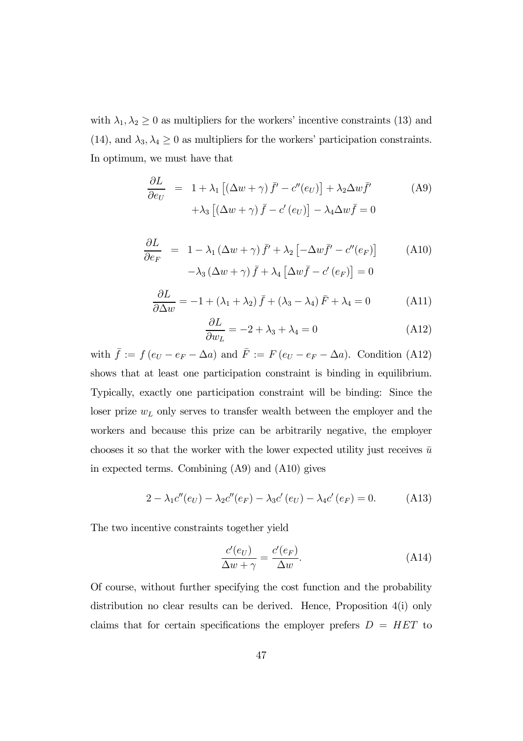with $\lambda_1, \lambda_2 \geq 0$ as multipliers for the workers' incentive constraints (13) and (14), and $\lambda_3, \lambda_4 \geq 0$ as multipliers for the workers' participation constraints. In optimum, we must have that

$$
\begin{aligned}
\frac{\partial L}{\partial e_U} &= 1 + \lambda_1 \left[ (\Delta w + \gamma) \bar{f}' - c''(e_U) \right] + \lambda_2 \Delta w \bar{f}' \\
&\quad + \lambda_3 \left[ (\Delta w + \gamma) \bar{f} - c'(e_U) \right] - \lambda_4 \Delta w \bar{f} = 0
\end{aligned} \tag{A9}
$$

$$
\begin{aligned}
\frac{\partial L}{\partial e_F} &= 1 - \lambda_1 (\Delta w + \gamma) \bar{f}' + \lambda_2 \left[ -\Delta w \bar{f}' - c''(e_F) \right] \\
&\quad - \lambda_3 (\Delta w + \gamma) \bar{f} + \lambda_4 \left[ \Delta w \bar{f} - c'(e_F) \right] = 0
\end{aligned} \tag{A10}
$$

$$
\frac{\partial L}{\partial \Delta w} = -1 + (\lambda_1 + \lambda_2) \bar{f} + (\lambda_3 - \lambda_4) \bar{F} + \lambda_4 = 0 \tag{A11}
$$

$$
\frac{\partial L}{\partial w_L} = -2 + \lambda_3 + \lambda_4 = 0 \tag{A12}
$$

with $\bar{f} := f(e_U - e_F - \Delta a)$ and $\bar{F} := F(e_U - e_F - \Delta a)$. Condition (A12) shows that at least one participation constraint is binding in equilibrium. Typically, exactly one participation constraint will be binding: Since the loser prize $w_L$ only serves to transfer wealth between the employer and the workers and because this prize can be arbitrarily negative, the employer chooses it so that the worker with the lower expected utility just receives $\bar{u}$ in expected terms. Combining (A9) and (A10) gives

$$
2 - \lambda_1 c''(e_U) - \lambda_2 c''(e_F) - \lambda_3 c'(e_U) - \lambda_4 c'(e_F) = 0. \tag{A13}
$$

The two incentive constraints together yield

$$
\frac{c'(e_U)}{\Delta w + \gamma} = \frac{c'(e_F)}{\Delta w}. \tag{A14}
$$

Of course, without further specifying the cost function and the probability distribution no clear results can be derived. Hence, Proposition 4(i) only claims that for certain specifications the employer prefers $D = HET$ to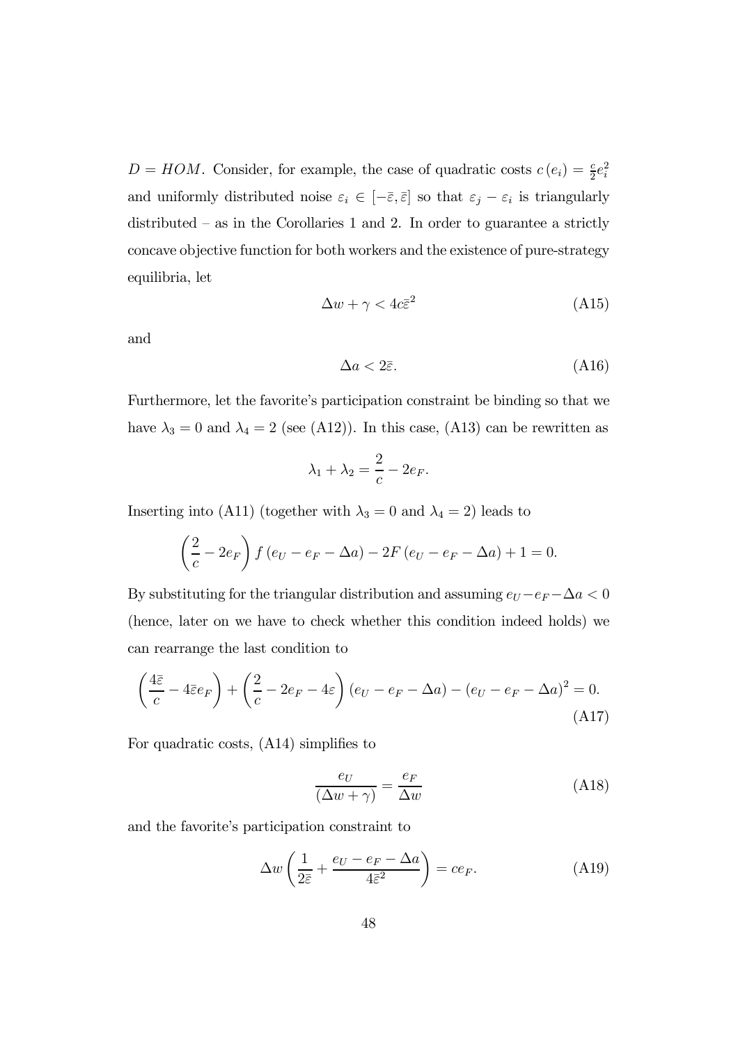$D = HOM$. Consider, for example, the case of quadratic costs $c(e_i) = \frac{c}{2}e_i^2$ and uniformly distributed noise $\varepsilon_i \in [-\bar{\varepsilon}, \bar{\varepsilon}]$ so that $\varepsilon_j - \varepsilon_i$ is triangularly distributed – as in the Corollaries 1 and 2. In order to guarantee a strictly concave objective function for both workers and the existence of pure-strategy equilibria, let

$$\Delta w + \gamma < 4c\bar{\varepsilon}^2 \tag{A15}$$

and

$$\Delta a < 2\bar{\varepsilon}. \tag{A16}$$

Furthermore, let the favorite's participation constraint be binding so that we have $\lambda_3 = 0$ and $\lambda_4 = 2$ (see (A12)). In this case, (A13) can be rewritten as

$$\lambda_1 + \lambda_2 = \frac{2}{c} - 2e_F.$$

Inserting into (A11) (together with $\lambda_3 = 0$ and $\lambda_4 = 2$) leads to

$$\left(\frac{2}{c} - 2e_F\right) f\left(e_U - e_F - \Delta a\right) - 2F\left(e_U - e_F - \Delta a\right) + 1 = 0.$$

By substituting for the triangular distribution and assuming $e_U - e_F - \Delta a < 0$ (hence, later on we have to check whether this condition indeed holds) we can rearrange the last condition to

$$\left(\frac{4\bar{\varepsilon}}{c} - 4\bar{\varepsilon}e_F\right) + \left(\frac{2}{c} - 2e_F - 4\varepsilon\right)\left(e_U - e_F - \Delta a\right) - \left(e_U - e_F - \Delta a\right)^2 = 0. \tag{A17}$$

For quadratic costs, (A14) simplifies to

$$\frac{e_U}{(\Delta w + \gamma)} = \frac{e_F}{\Delta w} \tag{A18}$$

and the favorite's participation constraint to

$$\Delta w\left(\frac{1}{2\bar{\varepsilon}} + \frac{e_U - e_F - \Delta a}{4\bar{\varepsilon}^2}\right) = ce_F. \tag{A19}$$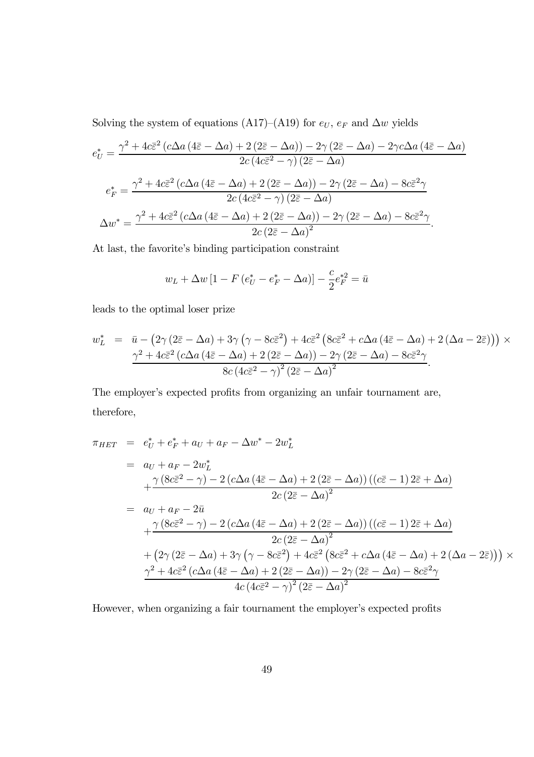Solving the system of equations (A17)–(A19) for $e_U$, $e_F$ and $\Delta w$ yields

$$e_U^* = \frac{\gamma^2 + 4c\bar{\varepsilon}^2 \left(c\Delta a \left(4\bar{\varepsilon} - \Delta a\right) + 2\left(2\bar{\varepsilon} - \Delta a\right)\right) - 2\gamma \left(2\bar{\varepsilon} - \Delta a\right) - 2\gamma c \Delta a \left(4\bar{\varepsilon} - \Delta a\right)}{2c\left(4c\bar{\varepsilon}^2 - \gamma\right)\left(2\bar{\varepsilon} - \Delta a\right)}$$

$$e_F^* = \frac{\gamma^2 + 4c\bar{\varepsilon}^2 \left(c\Delta a \left(4\bar{\varepsilon} - \Delta a\right) + 2\left(2\bar{\varepsilon} - \Delta a\right)\right) - 2\gamma \left(2\bar{\varepsilon} - \Delta a\right) - 8c\bar{\varepsilon}^2\gamma}{2c\left(4c\bar{\varepsilon}^2 - \gamma\right)\left(2\bar{\varepsilon} - \Delta a\right)}$$

$$\Delta w^* = \frac{\gamma^2 + 4c\bar{\varepsilon}^2 \left(c\Delta a \left(4\bar{\varepsilon} - \Delta a\right) + 2\left(2\bar{\varepsilon} - \Delta a\right)\right) - 2\gamma \left(2\bar{\varepsilon} - \Delta a\right) - 8c\bar{\varepsilon}^2\gamma}{2c\left(2\bar{\varepsilon} - \Delta a\right)^2}.$$

At last, the favorite's binding participation constraint

$$w_L + \Delta w \left[1 - F\left(e_U^* - e_F^* - \Delta a\right)\right] - \frac{c}{2}e_F^{*2} = \bar{u}$$

leads to the optimal loser prize

$$\begin{aligned} w_L^* \;&=\; \bar{u} - \left(2\gamma\left(2\bar{\varepsilon} - \Delta a\right) + 3\gamma\left(\gamma - 8c\bar{\varepsilon}^2\right) + 4c\bar{\varepsilon}^2\left(8c\bar{\varepsilon}^2 + c\Delta a\left(4\bar{\varepsilon} - \Delta a\right) + 2\left(\Delta a - 2\bar{\varepsilon}\right)\right)\right) \times \\ &\quad \frac{\gamma^2 + 4c\bar{\varepsilon}^2 \left(c\Delta a \left(4\bar{\varepsilon} - \Delta a\right) + 2\left(2\bar{\varepsilon} - \Delta a\right)\right) - 2\gamma \left(2\bar{\varepsilon} - \Delta a\right) - 8c\bar{\varepsilon}^2\gamma}{8c\left(4c\bar{\varepsilon}^2 - \gamma\right)^2\left(2\bar{\varepsilon} - \Delta a\right)^2}. \end{aligned}$$

The employer's expected profits from organizing an unfair tournament are, therefore,

$$\begin{aligned} \pi_{HET} \;&=\; e_U^* + e_F^* + a_U + a_F - \Delta w^* - 2w_L^* \\ &=\; a_U + a_F - 2w_L^* \\ &\quad + \frac{\gamma\left(8c\bar{\varepsilon}^2 - \gamma\right) - 2\left(c\Delta a\left(4\bar{\varepsilon} - \Delta a\right) + 2\left(2\bar{\varepsilon} - \Delta a\right)\right)\left(\left(c\bar{\varepsilon} - 1\right)2\bar{\varepsilon} + \Delta a\right)}{2c\left(2\bar{\varepsilon} - \Delta a\right)^2} \\ &=\; a_U + a_F - 2\bar{u} \\ &\quad + \frac{\gamma\left(8c\bar{\varepsilon}^2 - \gamma\right) - 2\left(c\Delta a\left(4\bar{\varepsilon} - \Delta a\right) + 2\left(2\bar{\varepsilon} - \Delta a\right)\right)\left(\left(c\bar{\varepsilon} - 1\right)2\bar{\varepsilon} + \Delta a\right)}{2c\left(2\bar{\varepsilon} - \Delta a\right)^2} \\ &\quad + \left(2\gamma\left(2\bar{\varepsilon} - \Delta a\right) + 3\gamma\left(\gamma - 8c\bar{\varepsilon}^2\right) + 4c\bar{\varepsilon}^2\left(8c\bar{\varepsilon}^2 + c\Delta a\left(4\bar{\varepsilon} - \Delta a\right) + 2\left(\Delta a - 2\bar{\varepsilon}\right)\right)\right) \times \\ &\quad \frac{\gamma^2 + 4c\bar{\varepsilon}^2 \left(c\Delta a \left(4\bar{\varepsilon} - \Delta a\right) + 2\left(2\bar{\varepsilon} - \Delta a\right)\right) - 2\gamma \left(2\bar{\varepsilon} - \Delta a\right) - 8c\bar{\varepsilon}^2\gamma}{4c\left(4c\bar{\varepsilon}^2 - \gamma\right)^2\left(2\bar{\varepsilon} - \Delta a\right)^2} \end{aligned}$$

However, when organizing a fair tournament the employer's expected profits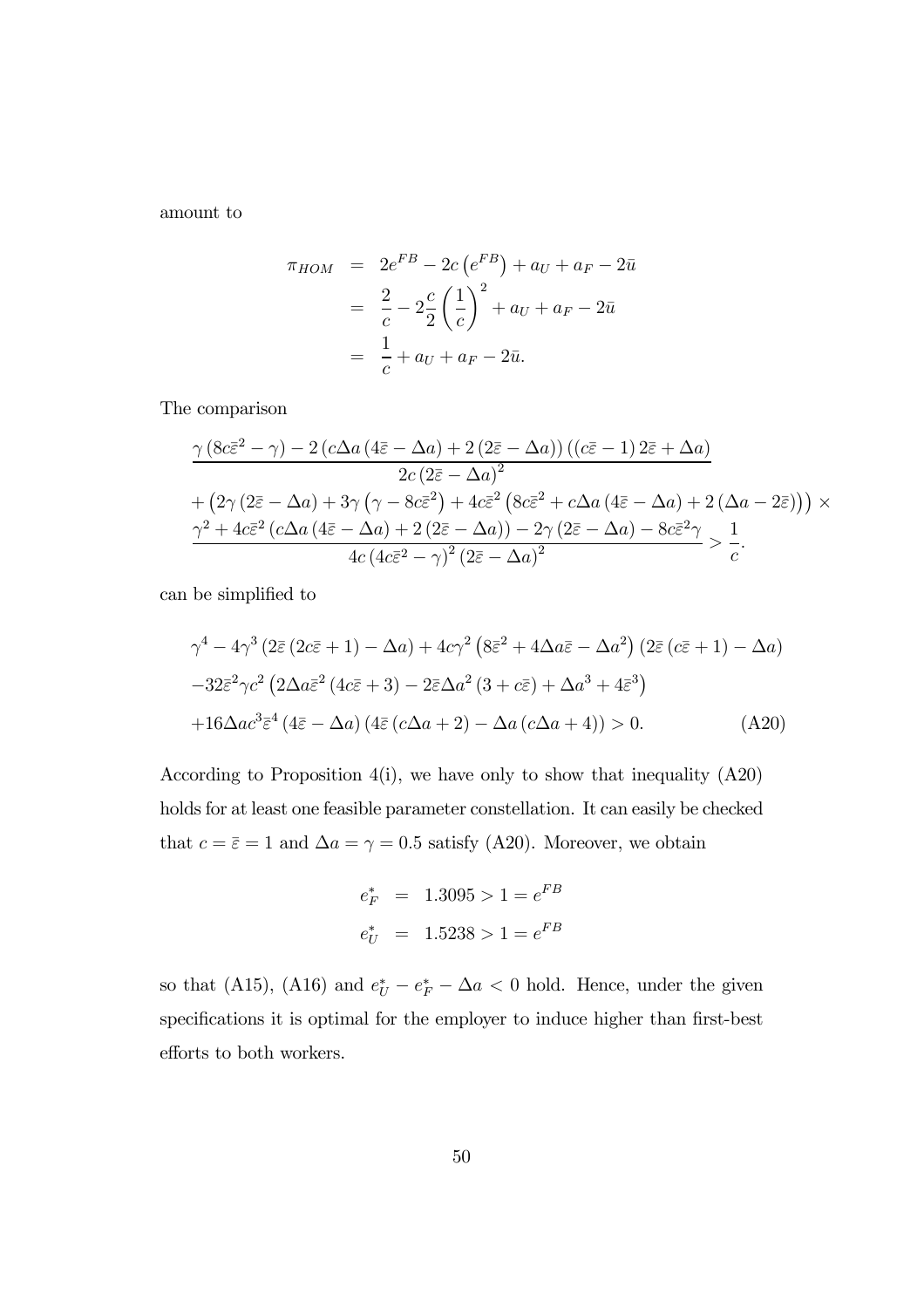amount to

$$
\begin{aligned}
\pi_{HOM} &= 2e^{FB} - 2c\left(e^{FB}\right) + a_U + a_F - 2\bar{u} \\
&= \frac{2}{c} - 2\frac{c}{2}\left(\frac{1}{c}\right)^2 + a_U + a_F - 2\bar{u} \\
&= \frac{1}{c} + a_U + a_F - 2\bar{u}.
\end{aligned}
$$

The comparison

$$
\begin{aligned}
&\frac{\gamma\left(8c\bar{\varepsilon}^2 - \gamma\right) - 2\left(c\Delta a\left(4\bar{\varepsilon} - \Delta a\right) + 2\left(2\bar{\varepsilon} - \Delta a\right)\right)\left(\left(c\bar{\varepsilon} - 1\right)2\bar{\varepsilon} + \Delta a\right)}{2c\left(2\bar{\varepsilon} - \Delta a\right)^2} \\
&+ \left(2\gamma\left(2\bar{\varepsilon} - \Delta a\right) + 3\gamma\left(\gamma - 8c\bar{\varepsilon}^2\right) + 4c\bar{\varepsilon}^2\left(8c\bar{\varepsilon}^2 + c\Delta a\left(4\bar{\varepsilon} - \Delta a\right) + 2\left(\Delta a - 2\bar{\varepsilon}\right)\right)\right) \times \\
&\frac{\gamma^2 + 4c\bar{\varepsilon}^2\left(c\Delta a\left(4\bar{\varepsilon} - \Delta a\right) + 2\left(2\bar{\varepsilon} - \Delta a\right)\right) - 2\gamma\left(2\bar{\varepsilon} - \Delta a\right) - 8c\bar{\varepsilon}^2\gamma}{4c\left(4c\bar{\varepsilon}^2 - \gamma\right)^2\left(2\bar{\varepsilon} - \Delta a\right)^2} > \frac{1}{c}.
\end{aligned}
$$

can be simplified to

$$
\begin{aligned}
&\gamma^4 - 4\gamma^3\left(2\bar{\varepsilon}\left(2c\bar{\varepsilon} + 1\right) - \Delta a\right) + 4c\gamma^2\left(8\bar{\varepsilon}^2 + 4\Delta a\bar{\varepsilon} - \Delta a^2\right)\left(2\bar{\varepsilon}\left(c\bar{\varepsilon} + 1\right) - \Delta a\right) \\
&- 32\bar{\varepsilon}^2\gamma c^2\left(2\Delta a\bar{\varepsilon}^2\left(4c\bar{\varepsilon} + 3\right) - 2\bar{\varepsilon}\Delta a^2\left(3 + c\bar{\varepsilon}\right) + \Delta a^3 + 4\bar{\varepsilon}^3\right) \\
&+ 16\Delta a c^3\bar{\varepsilon}^4\left(4\bar{\varepsilon} - \Delta a\right)\left(4\bar{\varepsilon}\left(c\Delta a + 2\right) - \Delta a\left(c\Delta a + 4\right)\right) > 0. \qquad \text{(A20)}
\end{aligned}
$$

According to Proposition 4(i), we have only to show that inequality (A20) holds for at least one feasible parameter constellation. It can easily be checked that $c = \bar{\varepsilon} = 1$ and $\Delta a = \gamma = 0.5$ satisfy (A20). Moreover, we obtain

$$
\begin{aligned}
e_F^* &= 1.3095 > 1 = e^{FB} \\
e_U^* &= 1.5238 > 1 = e^{FB}
\end{aligned}
$$

so that (A15), (A16) and $e_U^* - e_F^* - \Delta a < 0$ hold. Hence, under the given specifications it is optimal for the employer to induce higher than first-best efforts to both workers.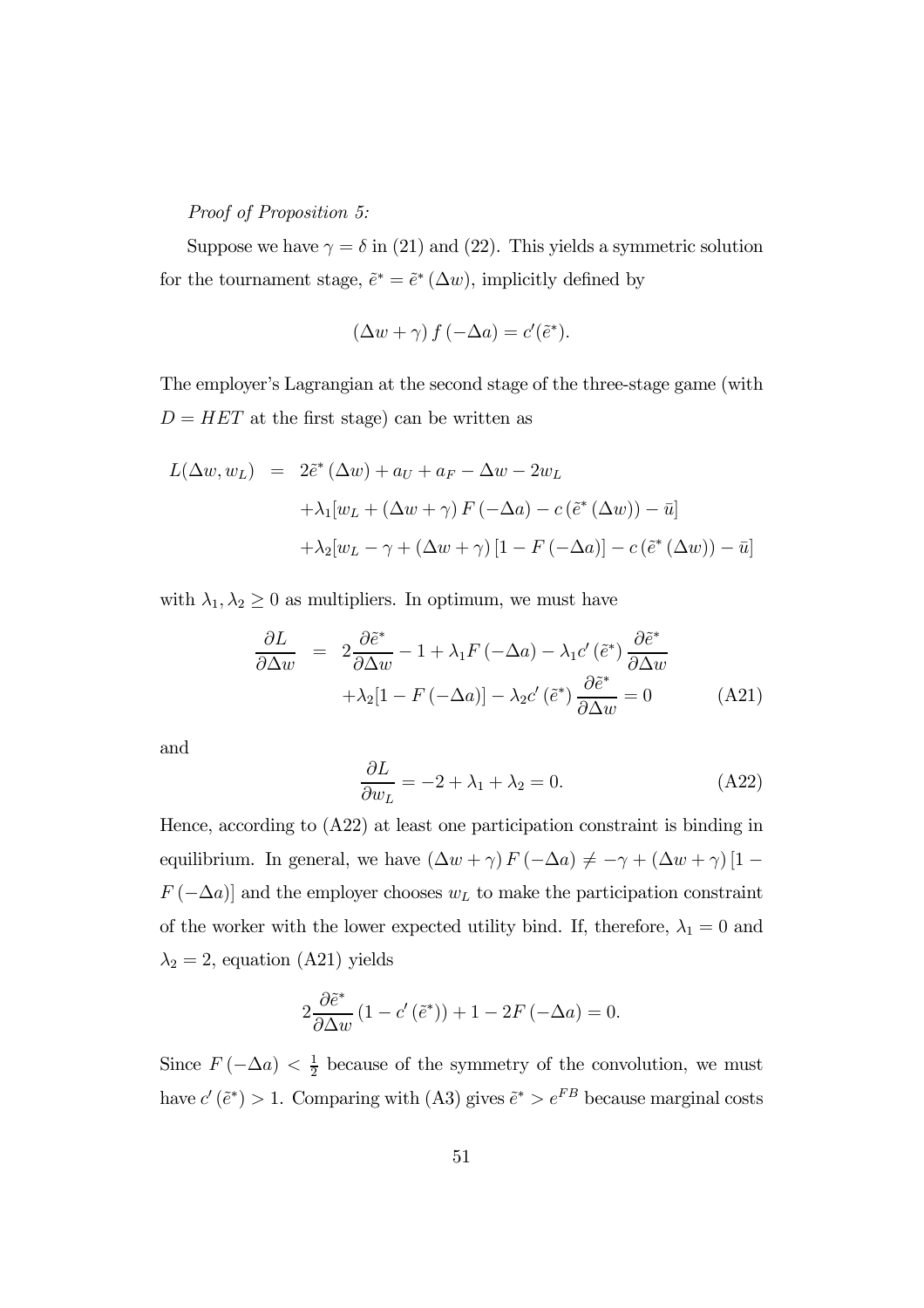*Proof of Proposition 5:*

Suppose we have $\gamma = \delta$ in (21) and (22). This yields a symmetric solution for the tournament stage, $\tilde{e}^* = \tilde{e}^*(\Delta w)$, implicitly defined by

$$(\Delta w + \gamma) f(-\Delta a) = c'(\tilde{e}^*).$$

The employer's Lagrangian at the second stage of the three-stage game (with $D = HET$ at the first stage) can be written as

$$\begin{aligned}
L(\Delta w, w_L) &= 2\tilde{e}^*(\Delta w) + a_U + a_F - \Delta w - 2w_L \\
&\quad + \lambda_1[w_L + (\Delta w + \gamma) F(-\Delta a) - c(\tilde{e}^*(\Delta w)) - \bar{u}] \\
&\quad + \lambda_2[w_L - \gamma + (\Delta w + \gamma)[1 - F(-\Delta a)] - c(\tilde{e}^*(\Delta w)) - \bar{u}]
\end{aligned}$$

with $\lambda_1, \lambda_2 \geq 0$ as multipliers. In optimum, we must have

$$\begin{aligned}
\frac{\partial L}{\partial \Delta w} &= 2\frac{\partial \tilde{e}^*}{\partial \Delta w} - 1 + \lambda_1 F(-\Delta a) - \lambda_1 c'(\tilde{e}^*) \frac{\partial \tilde{e}^*}{\partial \Delta w} \\
&\quad + \lambda_2[1 - F(-\Delta a)] - \lambda_2 c'(\tilde{e}^*) \frac{\partial \tilde{e}^*}{\partial \Delta w} = 0 \qquad \text{(A21)}
\end{aligned}$$

and

$$\frac{\partial L}{\partial w_L} = -2 + \lambda_1 + \lambda_2 = 0. \qquad \text{(A22)}$$

Hence, according to (A22) at least one participation constraint is binding in equilibrium. In general, we have $(\Delta w + \gamma) F(-\Delta a) \neq -\gamma + (\Delta w + \gamma)[1 - F(-\Delta a)]$ and the employer chooses $w_L$ to make the participation constraint of the worker with the lower expected utility bind. If, therefore, $\lambda_1 = 0$ and $\lambda_2 = 2$, equation (A21) yields

$$2\frac{\partial \tilde{e}^*}{\partial \Delta w}(1 - c'(\tilde{e}^*)) + 1 - 2F(-\Delta a) = 0.$$

Since $F(-\Delta a) < \frac{1}{2}$ because of the symmetry of the convolution, we must have $c'(\tilde{e}^*) > 1$. Comparing with (A3) gives $\tilde{e}^* > e^{FB}$ because marginal costs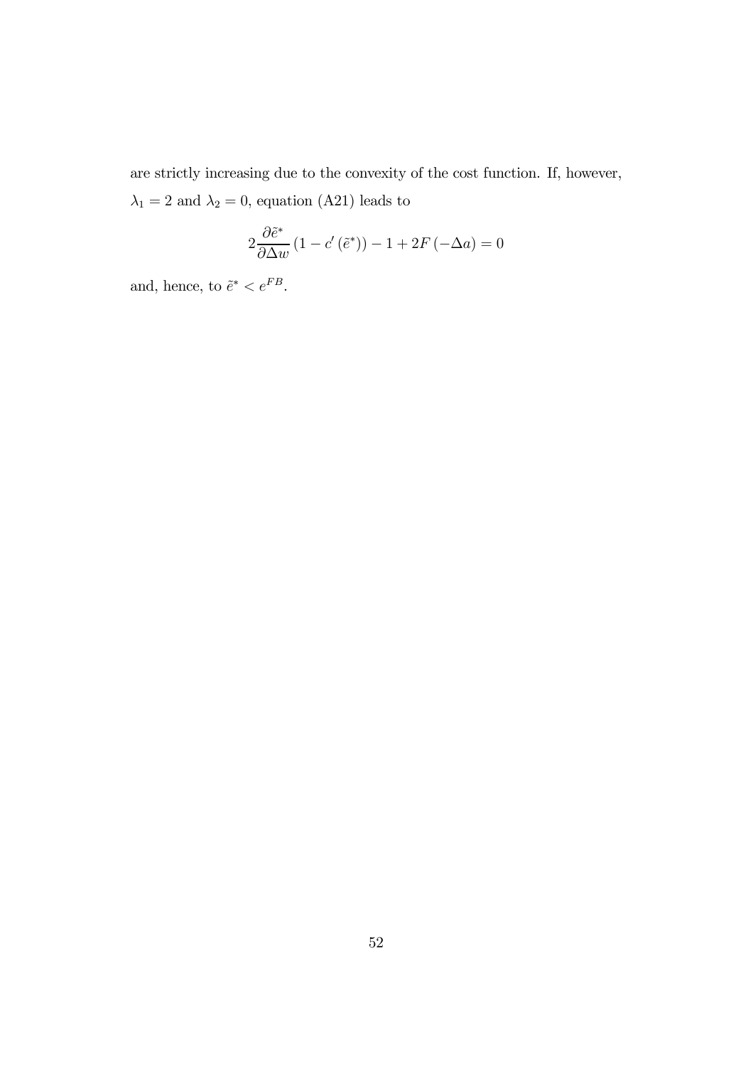are strictly increasing due to the convexity of the cost function. If, however, $\lambda_1 = 2$ and $\lambda_2 = 0$, equation (A21) leads to

$$2\frac{\partial \tilde{e}^*}{\partial \Delta w}\left(1 - c'\left(\tilde{e}^*\right)\right) - 1 + 2F\left(-\Delta a\right) = 0$$

and, hence, to $\tilde{e}^* < e^{FB}$.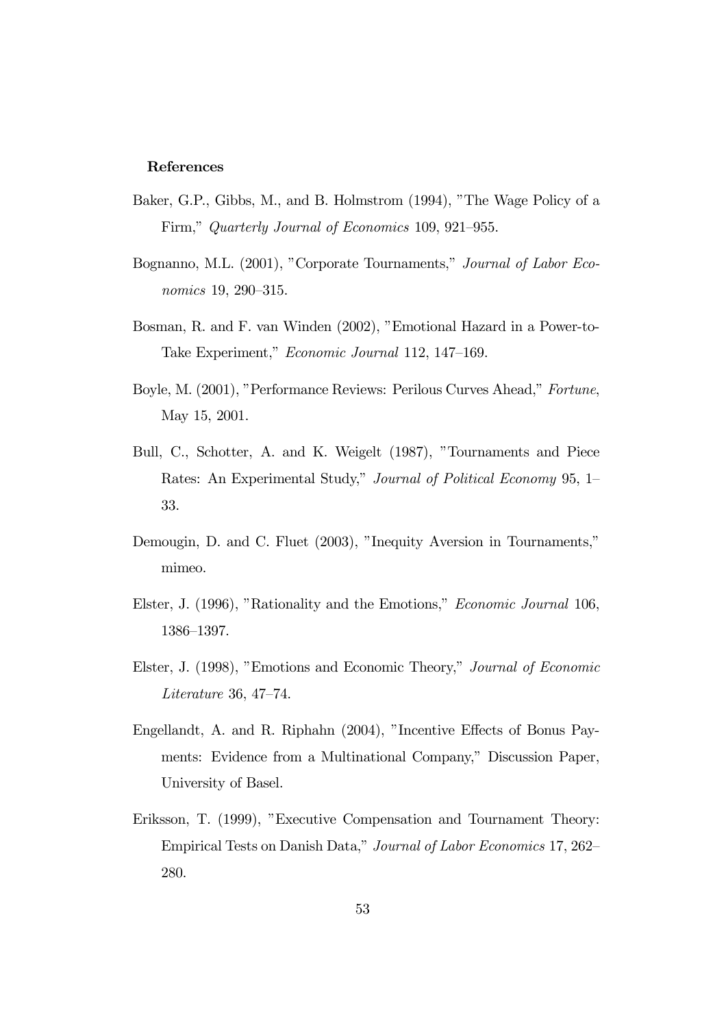## References

Baker, G.P., Gibbs, M., and B. Holmstrom (1994), "The Wage Policy of a Firm," *Quarterly Journal of Economics* 109, 921–955.

Bognanno, M.L. (2001), "Corporate Tournaments," *Journal of Labor Economics* 19, 290–315.

Bosman, R. and F. van Winden (2002), "Emotional Hazard in a Power-to-Take Experiment," *Economic Journal* 112, 147–169.

Boyle, M. (2001), "Performance Reviews: Perilous Curves Ahead," *Fortune*, May 15, 2001.

Bull, C., Schotter, A. and K. Weigelt (1987), "Tournaments and Piece Rates: An Experimental Study," *Journal of Political Economy* 95, 1–33.

Demougin, D. and C. Fluet (2003), "Inequity Aversion in Tournaments," mimeo.

Elster, J. (1996), "Rationality and the Emotions," *Economic Journal* 106, 1386–1397.

Elster, J. (1998), "Emotions and Economic Theory," *Journal of Economic Literature* 36, 47–74.

Engellandt, A. and R. Riphahn (2004), "Incentive Effects of Bonus Payments: Evidence from a Multinational Company," Discussion Paper, University of Basel.

Eriksson, T. (1999), "Executive Compensation and Tournament Theory: Empirical Tests on Danish Data," *Journal of Labor Economics* 17, 262–280.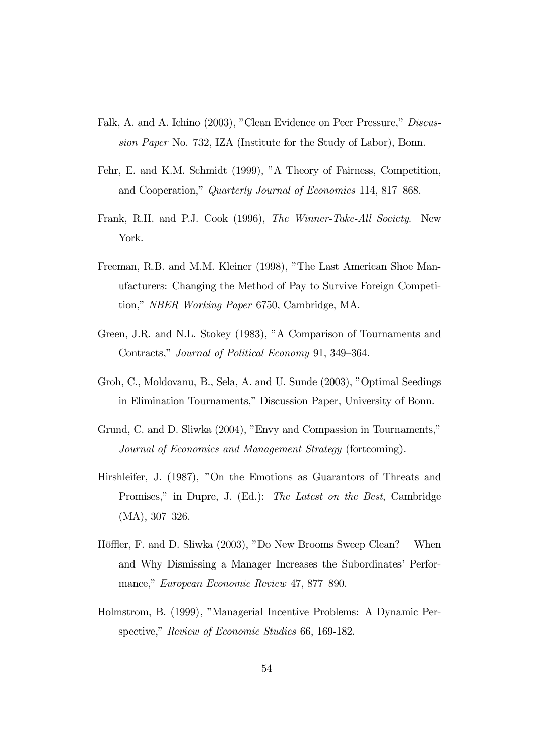Falk, A. and A. Ichino (2003), "Clean Evidence on Peer Pressure," *Discussion Paper* No. 732, IZA (Institute for the Study of Labor), Bonn.

Fehr, E. and K.M. Schmidt (1999), "A Theory of Fairness, Competition, and Cooperation," *Quarterly Journal of Economics* 114, 817–868.

Frank, R.H. and P.J. Cook (1996), *The Winner-Take-All Society*. New York.

Freeman, R.B. and M.M. Kleiner (1998), "The Last American Shoe Manufacturers: Changing the Method of Pay to Survive Foreign Competition," *NBER Working Paper* 6750, Cambridge, MA.

Green, J.R. and N.L. Stokey (1983), "A Comparison of Tournaments and Contracts," *Journal of Political Economy* 91, 349–364.

Groh, C., Moldovanu, B., Sela, A. and U. Sunde (2003), "Optimal Seedings in Elimination Tournaments," Discussion Paper, University of Bonn.

Grund, C. and D. Sliwka (2004), "Envy and Compassion in Tournaments," *Journal of Economics and Management Strategy* (fortcoming).

Hirshleifer, J. (1987), "On the Emotions as Guarantors of Threats and Promises," in Dupre, J. (Ed.): *The Latest on the Best*, Cambridge (MA), 307–326.

Höffler, F. and D. Sliwka (2003), "Do New Brooms Sweep Clean? – When and Why Dismissing a Manager Increases the Subordinates' Performance," *European Economic Review* 47, 877–890.

Holmstrom, B. (1999), "Managerial Incentive Problems: A Dynamic Perspective," *Review of Economic Studies* 66, 169-182.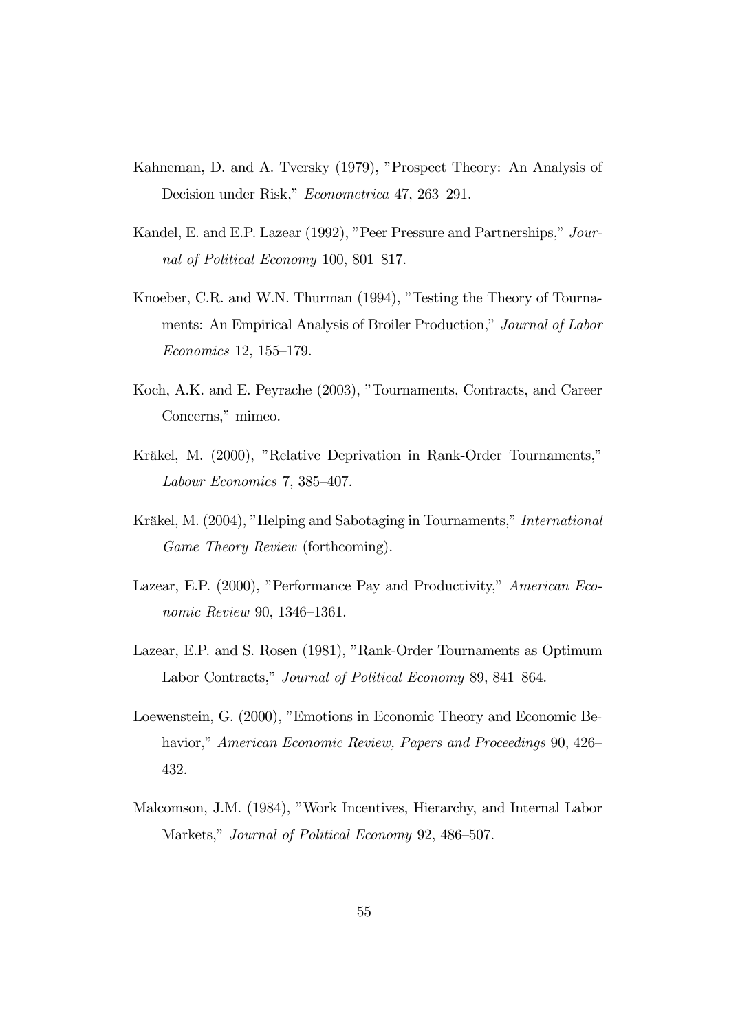Kahneman, D. and A. Tversky (1979), "Prospect Theory: An Analysis of Decision under Risk," *Econometrica* 47, 263–291.

Kandel, E. and E.P. Lazear (1992), "Peer Pressure and Partnerships," *Journal of Political Economy* 100, 801–817.

Knoeber, C.R. and W.N. Thurman (1994), "Testing the Theory of Tournaments: An Empirical Analysis of Broiler Production," *Journal of Labor Economics* 12, 155–179.

Koch, A.K. and E. Peyrache (2003), "Tournaments, Contracts, and Career Concerns," mimeo.

Kräkel, M. (2000), "Relative Deprivation in Rank-Order Tournaments," *Labour Economics* 7, 385–407.

Kräkel, M. (2004), "Helping and Sabotaging in Tournaments," *International Game Theory Review* (forthcoming).

Lazear, E.P. (2000), "Performance Pay and Productivity," *American Economic Review* 90, 1346–1361.

Lazear, E.P. and S. Rosen (1981), "Rank-Order Tournaments as Optimum Labor Contracts," *Journal of Political Economy* 89, 841–864.

Loewenstein, G. (2000), "Emotions in Economic Theory and Economic Behavior," *American Economic Review, Papers and Proceedings* 90, 426–432.

Malcomson, J.M. (1984), "Work Incentives, Hierarchy, and Internal Labor Markets," *Journal of Political Economy* 92, 486–507.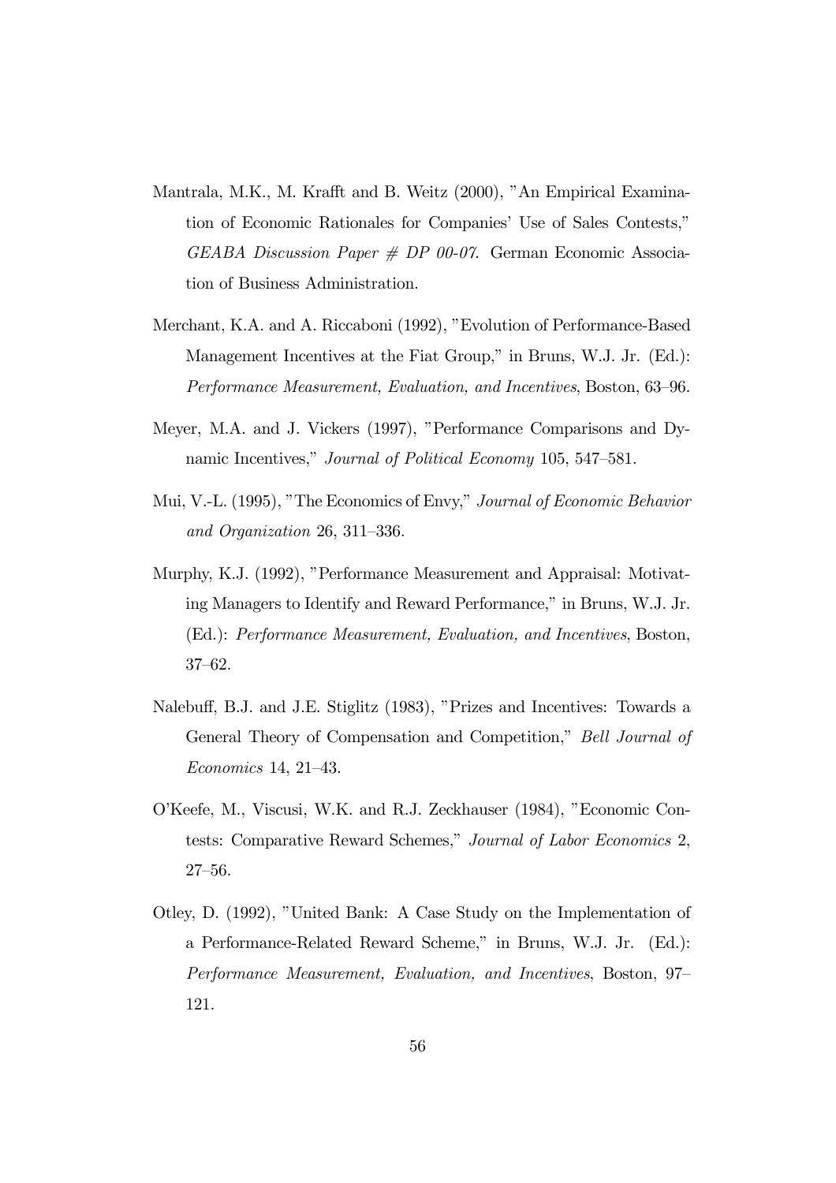Mantrala, M.K., M. Krafft and B. Weitz (2000), "An Empirical Examination of Economic Rationales for Companies' Use of Sales Contests," *GEABA Discussion Paper # DP 00-07*. German Economic Association of Business Administration.

Merchant, K.A. and A. Riccaboni (1992), "Evolution of Performance-Based Management Incentives at the Fiat Group," in Bruns, W.J. Jr. (Ed.): *Performance Measurement, Evaluation, and Incentives*, Boston, 63–96.

Meyer, M.A. and J. Vickers (1997), "Performance Comparisons and Dynamic Incentives," *Journal of Political Economy* 105, 547–581.

Mui, V.-L. (1995), "The Economics of Envy," *Journal of Economic Behavior and Organization* 26, 311–336.

Murphy, K.J. (1992), "Performance Measurement and Appraisal: Motivating Managers to Identify and Reward Performance," in Bruns, W.J. Jr. (Ed.): *Performance Measurement, Evaluation, and Incentives*, Boston, 37–62.

Nalebuff, B.J. and J.E. Stiglitz (1983), "Prizes and Incentives: Towards a General Theory of Compensation and Competition," *Bell Journal of Economics* 14, 21–43.

O'Keefe, M., Viscusi, W.K. and R.J. Zeckhauser (1984), "Economic Contests: Comparative Reward Schemes," *Journal of Labor Economics* 2, 27–56.

Otley, D. (1992), "United Bank: A Case Study on the Implementation of a Performance-Related Reward Scheme," in Bruns, W.J. Jr. (Ed.): *Performance Measurement, Evaluation, and Incentives*, Boston, 97–121.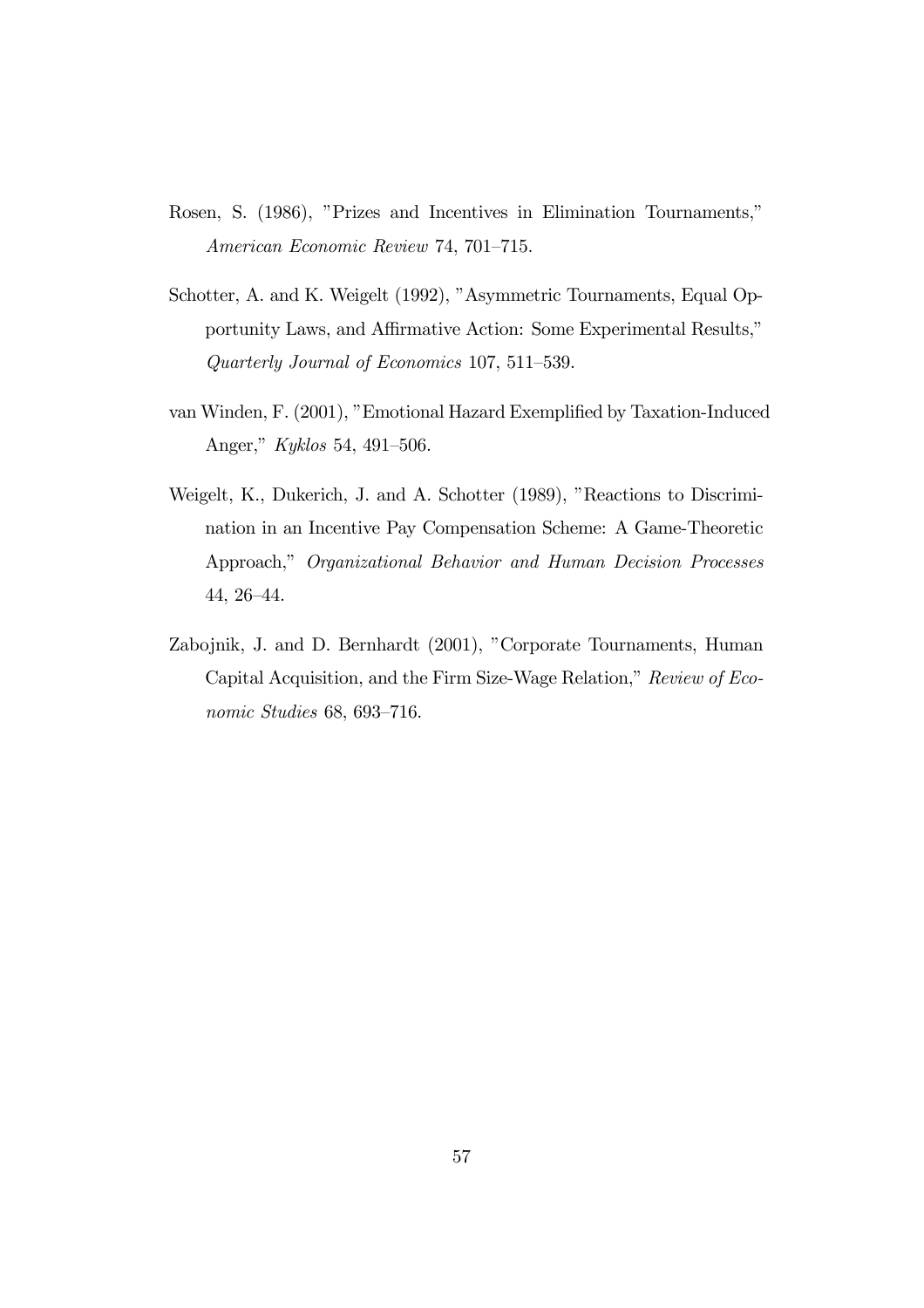Rosen, S. (1986), "Prizes and Incentives in Elimination Tournaments," *American Economic Review* 74, 701–715.

Schotter, A. and K. Weigelt (1992), "Asymmetric Tournaments, Equal Opportunity Laws, and Affirmative Action: Some Experimental Results," *Quarterly Journal of Economics* 107, 511–539.

van Winden, F. (2001), "Emotional Hazard Exemplified by Taxation-Induced Anger," *Kyklos* 54, 491–506.

Weigelt, K., Dukerich, J. and A. Schotter (1989), "Reactions to Discrimination in an Incentive Pay Compensation Scheme: A Game-Theoretic Approach," *Organizational Behavior and Human Decision Processes* 44, 26–44.

Zabojnik, J. and D. Bernhardt (2001), "Corporate Tournaments, Human Capital Acquisition, and the Firm Size-Wage Relation," *Review of Economic Studies* 68, 693–716.